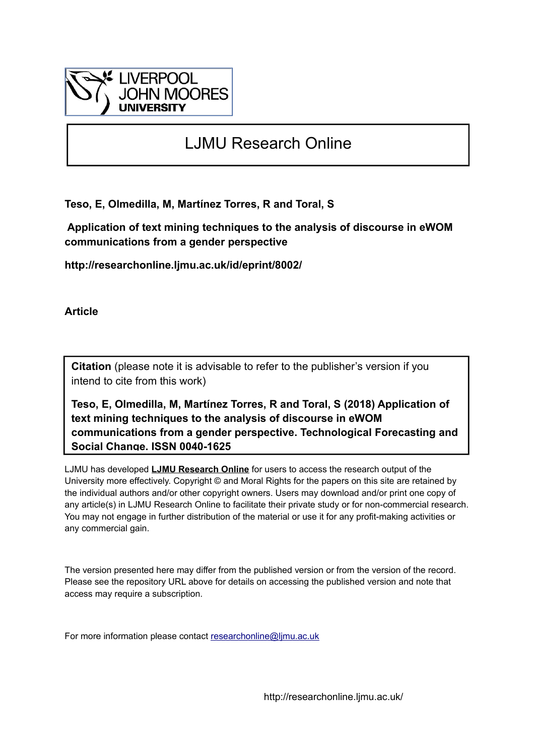LIVERPOOL JOHN MOORES UNIVERSITY

# LJMU Research Online

**Teso, E, Olmedilla, M, Martínez Torres, R and Toral, S**

**Application of text mining techniques to the analysis of discourse in eWOM communications from a gender perspective**

**http://researchonline.ljmu.ac.uk/id/eprint/8002/**

**Article**

**Citation** (please note it is advisable to refer to the publisher's version if you intend to cite from this work)

**Teso, E, Olmedilla, M, Martínez Torres, R and Toral, S (2018) Application of text mining techniques to the analysis of discourse in eWOM communications from a gender perspective. Technological Forecasting and Social Change. ISSN 0040-1625**

LJMU has developed **LJMU Research Online** for users to access the research output of the University more effectively. Copyright © and Moral Rights for the papers on this site are retained by the individual authors and/or other copyright owners. Users may download and/or print one copy of any article(s) in LJMU Research Online to facilitate their private study or for non-commercial research. You may not engage in further distribution of the material or use it for any profit-making activities or any commercial gain.

The version presented here may differ from the published version or from the version of the record. Please see the repository URL above for details on accessing the published version and note that access may require a subscription.

For more information please contact researchonline@ljmu.ac.uk

http://researchonline.ljmu.ac.uk/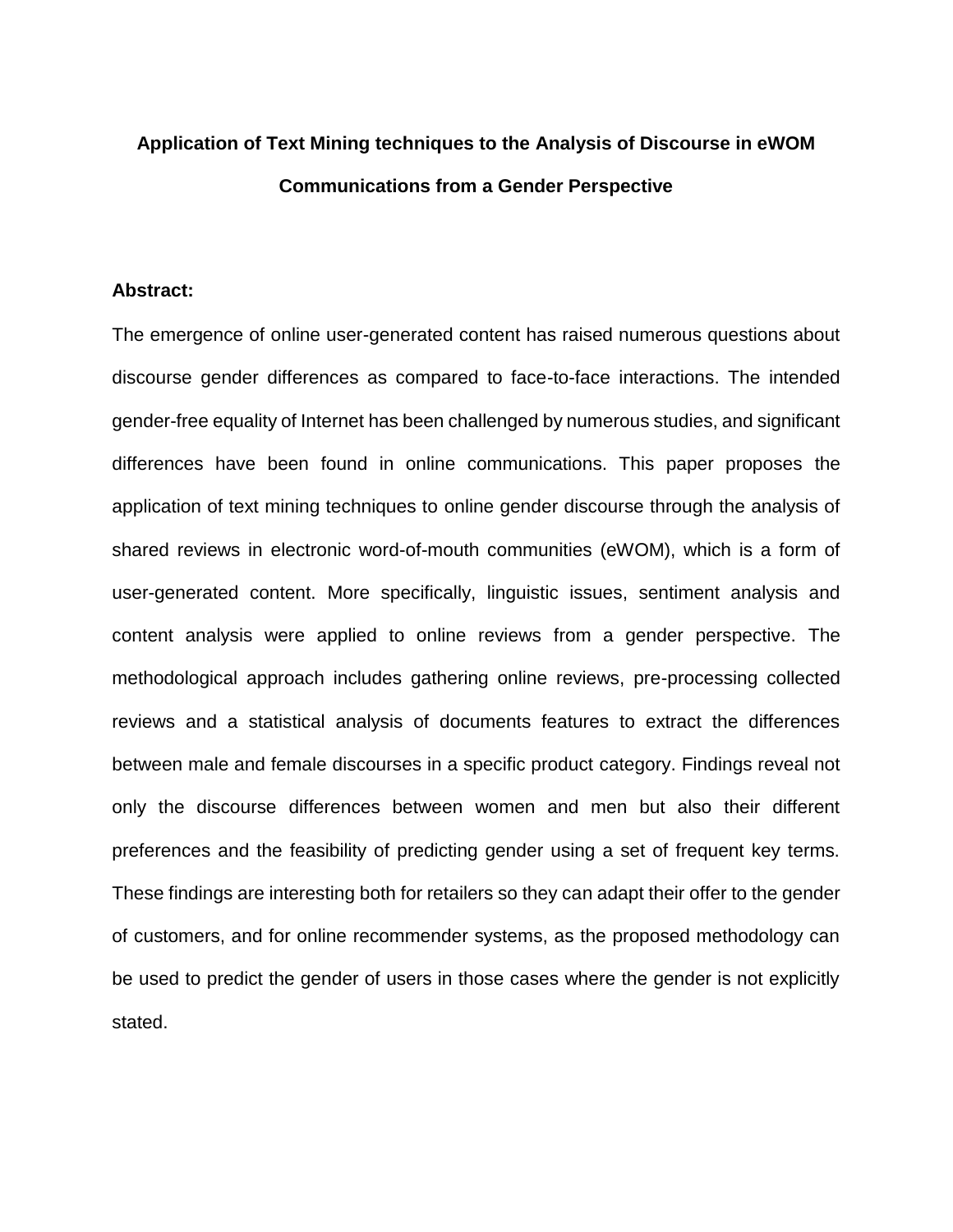# Application of Text Mining techniques to the Analysis of Discourse in eWOM Communications from a Gender Perspective

**Abstract:**

The emergence of online user-generated content has raised numerous questions about discourse gender differences as compared to face-to-face interactions. The intended gender-free equality of Internet has been challenged by numerous studies, and significant differences have been found in online communications. This paper proposes the application of text mining techniques to online gender discourse through the analysis of shared reviews in electronic word-of-mouth communities (eWOM), which is a form of user-generated content. More specifically, linguistic issues, sentiment analysis and content analysis were applied to online reviews from a gender perspective. The methodological approach includes gathering online reviews, pre-processing collected reviews and a statistical analysis of documents features to extract the differences between male and female discourses in a specific product category. Findings reveal not only the discourse differences between women and men but also their different preferences and the feasibility of predicting gender using a set of frequent key terms. These findings are interesting both for retailers so they can adapt their offer to the gender of customers, and for online recommender systems, as the proposed methodology can be used to predict the gender of users in those cases where the gender is not explicitly stated.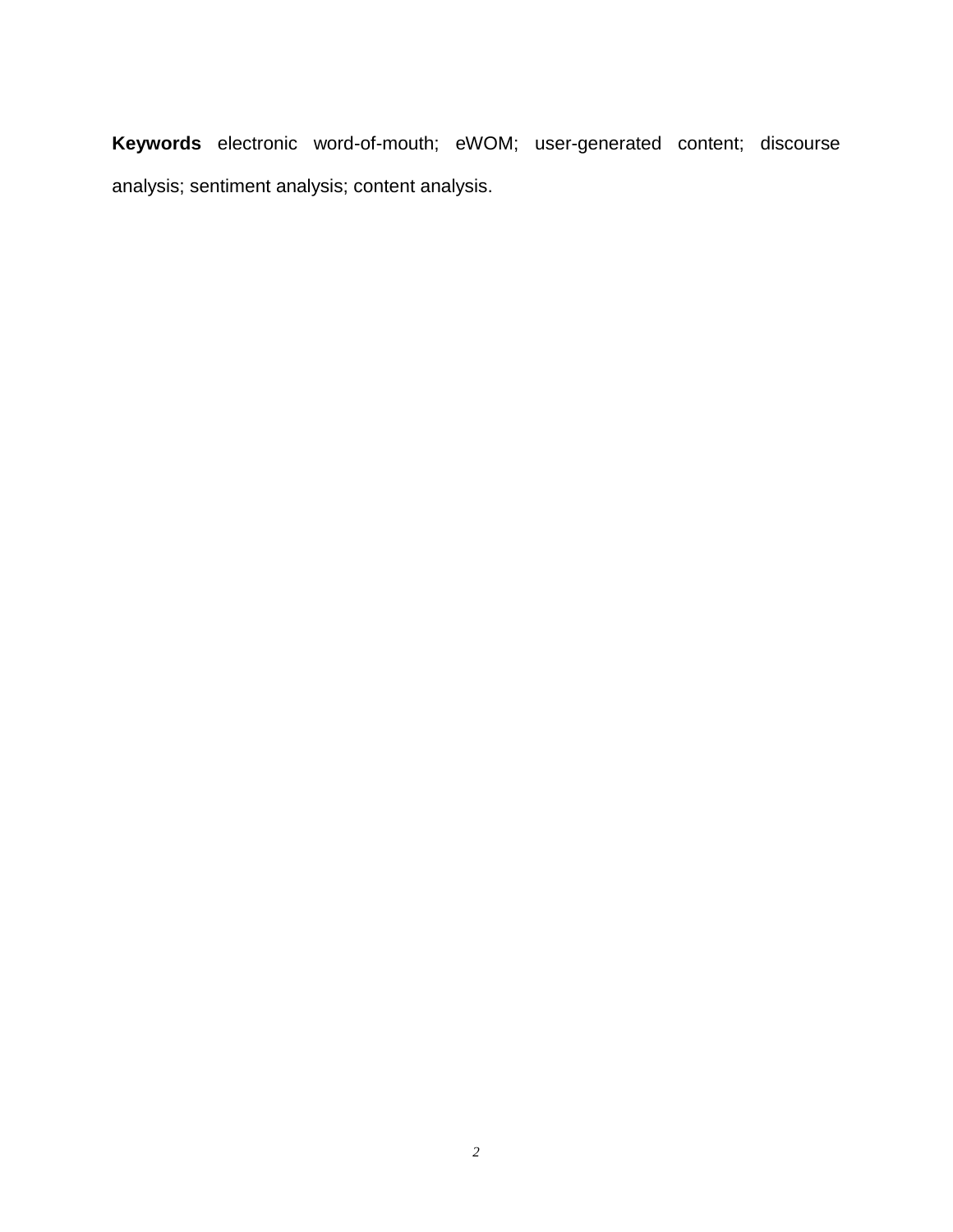**Keywords** electronic word-of-mouth; eWOM; user-generated content; discourse analysis; sentiment analysis; content analysis.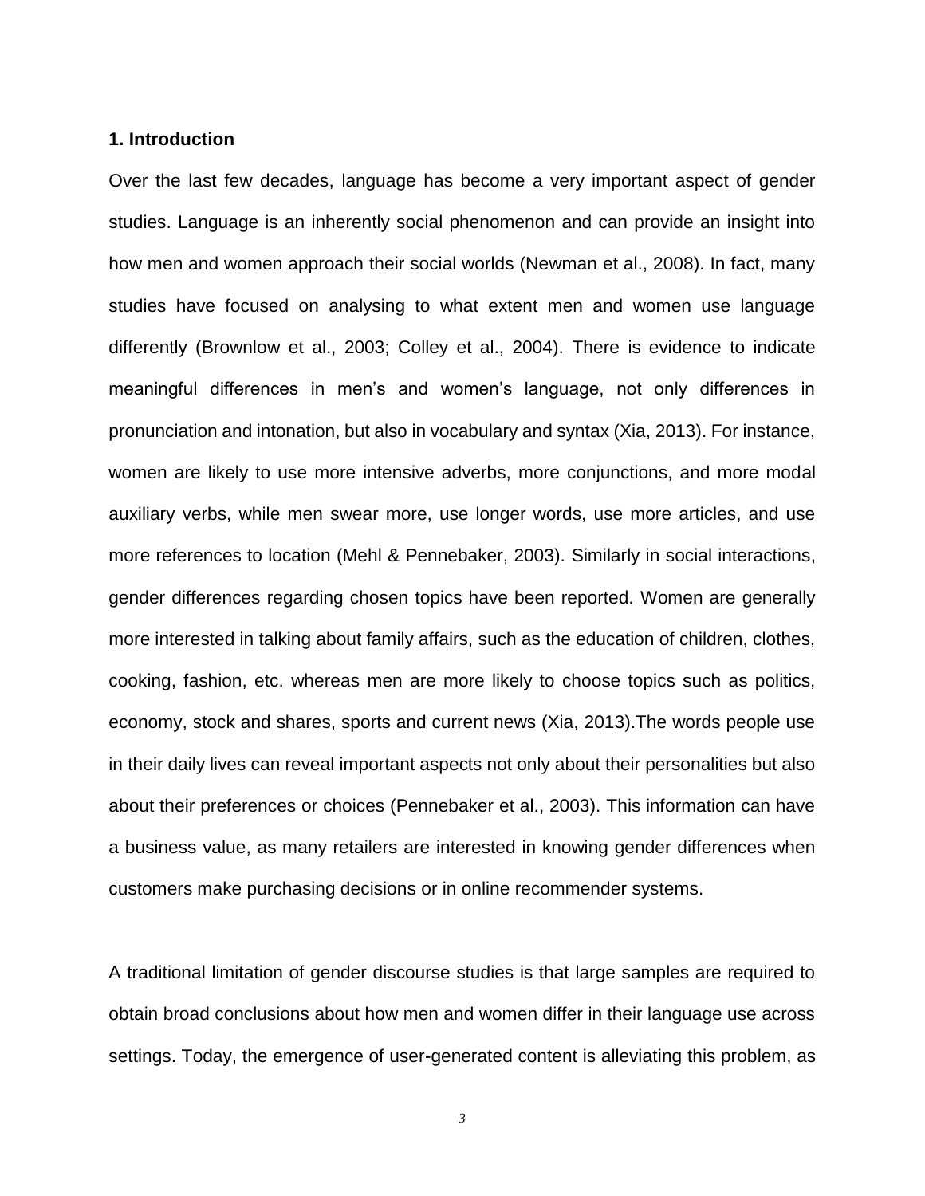## 1. Introduction

Over the last few decades, language has become a very important aspect of gender studies. Language is an inherently social phenomenon and can provide an insight into how men and women approach their social worlds (Newman et al., 2008). In fact, many studies have focused on analysing to what extent men and women use language differently (Brownlow et al., 2003; Colley et al., 2004). There is evidence to indicate meaningful differences in men's and women's language, not only differences in pronunciation and intonation, but also in vocabulary and syntax (Xia, 2013). For instance, women are likely to use more intensive adverbs, more conjunctions, and more modal auxiliary verbs, while men swear more, use longer words, use more articles, and use more references to location (Mehl & Pennebaker, 2003). Similarly in social interactions, gender differences regarding chosen topics have been reported. Women are generally more interested in talking about family affairs, such as the education of children, clothes, cooking, fashion, etc. whereas men are more likely to choose topics such as politics, economy, stock and shares, sports and current news (Xia, 2013).The words people use in their daily lives can reveal important aspects not only about their personalities but also about their preferences or choices (Pennebaker et al., 2003). This information can have a business value, as many retailers are interested in knowing gender differences when customers make purchasing decisions or in online recommender systems.

A traditional limitation of gender discourse studies is that large samples are required to obtain broad conclusions about how men and women differ in their language use across settings. Today, the emergence of user-generated content is alleviating this problem, as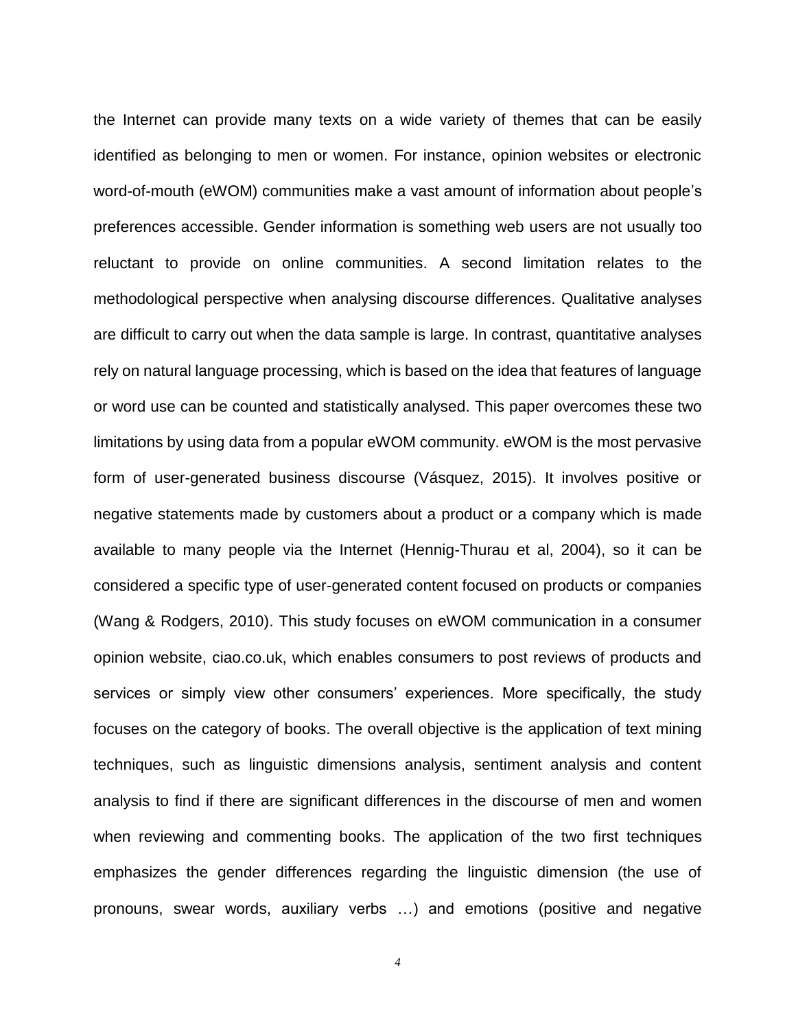the Internet can provide many texts on a wide variety of themes that can be easily identified as belonging to men or women. For instance, opinion websites or electronic word-of-mouth (eWOM) communities make a vast amount of information about people's preferences accessible. Gender information is something web users are not usually too reluctant to provide on online communities. A second limitation relates to the methodological perspective when analysing discourse differences. Qualitative analyses are difficult to carry out when the data sample is large. In contrast, quantitative analyses rely on natural language processing, which is based on the idea that features of language or word use can be counted and statistically analysed. This paper overcomes these two limitations by using data from a popular eWOM community. eWOM is the most pervasive form of user-generated business discourse (Vásquez, 2015). It involves positive or negative statements made by customers about a product or a company which is made available to many people via the Internet (Hennig-Thurau et al, 2004), so it can be considered a specific type of user-generated content focused on products or companies (Wang & Rodgers, 2010). This study focuses on eWOM communication in a consumer opinion website, ciao.co.uk, which enables consumers to post reviews of products and services or simply view other consumers' experiences. More specifically, the study focuses on the category of books. The overall objective is the application of text mining techniques, such as linguistic dimensions analysis, sentiment analysis and content analysis to find if there are significant differences in the discourse of men and women when reviewing and commenting books. The application of the two first techniques emphasizes the gender differences regarding the linguistic dimension (the use of pronouns, swear words, auxiliary verbs …) and emotions (positive and negative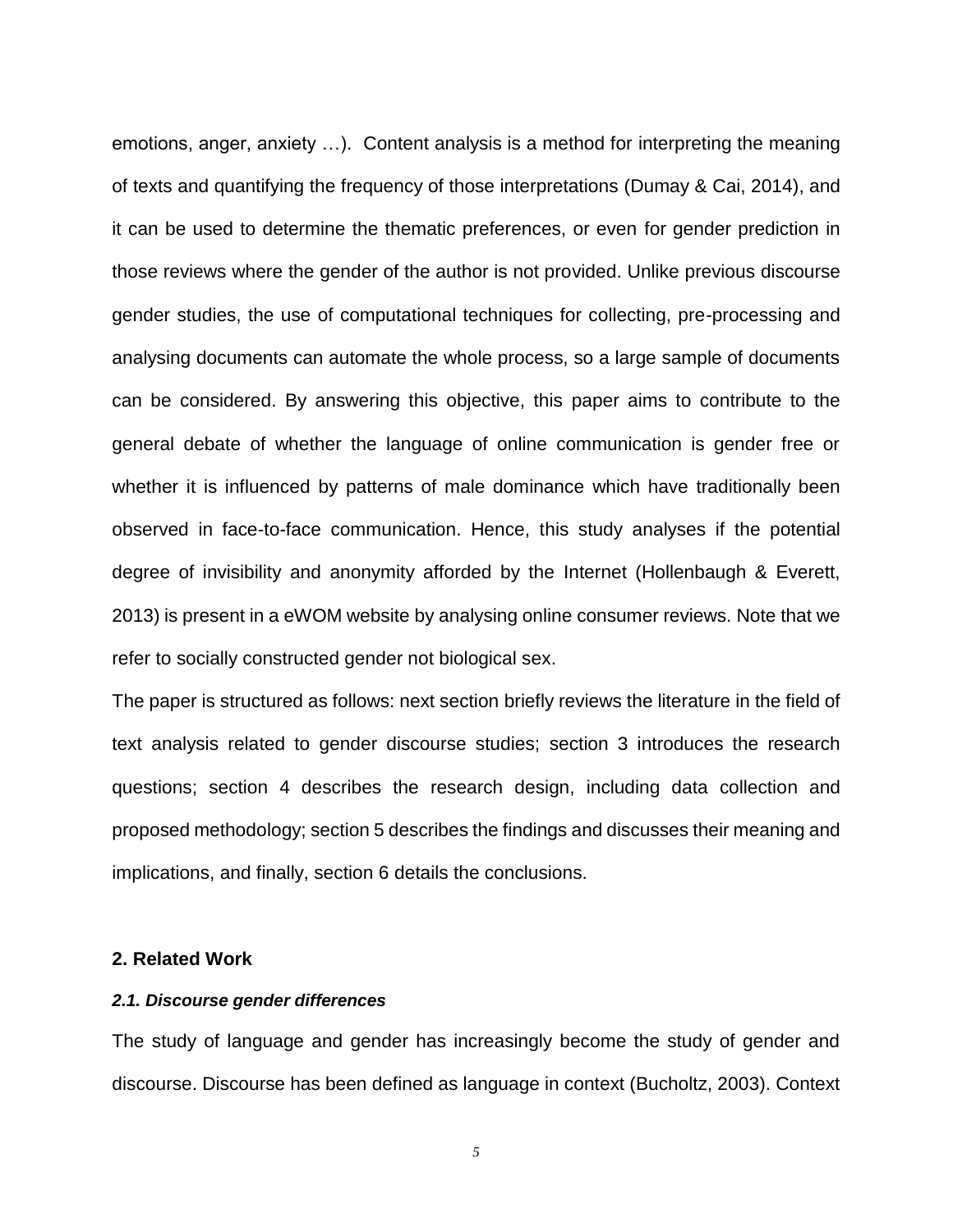emotions, anger, anxiety …). Content analysis is a method for interpreting the meaning of texts and quantifying the frequency of those interpretations (Dumay & Cai, 2014), and it can be used to determine the thematic preferences, or even for gender prediction in those reviews where the gender of the author is not provided. Unlike previous discourse gender studies, the use of computational techniques for collecting, pre-processing and analysing documents can automate the whole process, so a large sample of documents can be considered. By answering this objective, this paper aims to contribute to the general debate of whether the language of online communication is gender free or whether it is influenced by patterns of male dominance which have traditionally been observed in face-to-face communication. Hence, this study analyses if the potential degree of invisibility and anonymity afforded by the Internet (Hollenbaugh & Everett, 2013) is present in a eWOM website by analysing online consumer reviews. Note that we refer to socially constructed gender not biological sex.

The paper is structured as follows: next section briefly reviews the literature in the field of text analysis related to gender discourse studies; section 3 introduces the research questions; section 4 describes the research design, including data collection and proposed methodology; section 5 describes the findings and discusses their meaning and implications, and finally, section 6 details the conclusions.

## 2. Related Work

### *2.1. Discourse gender differences*

The study of language and gender has increasingly become the study of gender and discourse. Discourse has been defined as language in context (Bucholtz, 2003). Context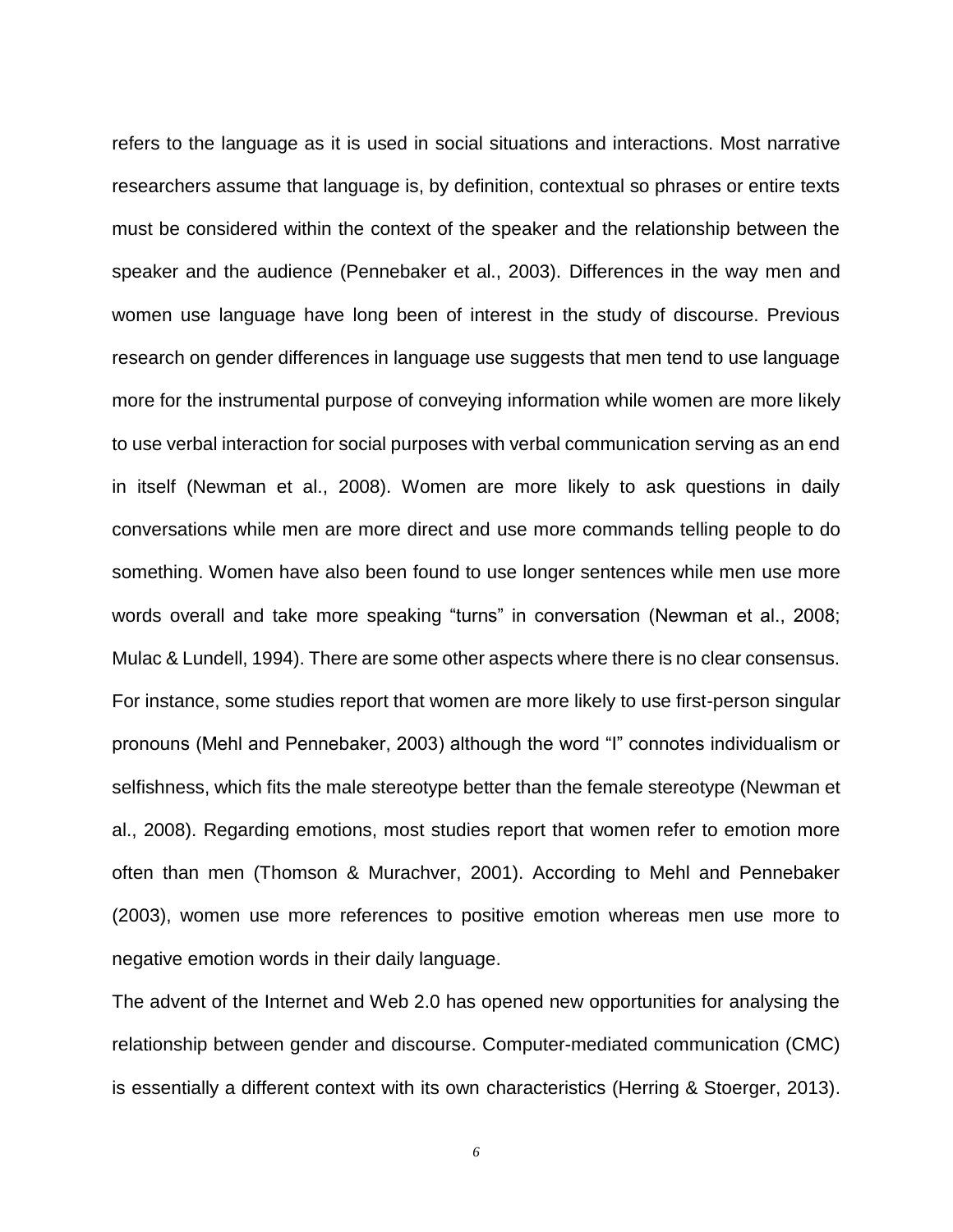refers to the language as it is used in social situations and interactions. Most narrative researchers assume that language is, by definition, contextual so phrases or entire texts must be considered within the context of the speaker and the relationship between the speaker and the audience (Pennebaker et al., 2003). Differences in the way men and women use language have long been of interest in the study of discourse. Previous research on gender differences in language use suggests that men tend to use language more for the instrumental purpose of conveying information while women are more likely to use verbal interaction for social purposes with verbal communication serving as an end in itself (Newman et al., 2008). Women are more likely to ask questions in daily conversations while men are more direct and use more commands telling people to do something. Women have also been found to use longer sentences while men use more words overall and take more speaking "turns" in conversation (Newman et al., 2008; Mulac & Lundell, 1994). There are some other aspects where there is no clear consensus. For instance, some studies report that women are more likely to use first-person singular pronouns (Mehl and Pennebaker, 2003) although the word "I" connotes individualism or selfishness, which fits the male stereotype better than the female stereotype (Newman et al., 2008). Regarding emotions, most studies report that women refer to emotion more often than men (Thomson & Murachver, 2001). According to Mehl and Pennebaker (2003), women use more references to positive emotion whereas men use more to negative emotion words in their daily language.

The advent of the Internet and Web 2.0 has opened new opportunities for analysing the relationship between gender and discourse. Computer-mediated communication (CMC) is essentially a different context with its own characteristics (Herring & Stoerger, 2013).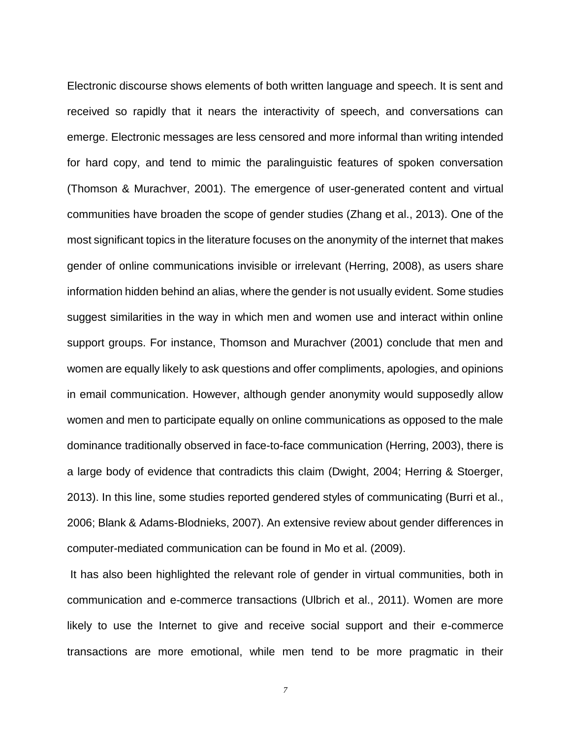Electronic discourse shows elements of both written language and speech. It is sent and received so rapidly that it nears the interactivity of speech, and conversations can emerge. Electronic messages are less censored and more informal than writing intended for hard copy, and tend to mimic the paralinguistic features of spoken conversation (Thomson & Murachver, 2001). The emergence of user-generated content and virtual communities have broaden the scope of gender studies (Zhang et al., 2013). One of the most significant topics in the literature focuses on the anonymity of the internet that makes gender of online communications invisible or irrelevant (Herring, 2008), as users share information hidden behind an alias, where the gender is not usually evident. Some studies suggest similarities in the way in which men and women use and interact within online support groups. For instance, Thomson and Murachver (2001) conclude that men and women are equally likely to ask questions and offer compliments, apologies, and opinions in email communication. However, although gender anonymity would supposedly allow women and men to participate equally on online communications as opposed to the male dominance traditionally observed in face-to-face communication (Herring, 2003), there is a large body of evidence that contradicts this claim (Dwight, 2004; Herring & Stoerger, 2013). In this line, some studies reported gendered styles of communicating (Burri et al., 2006; Blank & Adams-Blodnieks, 2007). An extensive review about gender differences in computer-mediated communication can be found in Mo et al. (2009).

It has also been highlighted the relevant role of gender in virtual communities, both in communication and e-commerce transactions (Ulbrich et al., 2011). Women are more likely to use the Internet to give and receive social support and their e-commerce transactions are more emotional, while men tend to be more pragmatic in their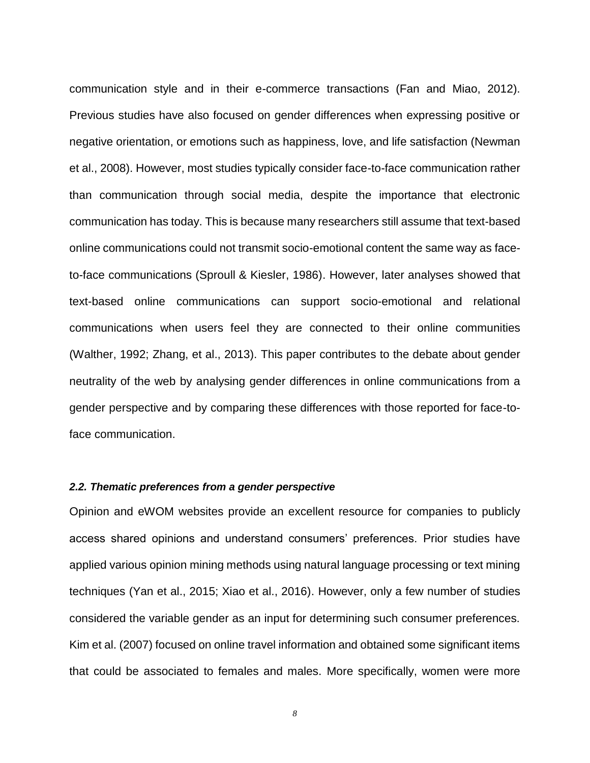communication style and in their e-commerce transactions (Fan and Miao, 2012). Previous studies have also focused on gender differences when expressing positive or negative orientation, or emotions such as happiness, love, and life satisfaction (Newman et al., 2008). However, most studies typically consider face-to-face communication rather than communication through social media, despite the importance that electronic communication has today. This is because many researchers still assume that text-based online communications could not transmit socio-emotional content the same way as face-to-face communications (Sproull & Kiesler, 1986). However, later analyses showed that text-based online communications can support socio-emotional and relational communications when users feel they are connected to their online communities (Walther, 1992; Zhang, et al., 2013). This paper contributes to the debate about gender neutrality of the web by analysing gender differences in online communications from a gender perspective and by comparing these differences with those reported for face-to-face communication.

### *2.2. Thematic preferences from a gender perspective*

Opinion and eWOM websites provide an excellent resource for companies to publicly access shared opinions and understand consumers' preferences. Prior studies have applied various opinion mining methods using natural language processing or text mining techniques (Yan et al., 2015; Xiao et al., 2016). However, only a few number of studies considered the variable gender as an input for determining such consumer preferences. Kim et al. (2007) focused on online travel information and obtained some significant items that could be associated to females and males. More specifically, women were more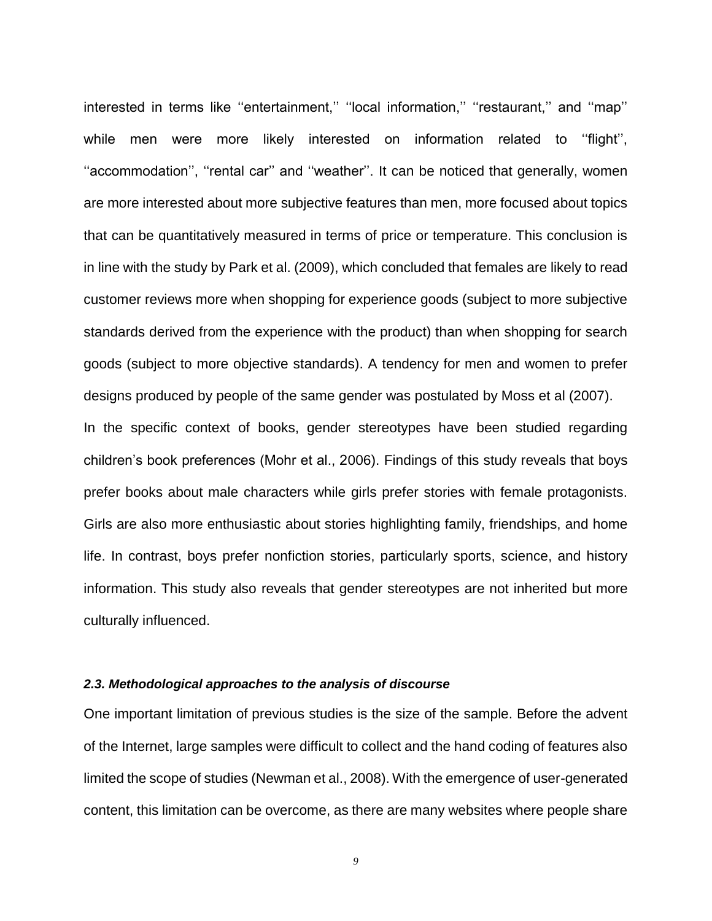interested in terms like ''entertainment,'' ''local information,'' ''restaurant,'' and ''map'' while men were more likely interested on information related to ''flight'', ''accommodation'', ''rental car'' and ''weather''. It can be noticed that generally, women are more interested about more subjective features than men, more focused about topics that can be quantitatively measured in terms of price or temperature. This conclusion is in line with the study by Park et al. (2009), which concluded that females are likely to read customer reviews more when shopping for experience goods (subject to more subjective standards derived from the experience with the product) than when shopping for search goods (subject to more objective standards). A tendency for men and women to prefer designs produced by people of the same gender was postulated by Moss et al (2007).

In the specific context of books, gender stereotypes have been studied regarding children's book preferences (Mohr et al., 2006). Findings of this study reveals that boys prefer books about male characters while girls prefer stories with female protagonists. Girls are also more enthusiastic about stories highlighting family, friendships, and home life. In contrast, boys prefer nonfiction stories, particularly sports, science, and history information. This study also reveals that gender stereotypes are not inherited but more culturally influenced.

### *2.3. Methodological approaches to the analysis of discourse*

One important limitation of previous studies is the size of the sample. Before the advent of the Internet, large samples were difficult to collect and the hand coding of features also limited the scope of studies (Newman et al., 2008). With the emergence of user-generated content, this limitation can be overcome, as there are many websites where people share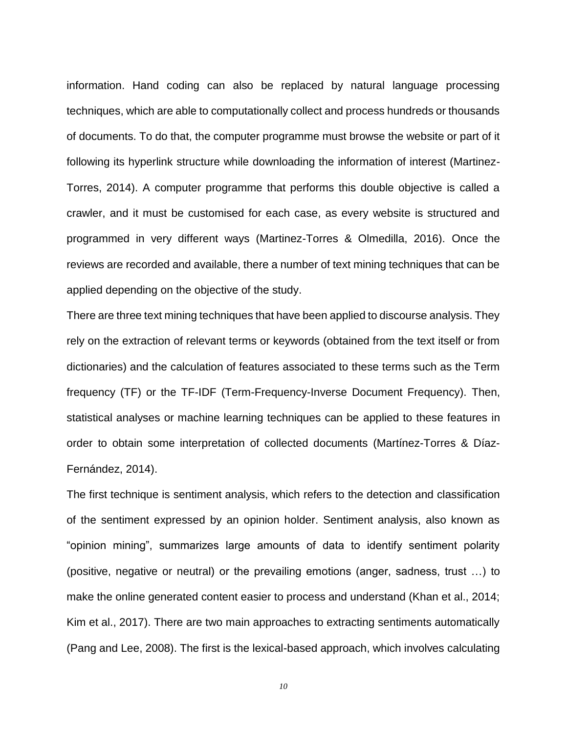information. Hand coding can also be replaced by natural language processing techniques, which are able to computationally collect and process hundreds or thousands of documents. To do that, the computer programme must browse the website or part of it following its hyperlink structure while downloading the information of interest (Martinez-Torres, 2014). A computer programme that performs this double objective is called a crawler, and it must be customised for each case, as every website is structured and programmed in very different ways (Martinez-Torres & Olmedilla, 2016). Once the reviews are recorded and available, there a number of text mining techniques that can be applied depending on the objective of the study.

There are three text mining techniques that have been applied to discourse analysis. They rely on the extraction of relevant terms or keywords (obtained from the text itself or from dictionaries) and the calculation of features associated to these terms such as the Term frequency (TF) or the TF-IDF (Term-Frequency-Inverse Document Frequency). Then, statistical analyses or machine learning techniques can be applied to these features in order to obtain some interpretation of collected documents (Martínez-Torres & Díaz-Fernández, 2014).

The first technique is sentiment analysis, which refers to the detection and classification of the sentiment expressed by an opinion holder. Sentiment analysis, also known as "opinion mining", summarizes large amounts of data to identify sentiment polarity (positive, negative or neutral) or the prevailing emotions (anger, sadness, trust …) to make the online generated content easier to process and understand (Khan et al., 2014; Kim et al., 2017). There are two main approaches to extracting sentiments automatically (Pang and Lee, 2008). The first is the lexical-based approach, which involves calculating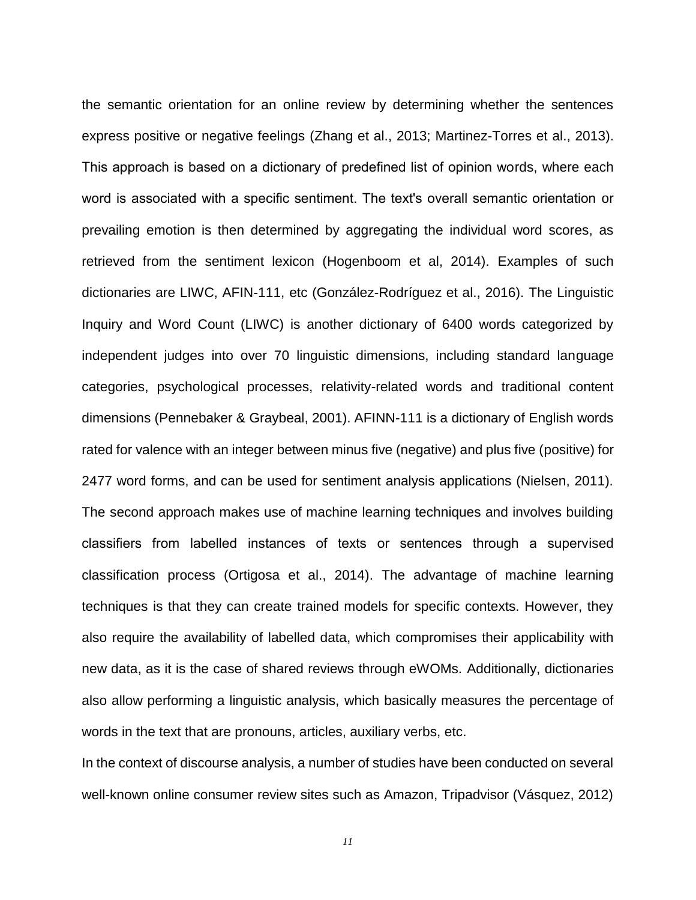the semantic orientation for an online review by determining whether the sentences express positive or negative feelings (Zhang et al., 2013; Martinez-Torres et al., 2013). This approach is based on a dictionary of predefined list of opinion words, where each word is associated with a specific sentiment. The text's overall semantic orientation or prevailing emotion is then determined by aggregating the individual word scores, as retrieved from the sentiment lexicon (Hogenboom et al, 2014). Examples of such dictionaries are LIWC, AFIN-111, etc (González-Rodríguez et al., 2016). The Linguistic Inquiry and Word Count (LIWC) is another dictionary of 6400 words categorized by independent judges into over 70 linguistic dimensions, including standard language categories, psychological processes, relativity-related words and traditional content dimensions (Pennebaker & Graybeal, 2001). AFINN-111 is a dictionary of English words rated for valence with an integer between minus five (negative) and plus five (positive) for 2477 word forms, and can be used for sentiment analysis applications (Nielsen, 2011). The second approach makes use of machine learning techniques and involves building classifiers from labelled instances of texts or sentences through a supervised classification process (Ortigosa et al., 2014). The advantage of machine learning techniques is that they can create trained models for specific contexts. However, they also require the availability of labelled data, which compromises their applicability with new data, as it is the case of shared reviews through eWOMs. Additionally, dictionaries also allow performing a linguistic analysis, which basically measures the percentage of words in the text that are pronouns, articles, auxiliary verbs, etc.

In the context of discourse analysis, a number of studies have been conducted on several well-known online consumer review sites such as Amazon, Tripadvisor (Vásquez, 2012)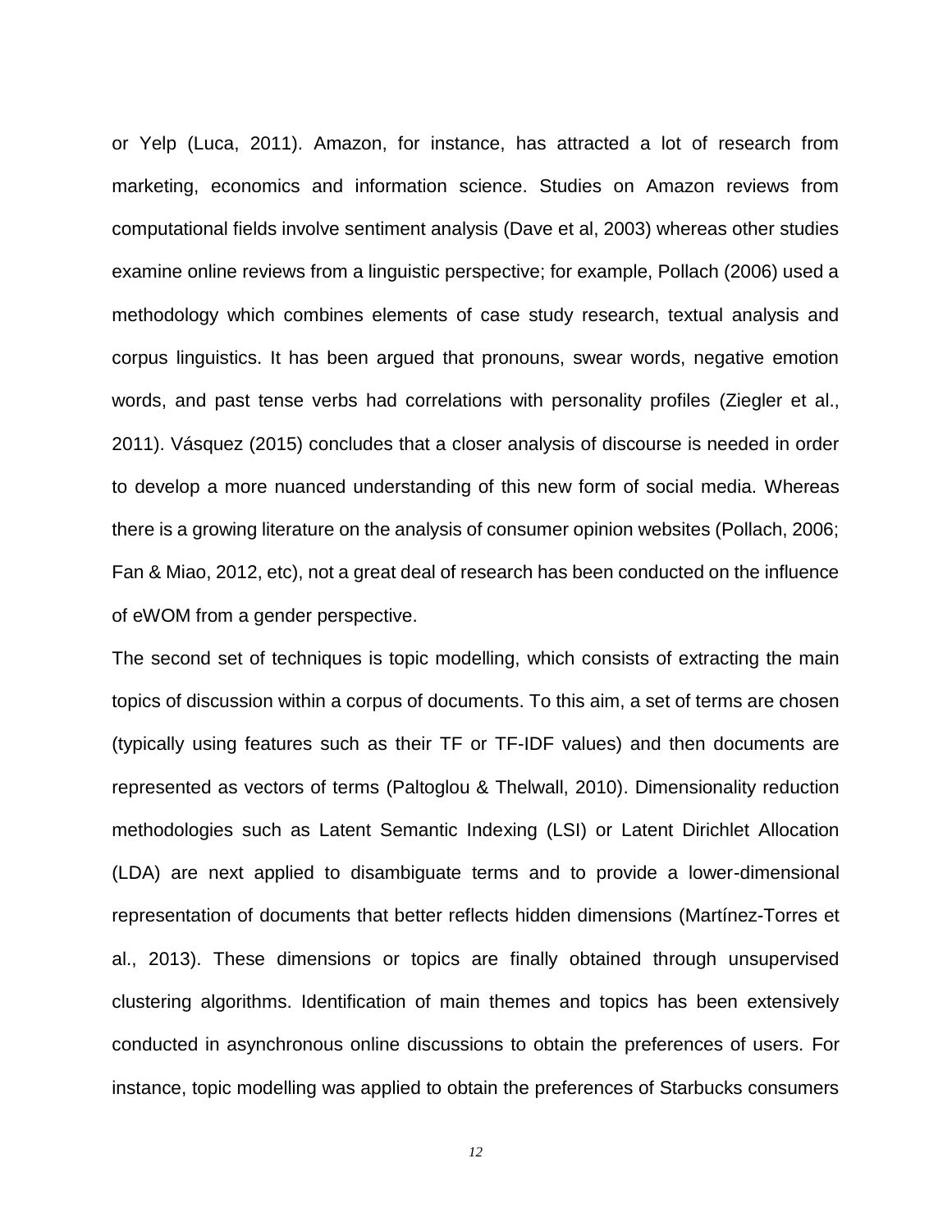or Yelp (Luca, 2011). Amazon, for instance, has attracted a lot of research from marketing, economics and information science. Studies on Amazon reviews from computational fields involve sentiment analysis (Dave et al, 2003) whereas other studies examine online reviews from a linguistic perspective; for example, Pollach (2006) used a methodology which combines elements of case study research, textual analysis and corpus linguistics. It has been argued that pronouns, swear words, negative emotion words, and past tense verbs had correlations with personality profiles (Ziegler et al., 2011). Vásquez (2015) concludes that a closer analysis of discourse is needed in order to develop a more nuanced understanding of this new form of social media. Whereas there is a growing literature on the analysis of consumer opinion websites (Pollach, 2006; Fan & Miao, 2012, etc), not a great deal of research has been conducted on the influence of eWOM from a gender perspective.

The second set of techniques is topic modelling, which consists of extracting the main topics of discussion within a corpus of documents. To this aim, a set of terms are chosen (typically using features such as their TF or TF-IDF values) and then documents are represented as vectors of terms (Paltoglou & Thelwall, 2010). Dimensionality reduction methodologies such as Latent Semantic Indexing (LSI) or Latent Dirichlet Allocation (LDA) are next applied to disambiguate terms and to provide a lower-dimensional representation of documents that better reflects hidden dimensions (Martínez-Torres et al., 2013). These dimensions or topics are finally obtained through unsupervised clustering algorithms. Identification of main themes and topics has been extensively conducted in asynchronous online discussions to obtain the preferences of users. For instance, topic modelling was applied to obtain the preferences of Starbucks consumers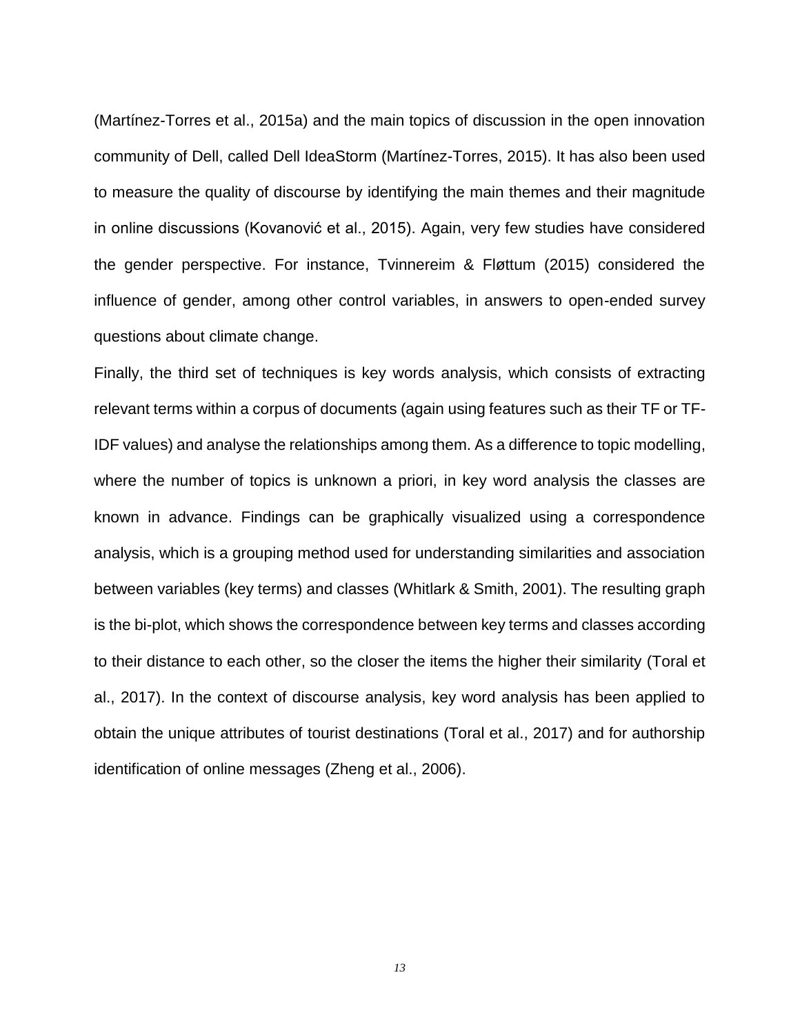(Martínez-Torres et al., 2015a) and the main topics of discussion in the open innovation community of Dell, called Dell IdeaStorm (Martínez-Torres, 2015). It has also been used to measure the quality of discourse by identifying the main themes and their magnitude in online discussions (Kovanović et al., 2015). Again, very few studies have considered the gender perspective. For instance, Tvinnereim & Fløttum (2015) considered the influence of gender, among other control variables, in answers to open-ended survey questions about climate change.

Finally, the third set of techniques is key words analysis, which consists of extracting relevant terms within a corpus of documents (again using features such as their TF or TF-IDF values) and analyse the relationships among them. As a difference to topic modelling, where the number of topics is unknown a priori, in key word analysis the classes are known in advance. Findings can be graphically visualized using a correspondence analysis, which is a grouping method used for understanding similarities and association between variables (key terms) and classes (Whitlark & Smith, 2001). The resulting graph is the bi-plot, which shows the correspondence between key terms and classes according to their distance to each other, so the closer the items the higher their similarity (Toral et al., 2017). In the context of discourse analysis, key word analysis has been applied to obtain the unique attributes of tourist destinations (Toral et al., 2017) and for authorship identification of online messages (Zheng et al., 2006).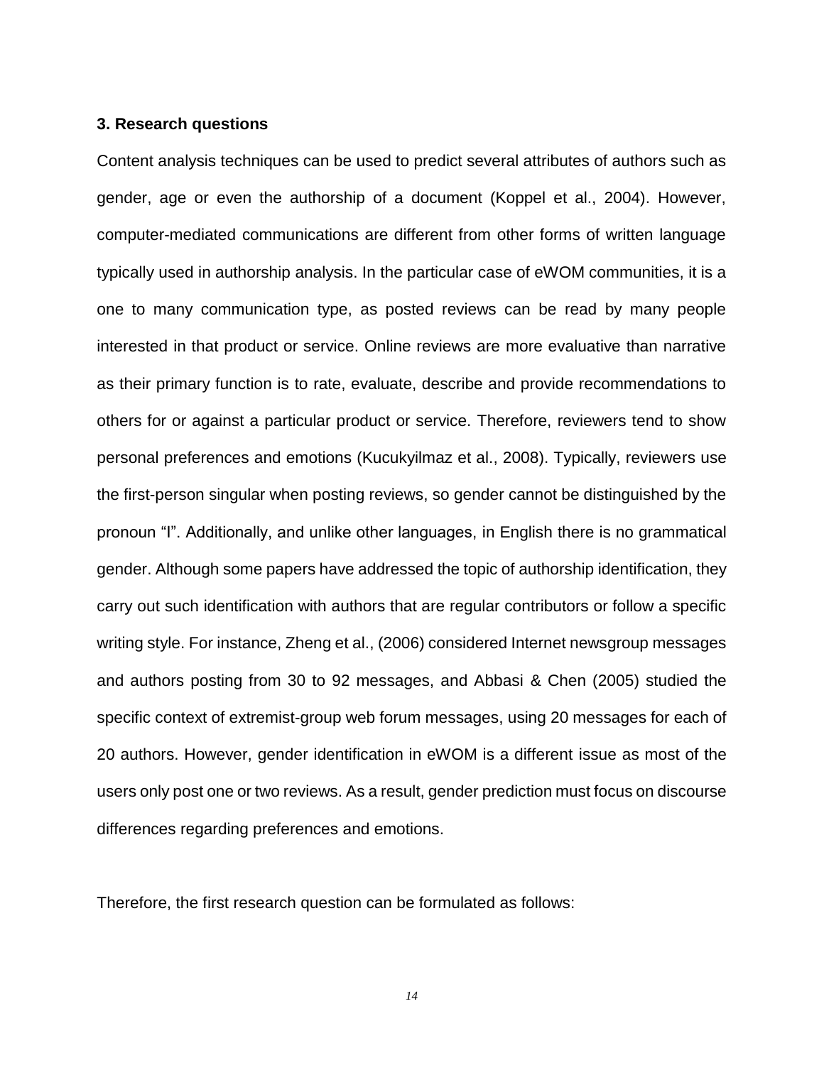## 3. Research questions

Content analysis techniques can be used to predict several attributes of authors such as gender, age or even the authorship of a document (Koppel et al., 2004). However, computer-mediated communications are different from other forms of written language typically used in authorship analysis. In the particular case of eWOM communities, it is a one to many communication type, as posted reviews can be read by many people interested in that product or service. Online reviews are more evaluative than narrative as their primary function is to rate, evaluate, describe and provide recommendations to others for or against a particular product or service. Therefore, reviewers tend to show personal preferences and emotions (Kucukyilmaz et al., 2008). Typically, reviewers use the first-person singular when posting reviews, so gender cannot be distinguished by the pronoun "I". Additionally, and unlike other languages, in English there is no grammatical gender. Although some papers have addressed the topic of authorship identification, they carry out such identification with authors that are regular contributors or follow a specific writing style. For instance, Zheng et al., (2006) considered Internet newsgroup messages and authors posting from 30 to 92 messages, and Abbasi & Chen (2005) studied the specific context of extremist-group web forum messages, using 20 messages for each of 20 authors. However, gender identification in eWOM is a different issue as most of the users only post one or two reviews. As a result, gender prediction must focus on discourse differences regarding preferences and emotions.

Therefore, the first research question can be formulated as follows: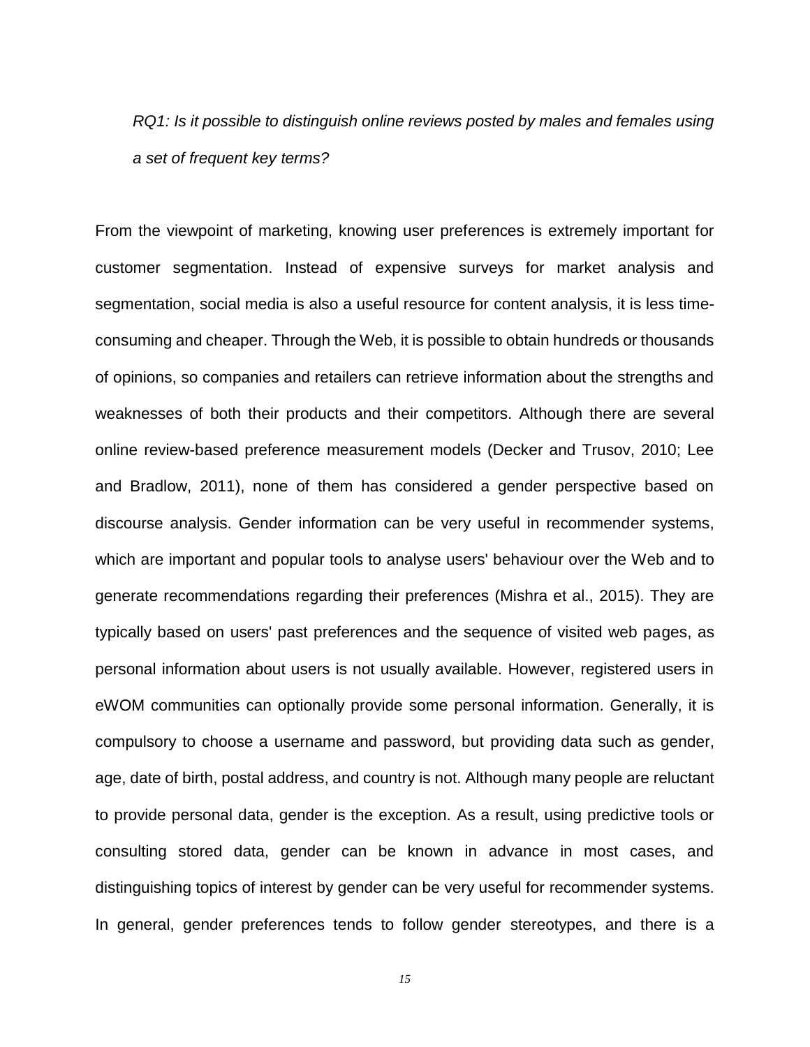*RQ1: Is it possible to distinguish online reviews posted by males and females using a set of frequent key terms?*

From the viewpoint of marketing, knowing user preferences is extremely important for customer segmentation. Instead of expensive surveys for market analysis and segmentation, social media is also a useful resource for content analysis, it is less time-consuming and cheaper. Through the Web, it is possible to obtain hundreds or thousands of opinions, so companies and retailers can retrieve information about the strengths and weaknesses of both their products and their competitors. Although there are several online review-based preference measurement models (Decker and Trusov, 2010; Lee and Bradlow, 2011), none of them has considered a gender perspective based on discourse analysis. Gender information can be very useful in recommender systems, which are important and popular tools to analyse users' behaviour over the Web and to generate recommendations regarding their preferences (Mishra et al., 2015). They are typically based on users' past preferences and the sequence of visited web pages, as personal information about users is not usually available. However, registered users in eWOM communities can optionally provide some personal information. Generally, it is compulsory to choose a username and password, but providing data such as gender, age, date of birth, postal address, and country is not. Although many people are reluctant to provide personal data, gender is the exception. As a result, using predictive tools or consulting stored data, gender can be known in advance in most cases, and distinguishing topics of interest by gender can be very useful for recommender systems. In general, gender preferences tends to follow gender stereotypes, and there is a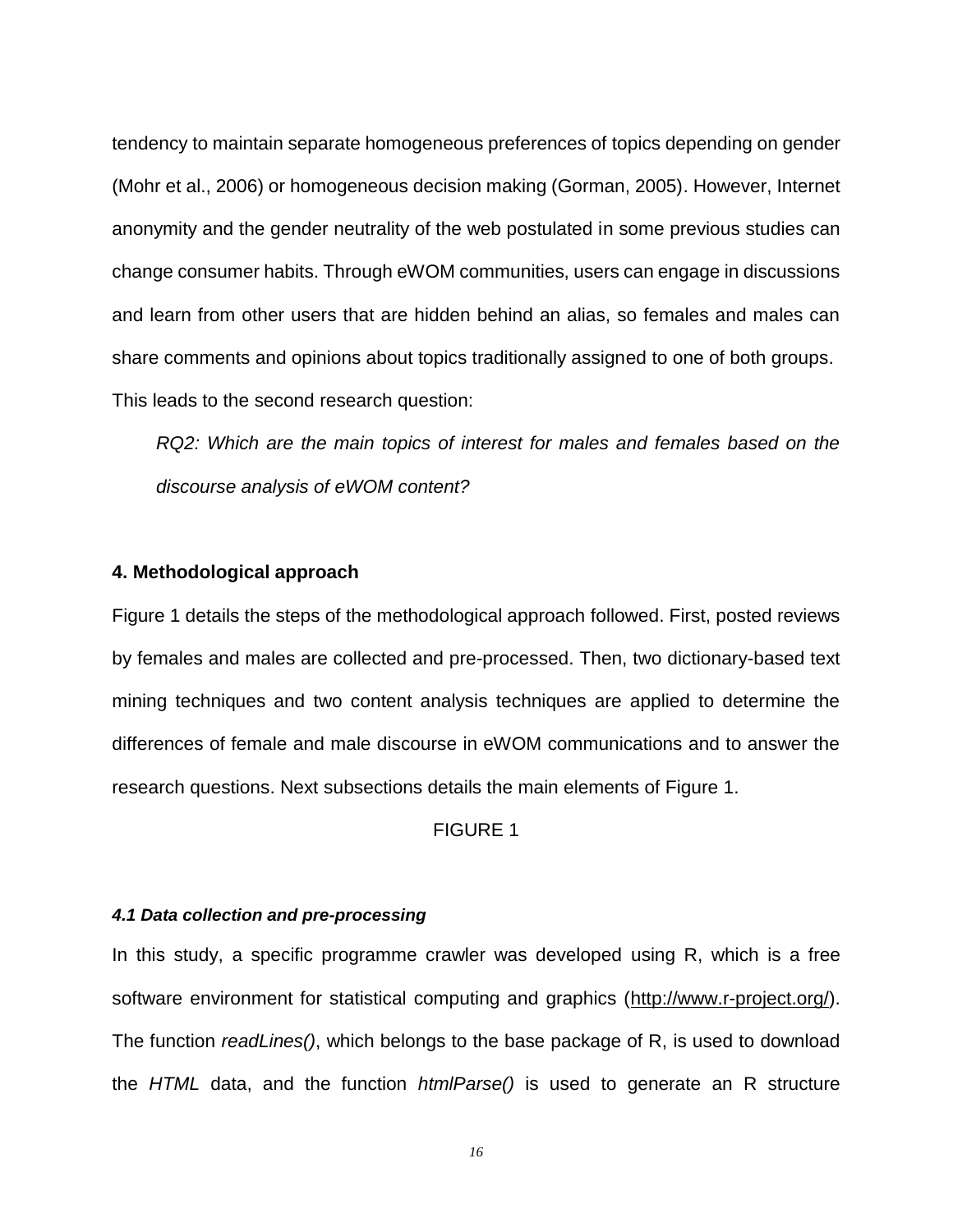tendency to maintain separate homogeneous preferences of topics depending on gender (Mohr et al., 2006) or homogeneous decision making (Gorman, 2005). However, Internet anonymity and the gender neutrality of the web postulated in some previous studies can change consumer habits. Through eWOM communities, users can engage in discussions and learn from other users that are hidden behind an alias, so females and males can share comments and opinions about topics traditionally assigned to one of both groups. This leads to the second research question:

> *RQ2: Which are the main topics of interest for males and females based on the discourse analysis of eWOM content?*

## 4. Methodological approach

Figure 1 details the steps of the methodological approach followed. First, posted reviews by females and males are collected and pre-processed. Then, two dictionary-based text mining techniques and two content analysis techniques are applied to determine the differences of female and male discourse in eWOM communications and to answer the research questions. Next subsections details the main elements of Figure 1.

FIGURE 1

### *4.1 Data collection and pre-processing*

In this study, a specific programme crawler was developed using R, which is a free software environment for statistical computing and graphics (http://www.r-project.org/). The function *readLines()*, which belongs to the base package of R, is used to download the *HTML* data, and the function *htmlParse()* is used to generate an R structure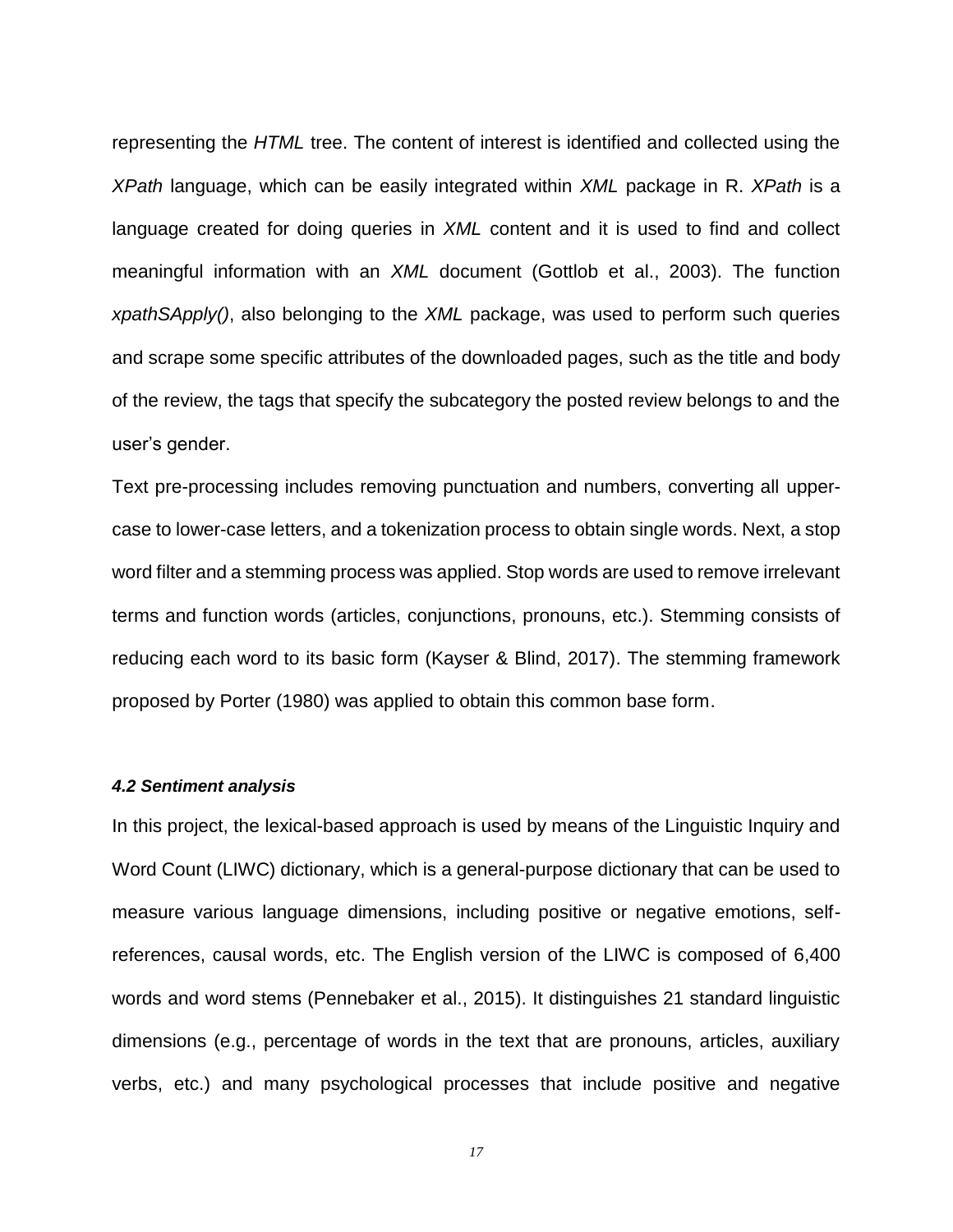representing the *HTML* tree. The content of interest is identified and collected using the *XPath* language, which can be easily integrated within *XML* package in R. *XPath* is a language created for doing queries in *XML* content and it is used to find and collect meaningful information with an *XML* document (Gottlob et al., 2003). The function *xpathSApply()*, also belonging to the *XML* package, was used to perform such queries and scrape some specific attributes of the downloaded pages, such as the title and body of the review, the tags that specify the subcategory the posted review belongs to and the user's gender.

Text pre-processing includes removing punctuation and numbers, converting all upper-case to lower-case letters, and a tokenization process to obtain single words. Next, a stop word filter and a stemming process was applied. Stop words are used to remove irrelevant terms and function words (articles, conjunctions, pronouns, etc.). Stemming consists of reducing each word to its basic form (Kayser & Blind, 2017). The stemming framework proposed by Porter (1980) was applied to obtain this common base form.

#### *4.2 Sentiment analysis*

In this project, the lexical-based approach is used by means of the Linguistic Inquiry and Word Count (LIWC) dictionary, which is a general-purpose dictionary that can be used to measure various language dimensions, including positive or negative emotions, self-references, causal words, etc. The English version of the LIWC is composed of 6,400 words and word stems (Pennebaker et al., 2015). It distinguishes 21 standard linguistic dimensions (e.g., percentage of words in the text that are pronouns, articles, auxiliary verbs, etc.) and many psychological processes that include positive and negative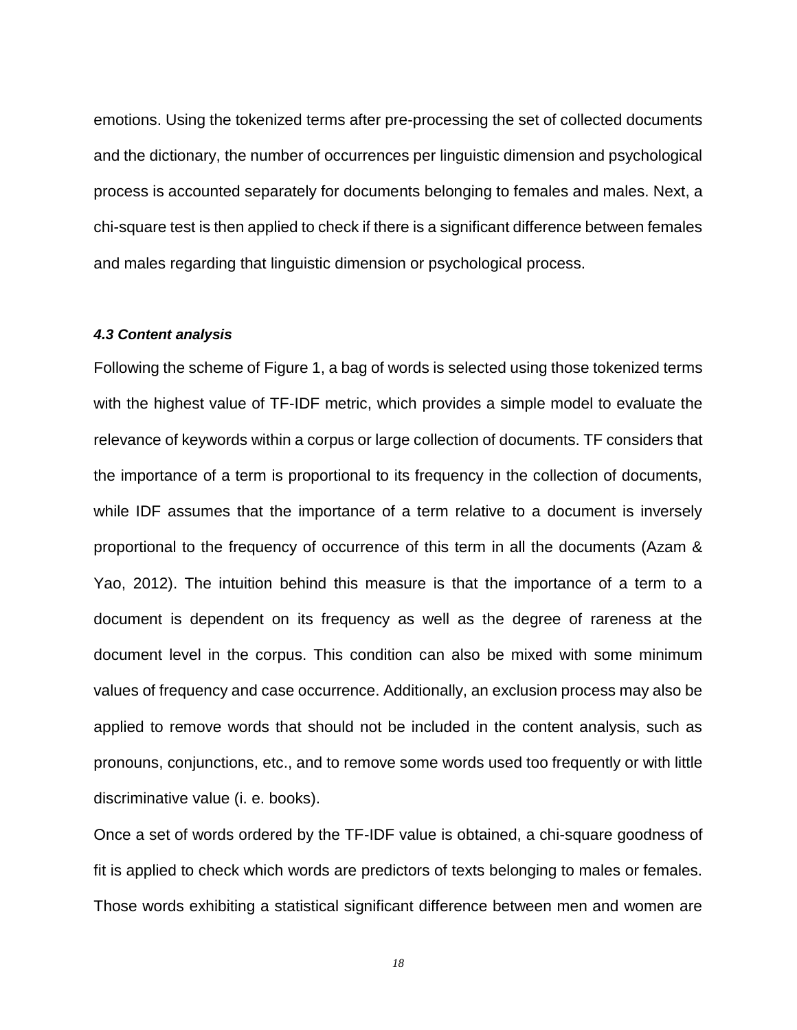emotions. Using the tokenized terms after pre-processing the set of collected documents and the dictionary, the number of occurrences per linguistic dimension and psychological process is accounted separately for documents belonging to females and males. Next, a chi-square test is then applied to check if there is a significant difference between females and males regarding that linguistic dimension or psychological process.

#### *4.3 Content analysis*

Following the scheme of Figure 1, a bag of words is selected using those tokenized terms with the highest value of TF-IDF metric, which provides a simple model to evaluate the relevance of keywords within a corpus or large collection of documents. TF considers that the importance of a term is proportional to its frequency in the collection of documents, while IDF assumes that the importance of a term relative to a document is inversely proportional to the frequency of occurrence of this term in all the documents (Azam & Yao, 2012). The intuition behind this measure is that the importance of a term to a document is dependent on its frequency as well as the degree of rareness at the document level in the corpus. This condition can also be mixed with some minimum values of frequency and case occurrence. Additionally, an exclusion process may also be applied to remove words that should not be included in the content analysis, such as pronouns, conjunctions, etc., and to remove some words used too frequently or with little discriminative value (i. e. books).

Once a set of words ordered by the TF-IDF value is obtained, a chi-square goodness of fit is applied to check which words are predictors of texts belonging to males or females. Those words exhibiting a statistical significant difference between men and women are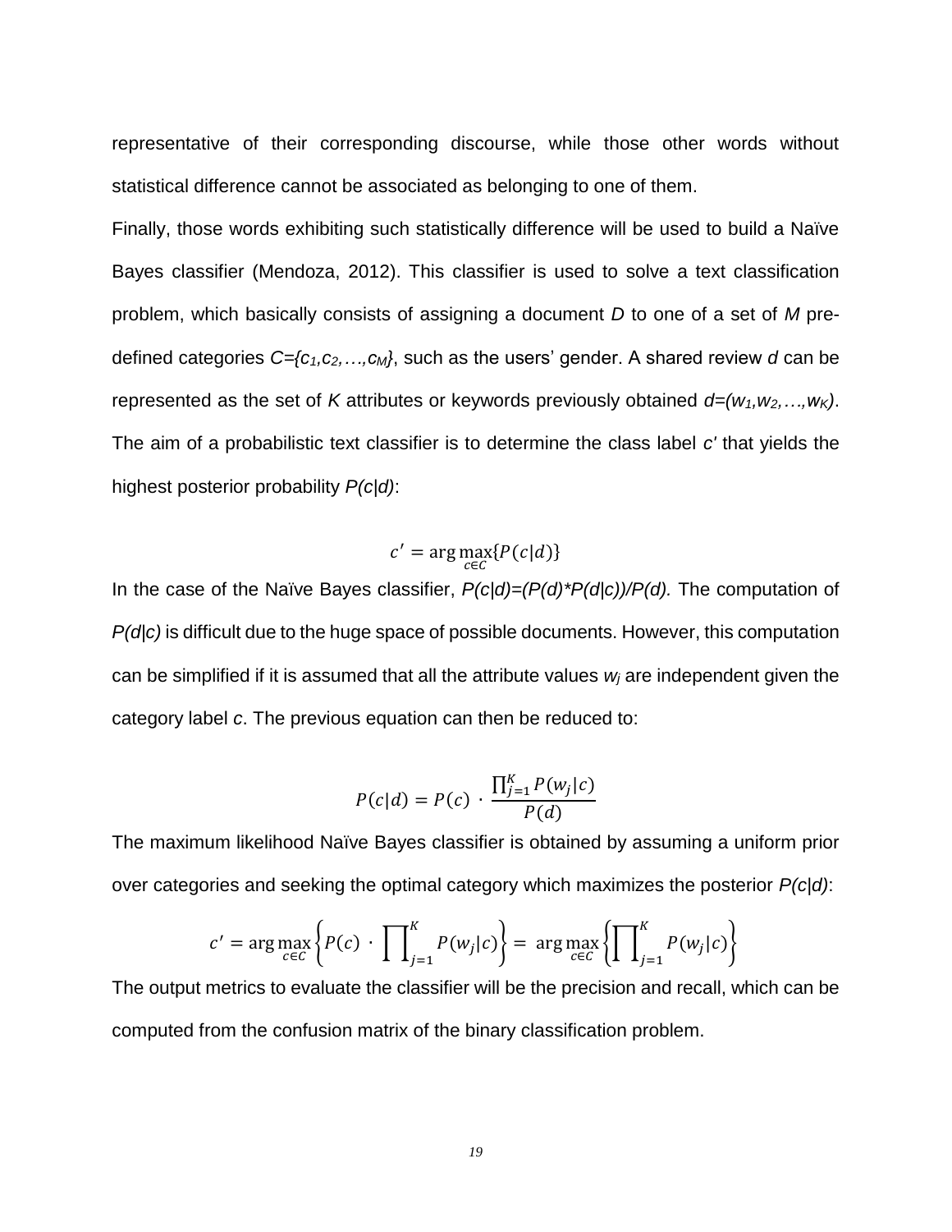representative of their corresponding discourse, while those other words without statistical difference cannot be associated as belonging to one of them.

Finally, those words exhibiting such statistically difference will be used to build a Naïve Bayes classifier (Mendoza, 2012). This classifier is used to solve a text classification problem, which basically consists of assigning a document *D* to one of a set of *M* pre-defined categories $C=\{c_1,c_2,\ldots,c_M\}$, such as the users' gender. A shared review *d* can be represented as the set of *K* attributes or keywords previously obtained $d=(w_1,w_2,\ldots,w_K)$. The aim of a probabilistic text classifier is to determine the class label $c'$ that yields the highest posterior probability $P(c|d)$:

$$c' = \arg\max_{c \in C}\{P(c|d)\}$$

In the case of the Naïve Bayes classifier, $P(c|d)=(P(d)*P(d|c))/P(d)$. The computation of $P(d|c)$ is difficult due to the huge space of possible documents. However, this computation can be simplified if it is assumed that all the attribute values $w_j$ are independent given the category label *c*. The previous equation can then be reduced to:

$$P(c|d) = P(c) \cdot \frac{\prod_{j=1}^{K} P(w_j|c)}{P(d)}$$

The maximum likelihood Naïve Bayes classifier is obtained by assuming a uniform prior over categories and seeking the optimal category which maximizes the posterior $P(c|d)$:

$$c' = \arg\max_{c \in C}\left\{P(c) \cdot \prod_{j=1}^{K} P(w_j|c)\right\} = \arg\max_{c \in C}\left\{\prod_{j=1}^{K} P(w_j|c)\right\}$$

The output metrics to evaluate the classifier will be the precision and recall, which can be computed from the confusion matrix of the binary classification problem.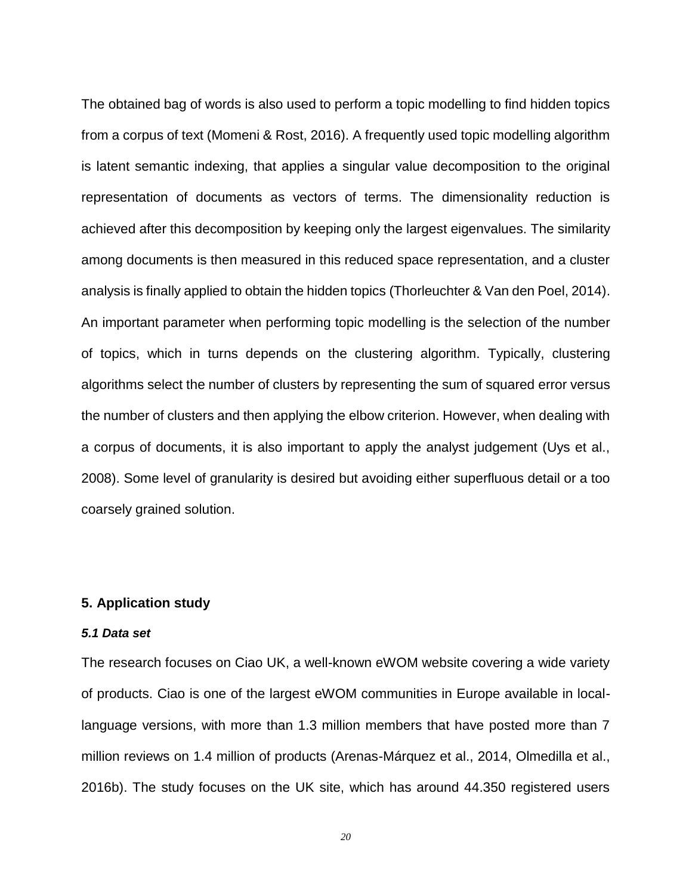The obtained bag of words is also used to perform a topic modelling to find hidden topics from a corpus of text (Momeni & Rost, 2016). A frequently used topic modelling algorithm is latent semantic indexing, that applies a singular value decomposition to the original representation of documents as vectors of terms. The dimensionality reduction is achieved after this decomposition by keeping only the largest eigenvalues. The similarity among documents is then measured in this reduced space representation, and a cluster analysis is finally applied to obtain the hidden topics (Thorleuchter & Van den Poel, 2014). An important parameter when performing topic modelling is the selection of the number of topics, which in turns depends on the clustering algorithm. Typically, clustering algorithms select the number of clusters by representing the sum of squared error versus the number of clusters and then applying the elbow criterion. However, when dealing with a corpus of documents, it is also important to apply the analyst judgement (Uys et al., 2008). Some level of granularity is desired but avoiding either superfluous detail or a too coarsely grained solution.

## 5. Application study

### *5.1 Data set*

The research focuses on Ciao UK, a well-known eWOM website covering a wide variety of products. Ciao is one of the largest eWOM communities in Europe available in local-language versions, with more than 1.3 million members that have posted more than 7 million reviews on 1.4 million of products (Arenas-Márquez et al., 2014, Olmedilla et al., 2016b). The study focuses on the UK site, which has around 44.350 registered users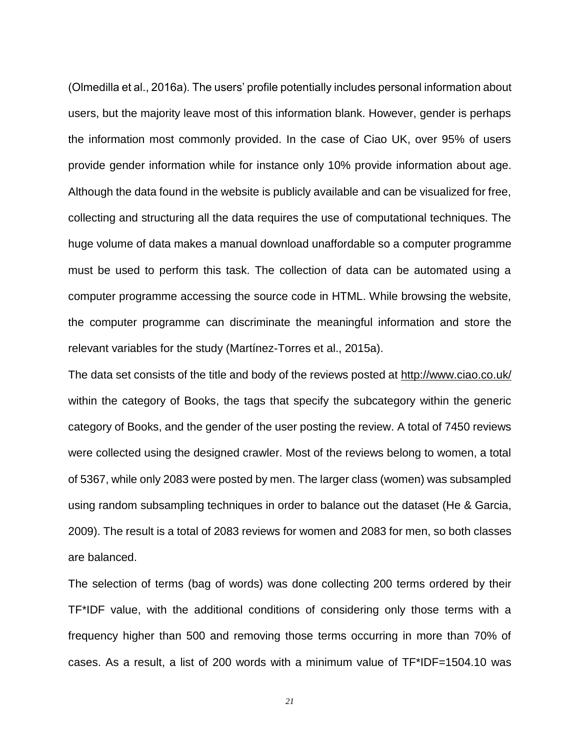(Olmedilla et al., 2016a). The users' profile potentially includes personal information about users, but the majority leave most of this information blank. However, gender is perhaps the information most commonly provided. In the case of Ciao UK, over 95% of users provide gender information while for instance only 10% provide information about age. Although the data found in the website is publicly available and can be visualized for free, collecting and structuring all the data requires the use of computational techniques. The huge volume of data makes a manual download unaffordable so a computer programme must be used to perform this task. The collection of data can be automated using a computer programme accessing the source code in HTML. While browsing the website, the computer programme can discriminate the meaningful information and store the relevant variables for the study (Martínez-Torres et al., 2015a).

The data set consists of the title and body of the reviews posted at http://www.ciao.co.uk/ within the category of Books, the tags that specify the subcategory within the generic category of Books, and the gender of the user posting the review. A total of 7450 reviews were collected using the designed crawler. Most of the reviews belong to women, a total of 5367, while only 2083 were posted by men. The larger class (women) was subsampled using random subsampling techniques in order to balance out the dataset (He & Garcia, 2009). The result is a total of 2083 reviews for women and 2083 for men, so both classes are balanced.

The selection of terms (bag of words) was done collecting 200 terms ordered by their TF*IDF value, with the additional conditions of considering only those terms with a frequency higher than 500 and removing those terms occurring in more than 70% of cases. As a result, a list of 200 words with a minimum value of TF*IDF=1504.10 was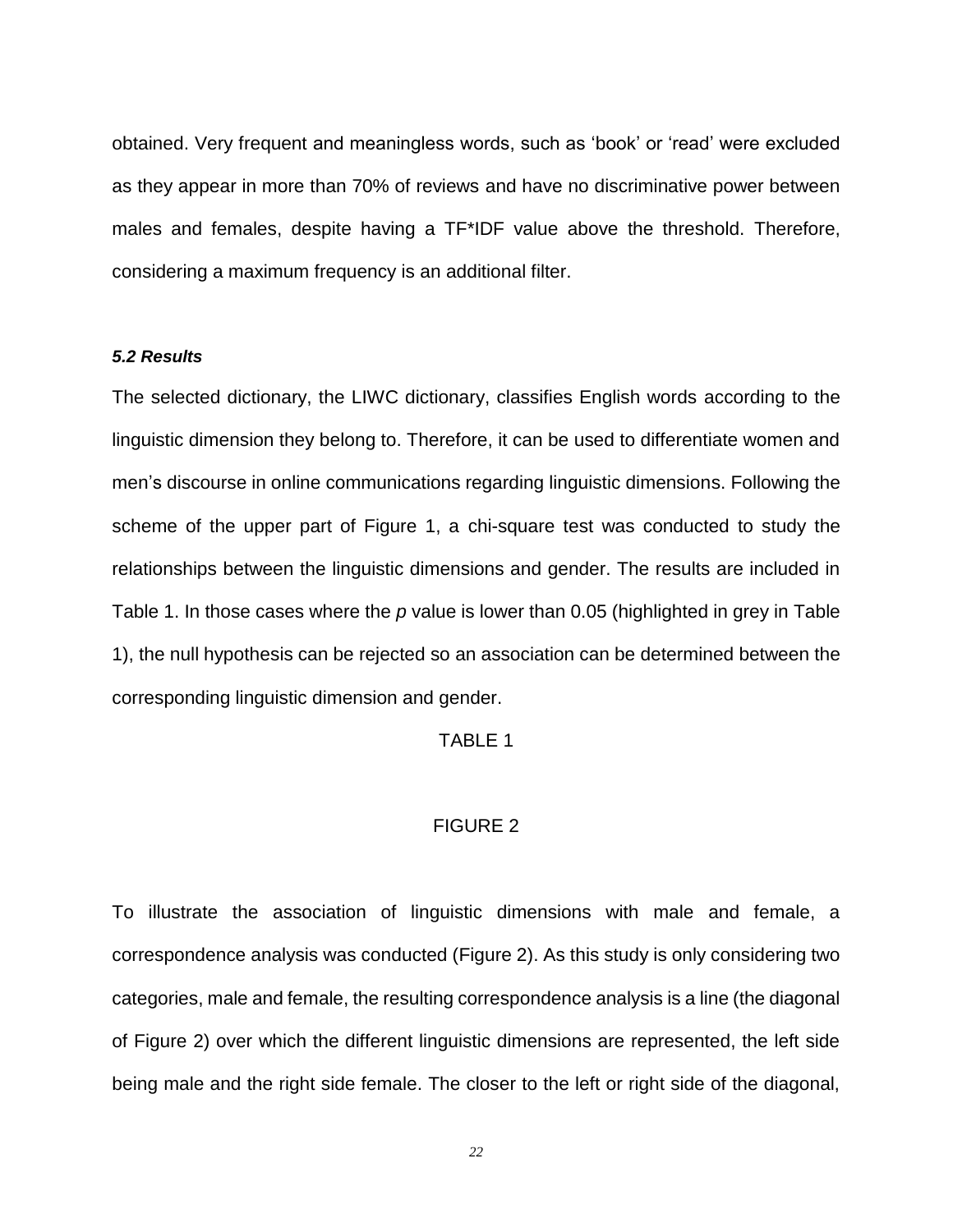obtained. Very frequent and meaningless words, such as 'book' or 'read' were excluded as they appear in more than 70% of reviews and have no discriminative power between males and females, despite having a TF*IDF value above the threshold. Therefore, considering a maximum frequency is an additional filter.

### *5.2 Results*

The selected dictionary, the LIWC dictionary, classifies English words according to the linguistic dimension they belong to. Therefore, it can be used to differentiate women and men's discourse in online communications regarding linguistic dimensions. Following the scheme of the upper part of Figure 1, a chi-square test was conducted to study the relationships between the linguistic dimensions and gender. The results are included in Table 1. In those cases where the *p* value is lower than 0.05 (highlighted in grey in Table 1), the null hypothesis can be rejected so an association can be determined between the corresponding linguistic dimension and gender.

TABLE 1

FIGURE 2

To illustrate the association of linguistic dimensions with male and female, a correspondence analysis was conducted (Figure 2). As this study is only considering two categories, male and female, the resulting correspondence analysis is a line (the diagonal of Figure 2) over which the different linguistic dimensions are represented, the left side being male and the right side female. The closer to the left or right side of the diagonal,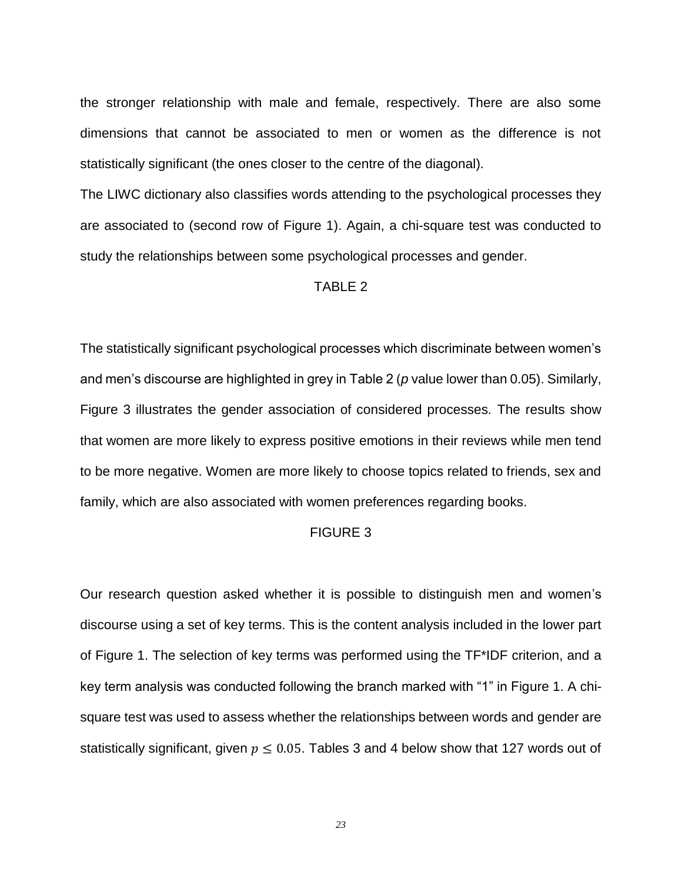the stronger relationship with male and female, respectively. There are also some dimensions that cannot be associated to men or women as the difference is not statistically significant (the ones closer to the centre of the diagonal).

The LIWC dictionary also classifies words attending to the psychological processes they are associated to (second row of Figure 1). Again, a chi-square test was conducted to study the relationships between some psychological processes and gender.

TABLE 2

The statistically significant psychological processes which discriminate between women's and men's discourse are highlighted in grey in Table 2 (*p* value lower than 0.05). Similarly, Figure 3 illustrates the gender association of considered processes. The results show that women are more likely to express positive emotions in their reviews while men tend to be more negative. Women are more likely to choose topics related to friends, sex and family, which are also associated with women preferences regarding books.

FIGURE 3

Our research question asked whether it is possible to distinguish men and women's discourse using a set of key terms. This is the content analysis included in the lower part of Figure 1. The selection of key terms was performed using the TF*IDF criterion, and a key term analysis was conducted following the branch marked with "1" in Figure 1. A chi-square test was used to assess whether the relationships between words and gender are statistically significant, given $p \leq 0.05$. Tables 3 and 4 below show that 127 words out of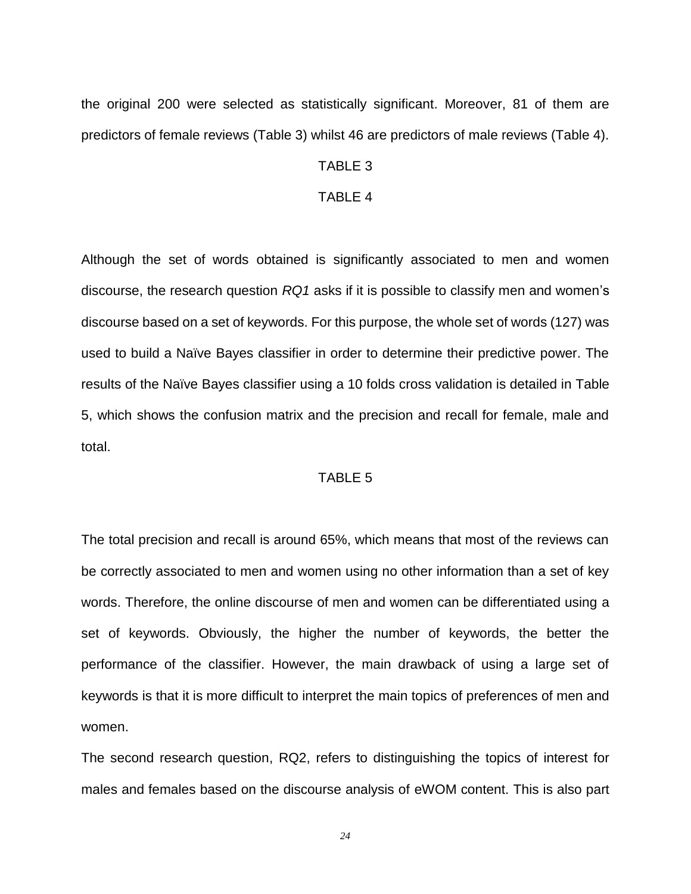the original 200 were selected as statistically significant. Moreover, 81 of them are predictors of female reviews (Table 3) whilst 46 are predictors of male reviews (Table 4).

TABLE 3

TABLE 4

Although the set of words obtained is significantly associated to men and women discourse, the research question *RQ1* asks if it is possible to classify men and women's discourse based on a set of keywords. For this purpose, the whole set of words (127) was used to build a Naïve Bayes classifier in order to determine their predictive power. The results of the Naïve Bayes classifier using a 10 folds cross validation is detailed in Table 5, which shows the confusion matrix and the precision and recall for female, male and total.

TABLE 5

The total precision and recall is around 65%, which means that most of the reviews can be correctly associated to men and women using no other information than a set of key words. Therefore, the online discourse of men and women can be differentiated using a set of keywords. Obviously, the higher the number of keywords, the better the performance of the classifier. However, the main drawback of using a large set of keywords is that it is more difficult to interpret the main topics of preferences of men and women.

The second research question, RQ2, refers to distinguishing the topics of interest for males and females based on the discourse analysis of eWOM content. This is also part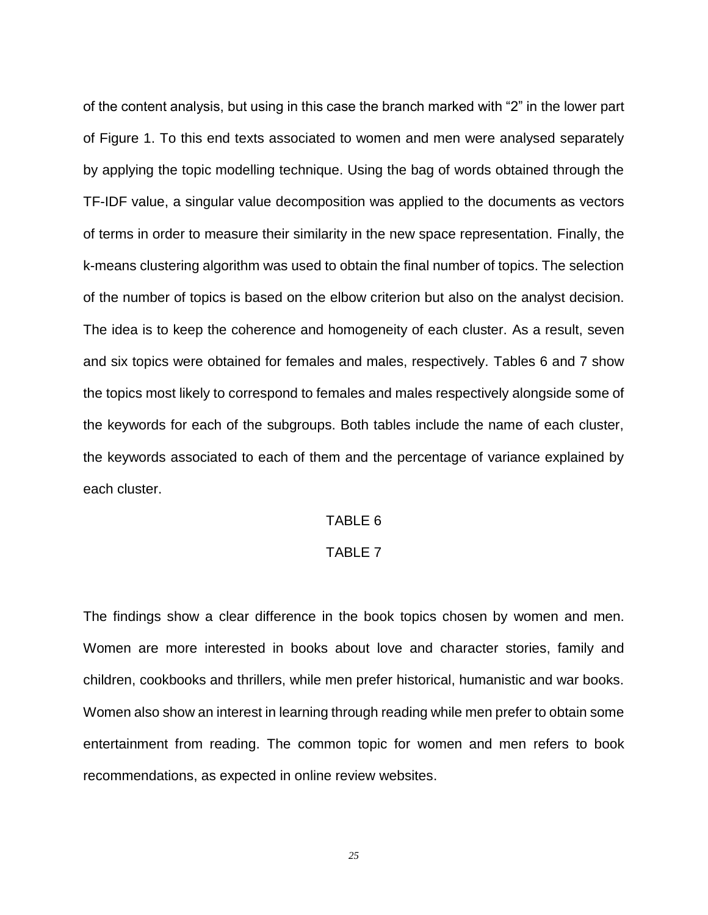of the content analysis, but using in this case the branch marked with “2” in the lower part of Figure 1. To this end texts associated to women and men were analysed separately by applying the topic modelling technique. Using the bag of words obtained through the TF-IDF value, a singular value decomposition was applied to the documents as vectors of terms in order to measure their similarity in the new space representation. Finally, the k-means clustering algorithm was used to obtain the final number of topics. The selection of the number of topics is based on the elbow criterion but also on the analyst decision. The idea is to keep the coherence and homogeneity of each cluster. As a result, seven and six topics were obtained for females and males, respectively. Tables 6 and 7 show the topics most likely to correspond to females and males respectively alongside some of the keywords for each of the subgroups. Both tables include the name of each cluster, the keywords associated to each of them and the percentage of variance explained by each cluster.

TABLE 6

TABLE 7

The findings show a clear difference in the book topics chosen by women and men. Women are more interested in books about love and character stories, family and children, cookbooks and thrillers, while men prefer historical, humanistic and war books. Women also show an interest in learning through reading while men prefer to obtain some entertainment from reading. The common topic for women and men refers to book recommendations, as expected in online review websites.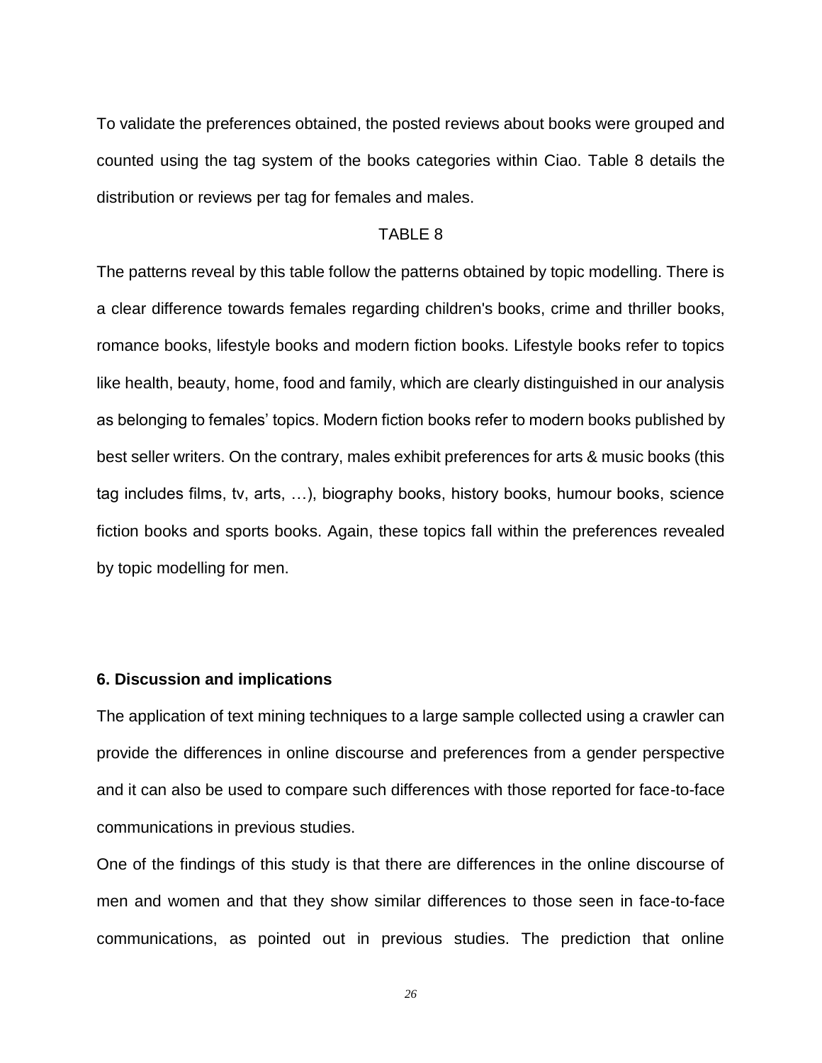To validate the preferences obtained, the posted reviews about books were grouped and counted using the tag system of the books categories within Ciao. Table 8 details the distribution or reviews per tag for females and males.

TABLE 8

The patterns reveal by this table follow the patterns obtained by topic modelling. There is a clear difference towards females regarding children's books, crime and thriller books, romance books, lifestyle books and modern fiction books. Lifestyle books refer to topics like health, beauty, home, food and family, which are clearly distinguished in our analysis as belonging to females' topics. Modern fiction books refer to modern books published by best seller writers. On the contrary, males exhibit preferences for arts & music books (this tag includes films, tv, arts, …), biography books, history books, humour books, science fiction books and sports books. Again, these topics fall within the preferences revealed by topic modelling for men.

## 6. Discussion and implications

The application of text mining techniques to a large sample collected using a crawler can provide the differences in online discourse and preferences from a gender perspective and it can also be used to compare such differences with those reported for face-to-face communications in previous studies.

One of the findings of this study is that there are differences in the online discourse of men and women and that they show similar differences to those seen in face-to-face communications, as pointed out in previous studies. The prediction that online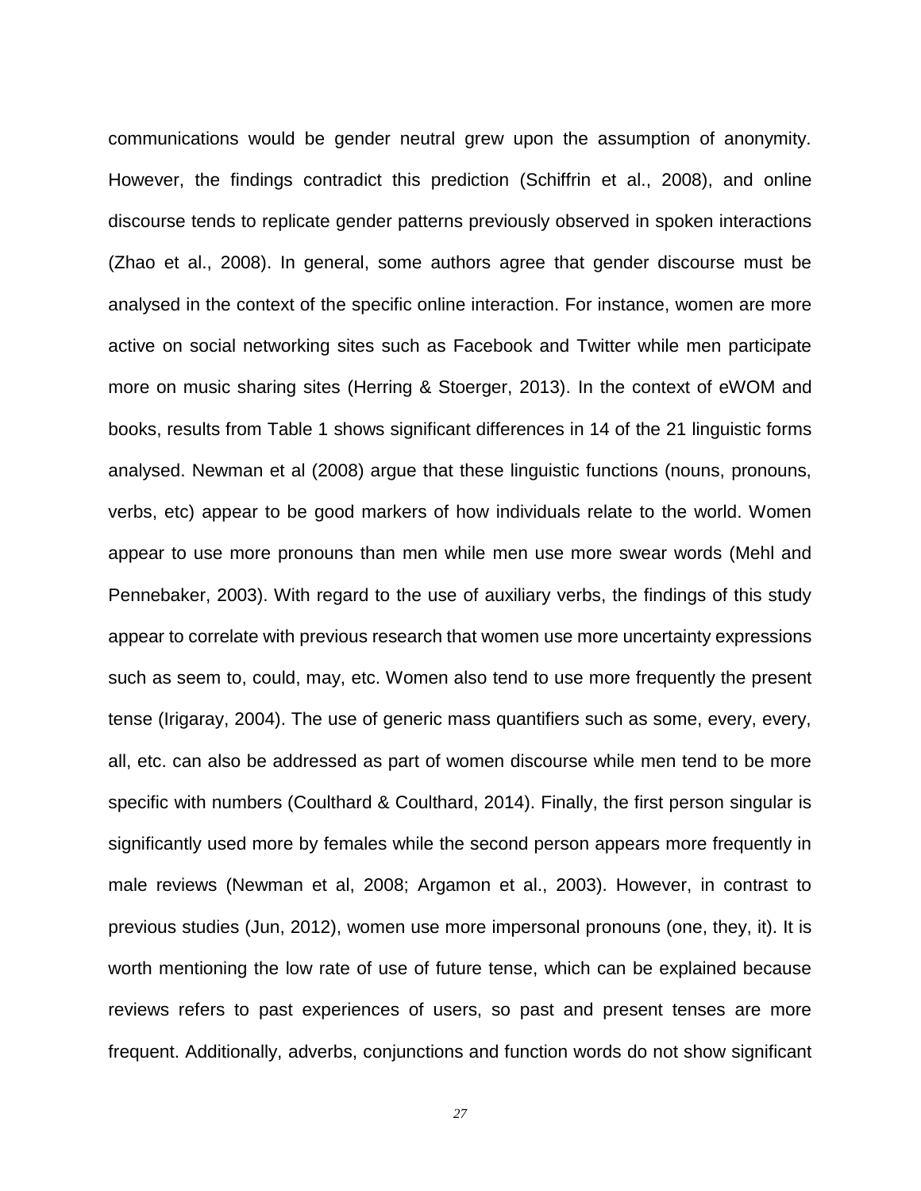communications would be gender neutral grew upon the assumption of anonymity. However, the findings contradict this prediction (Schiffrin et al., 2008), and online discourse tends to replicate gender patterns previously observed in spoken interactions (Zhao et al., 2008). In general, some authors agree that gender discourse must be analysed in the context of the specific online interaction. For instance, women are more active on social networking sites such as Facebook and Twitter while men participate more on music sharing sites (Herring & Stoerger, 2013). In the context of eWOM and books, results from Table 1 shows significant differences in 14 of the 21 linguistic forms analysed. Newman et al (2008) argue that these linguistic functions (nouns, pronouns, verbs, etc) appear to be good markers of how individuals relate to the world. Women appear to use more pronouns than men while men use more swear words (Mehl and Pennebaker, 2003). With regard to the use of auxiliary verbs, the findings of this study appear to correlate with previous research that women use more uncertainty expressions such as seem to, could, may, etc. Women also tend to use more frequently the present tense (Irigaray, 2004). The use of generic mass quantifiers such as some, every, every, all, etc. can also be addressed as part of women discourse while men tend to be more specific with numbers (Coulthard & Coulthard, 2014). Finally, the first person singular is significantly used more by females while the second person appears more frequently in male reviews (Newman et al, 2008; Argamon et al., 2003). However, in contrast to previous studies (Jun, 2012), women use more impersonal pronouns (one, they, it). It is worth mentioning the low rate of use of future tense, which can be explained because reviews refers to past experiences of users, so past and present tenses are more frequent. Additionally, adverbs, conjunctions and function words do not show significant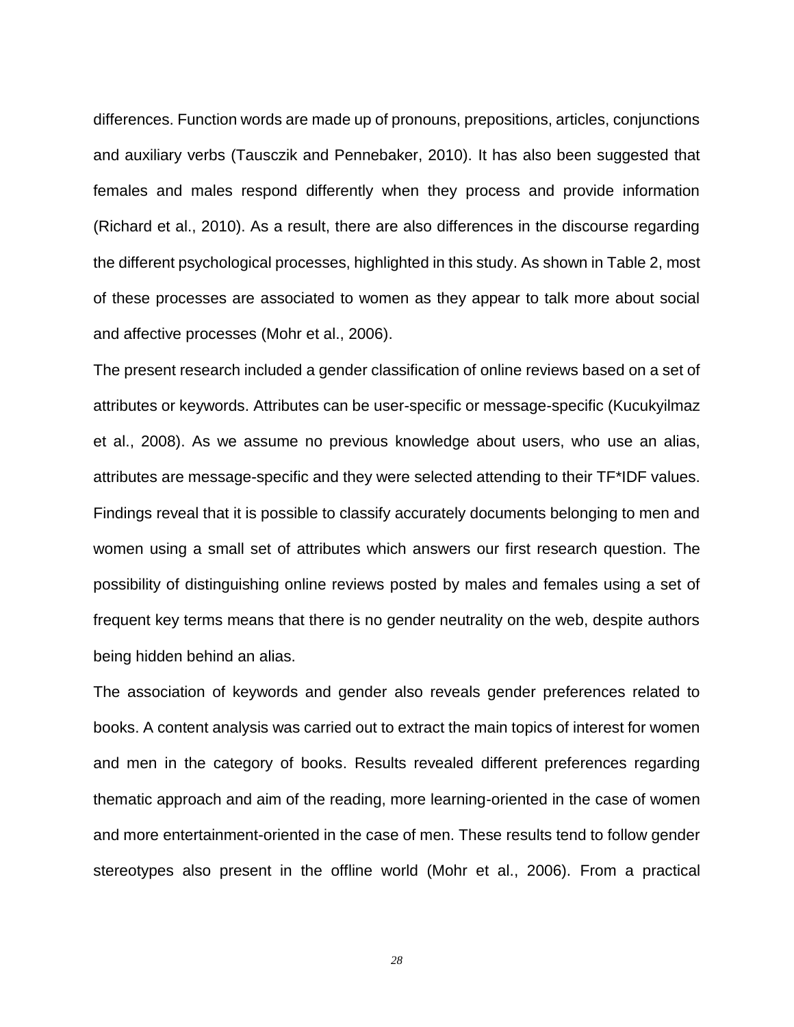differences. Function words are made up of pronouns, prepositions, articles, conjunctions and auxiliary verbs (Tausczik and Pennebaker, 2010). It has also been suggested that females and males respond differently when they process and provide information (Richard et al., 2010). As a result, there are also differences in the discourse regarding the different psychological processes, highlighted in this study. As shown in Table 2, most of these processes are associated to women as they appear to talk more about social and affective processes (Mohr et al., 2006).

The present research included a gender classification of online reviews based on a set of attributes or keywords. Attributes can be user-specific or message-specific (Kucukyilmaz et al., 2008). As we assume no previous knowledge about users, who use an alias, attributes are message-specific and they were selected attending to their TF*IDF values. Findings reveal that it is possible to classify accurately documents belonging to men and women using a small set of attributes which answers our first research question. The possibility of distinguishing online reviews posted by males and females using a set of frequent key terms means that there is no gender neutrality on the web, despite authors being hidden behind an alias.

The association of keywords and gender also reveals gender preferences related to books. A content analysis was carried out to extract the main topics of interest for women and men in the category of books. Results revealed different preferences regarding thematic approach and aim of the reading, more learning-oriented in the case of women and more entertainment-oriented in the case of men. These results tend to follow gender stereotypes also present in the offline world (Mohr et al., 2006). From a practical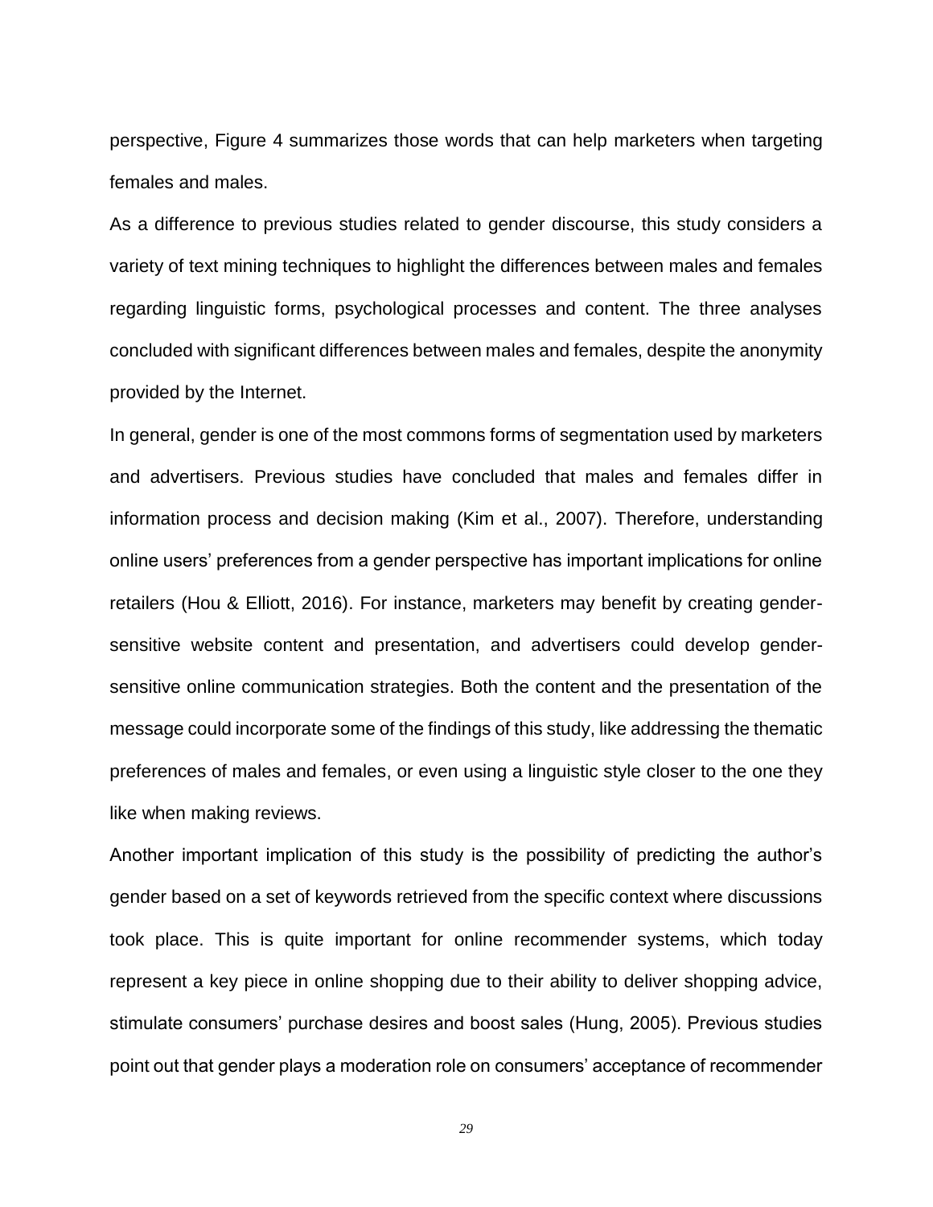perspective, Figure 4 summarizes those words that can help marketers when targeting females and males.

As a difference to previous studies related to gender discourse, this study considers a variety of text mining techniques to highlight the differences between males and females regarding linguistic forms, psychological processes and content. The three analyses concluded with significant differences between males and females, despite the anonymity provided by the Internet.

In general, gender is one of the most commons forms of segmentation used by marketers and advertisers. Previous studies have concluded that males and females differ in information process and decision making (Kim et al., 2007). Therefore, understanding online users' preferences from a gender perspective has important implications for online retailers (Hou & Elliott, 2016). For instance, marketers may benefit by creating gender-sensitive website content and presentation, and advertisers could develop gender-sensitive online communication strategies. Both the content and the presentation of the message could incorporate some of the findings of this study, like addressing the thematic preferences of males and females, or even using a linguistic style closer to the one they like when making reviews.

Another important implication of this study is the possibility of predicting the author's gender based on a set of keywords retrieved from the specific context where discussions took place. This is quite important for online recommender systems, which today represent a key piece in online shopping due to their ability to deliver shopping advice, stimulate consumers' purchase desires and boost sales (Hung, 2005). Previous studies point out that gender plays a moderation role on consumers' acceptance of recommender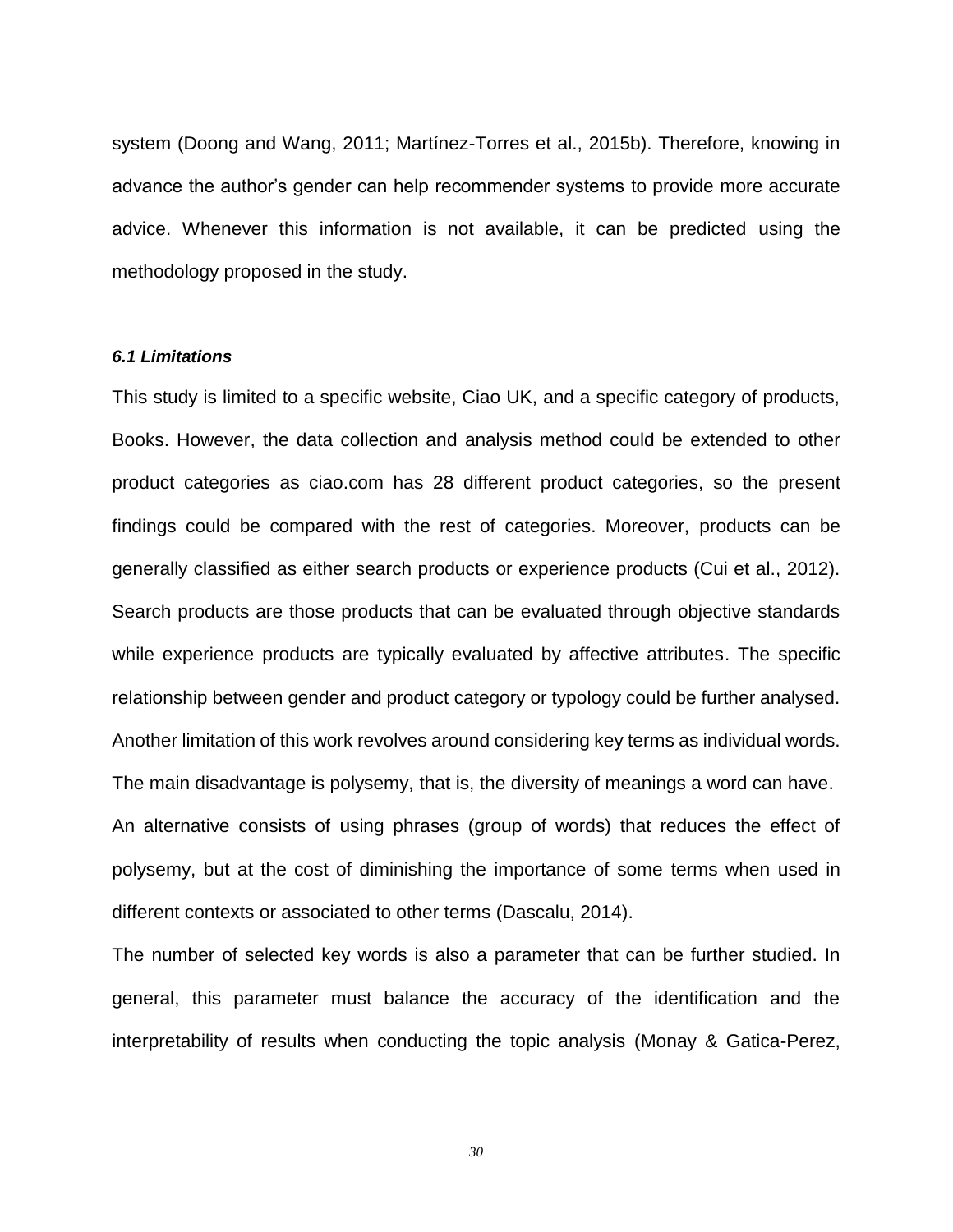system (Doong and Wang, 2011; Martínez-Torres et al., 2015b). Therefore, knowing in advance the author's gender can help recommender systems to provide more accurate advice. Whenever this information is not available, it can be predicted using the methodology proposed in the study.

### *6.1 Limitations*

This study is limited to a specific website, Ciao UK, and a specific category of products, Books. However, the data collection and analysis method could be extended to other product categories as ciao.com has 28 different product categories, so the present findings could be compared with the rest of categories. Moreover, products can be generally classified as either search products or experience products (Cui et al., 2012). Search products are those products that can be evaluated through objective standards while experience products are typically evaluated by affective attributes. The specific relationship between gender and product category or typology could be further analysed. Another limitation of this work revolves around considering key terms as individual words. The main disadvantage is polysemy, that is, the diversity of meanings a word can have. An alternative consists of using phrases (group of words) that reduces the effect of polysemy, but at the cost of diminishing the importance of some terms when used in different contexts or associated to other terms (Dascalu, 2014).

The number of selected key words is also a parameter that can be further studied. In general, this parameter must balance the accuracy of the identification and the interpretability of results when conducting the topic analysis (Monay & Gatica-Perez,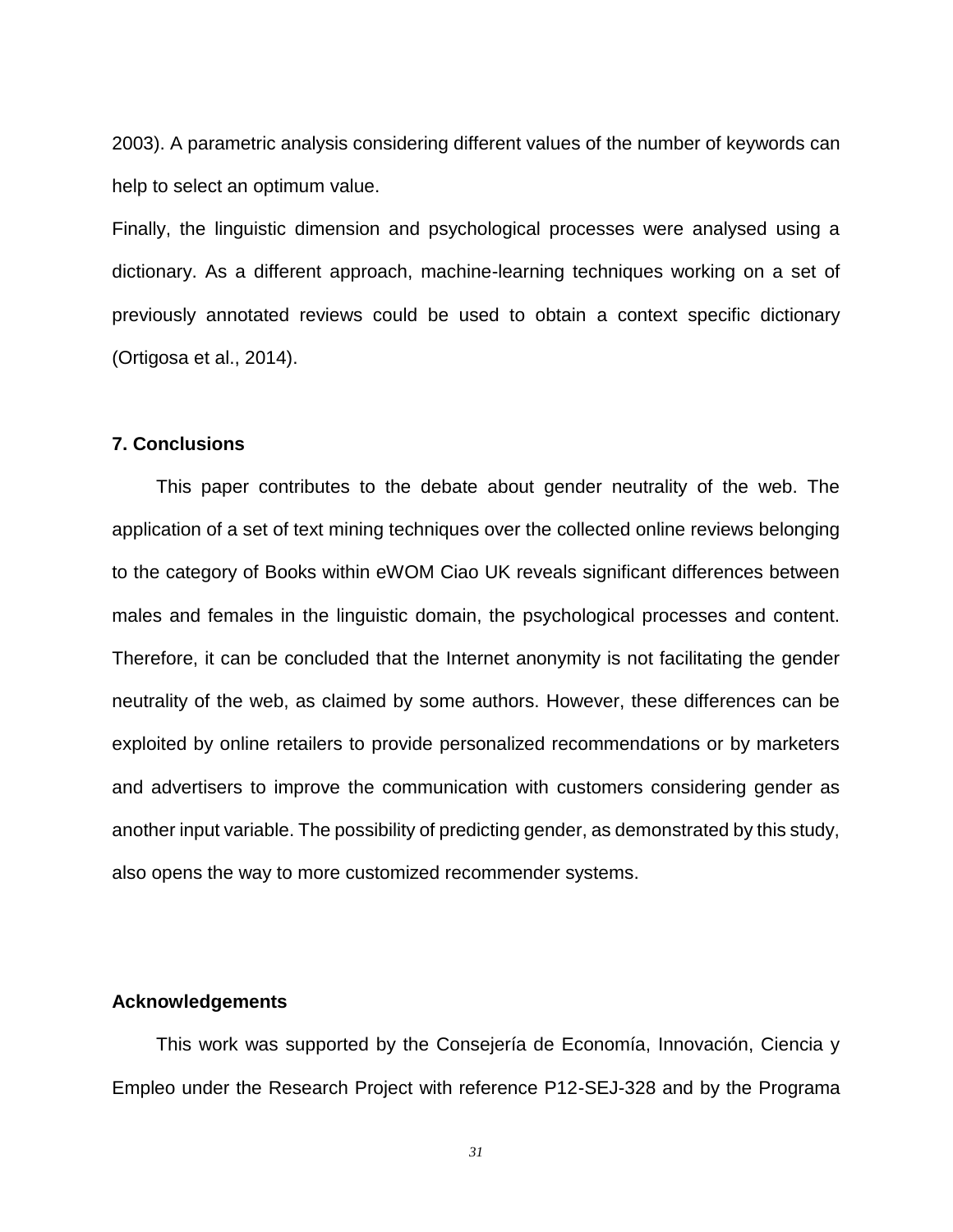2003). A parametric analysis considering different values of the number of keywords can help to select an optimum value.

Finally, the linguistic dimension and psychological processes were analysed using a dictionary. As a different approach, machine-learning techniques working on a set of previously annotated reviews could be used to obtain a context specific dictionary (Ortigosa et al., 2014).

## 7. Conclusions

This paper contributes to the debate about gender neutrality of the web. The application of a set of text mining techniques over the collected online reviews belonging to the category of Books within eWOM Ciao UK reveals significant differences between males and females in the linguistic domain, the psychological processes and content. Therefore, it can be concluded that the Internet anonymity is not facilitating the gender neutrality of the web, as claimed by some authors. However, these differences can be exploited by online retailers to provide personalized recommendations or by marketers and advertisers to improve the communication with customers considering gender as another input variable. The possibility of predicting gender, as demonstrated by this study, also opens the way to more customized recommender systems.

## Acknowledgements

This work was supported by the Consejería de Economía, Innovación, Ciencia y Empleo under the Research Project with reference P12-SEJ-328 and by the Programa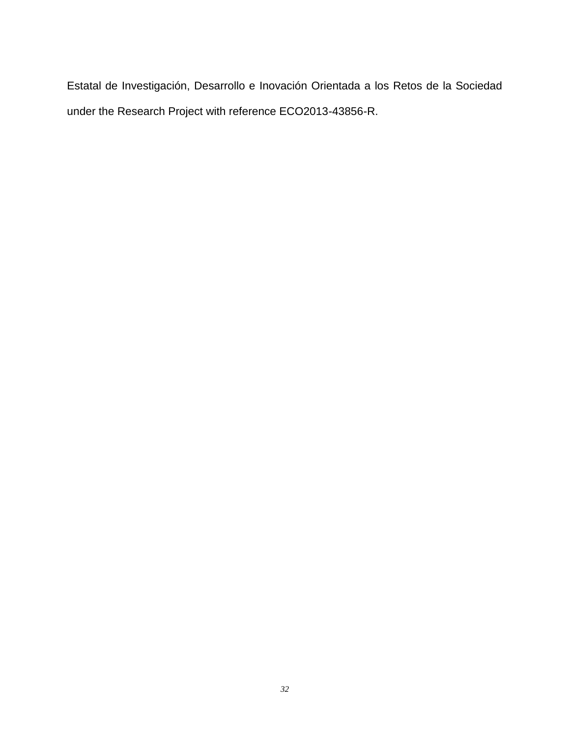Estatal de Investigación, Desarrollo e Inovación Orientada a los Retos de la Sociedad under the Research Project with reference ECO2013-43856-R.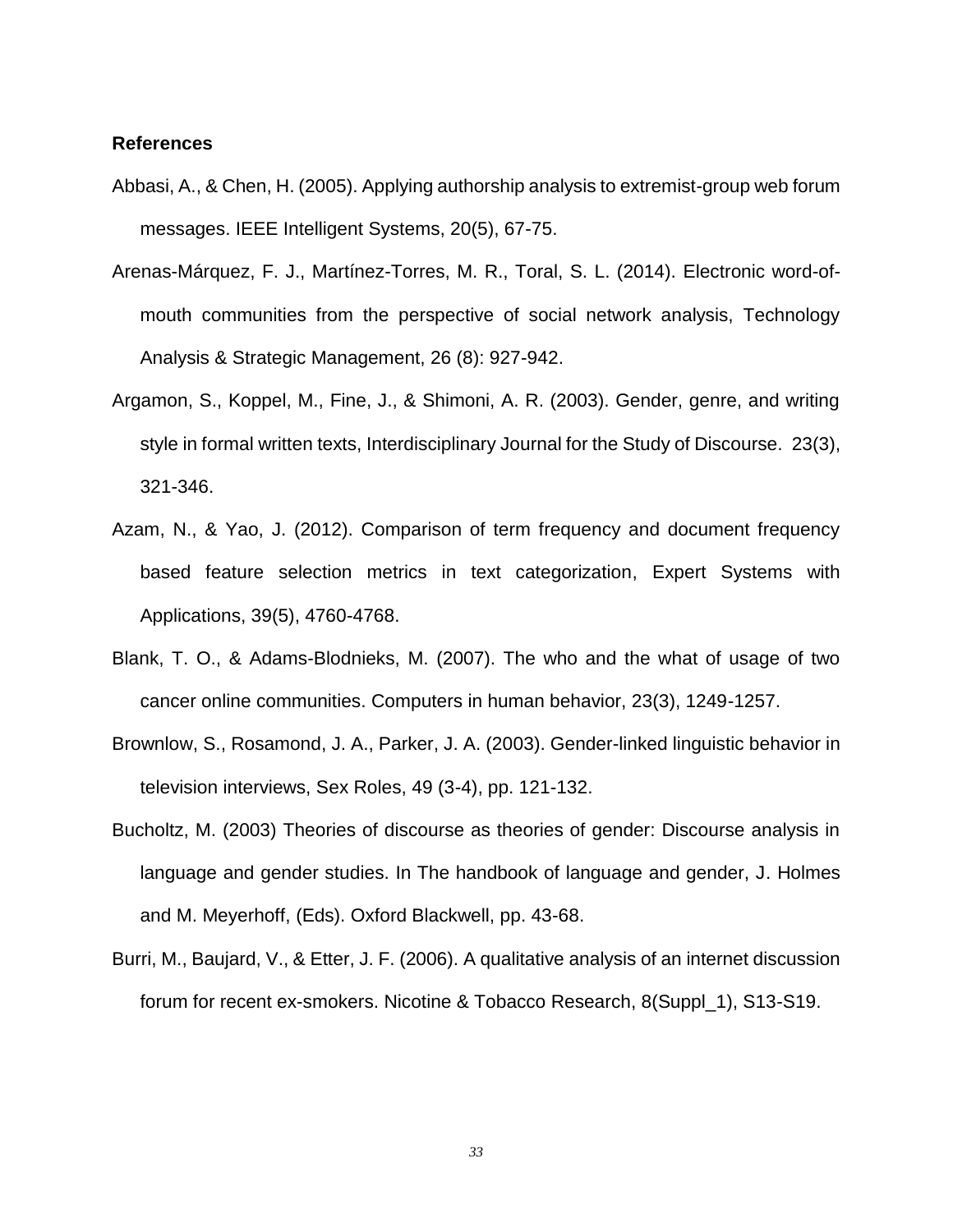**References**

Abbasi, A., & Chen, H. (2005). Applying authorship analysis to extremist-group web forum messages. IEEE Intelligent Systems, 20(5), 67-75.

Arenas-Márquez, F. J., Martínez-Torres, M. R., Toral, S. L. (2014). Electronic word-of-mouth communities from the perspective of social network analysis, Technology Analysis & Strategic Management, 26 (8): 927-942.

Argamon, S., Koppel, M., Fine, J., & Shimoni, A. R. (2003). Gender, genre, and writing style in formal written texts, Interdisciplinary Journal for the Study of Discourse. 23(3), 321-346.

Azam, N., & Yao, J. (2012). Comparison of term frequency and document frequency based feature selection metrics in text categorization, Expert Systems with Applications, 39(5), 4760-4768.

Blank, T. O., & Adams-Blodnieks, M. (2007). The who and the what of usage of two cancer online communities. Computers in human behavior, 23(3), 1249-1257.

Brownlow, S., Rosamond, J. A., Parker, J. A. (2003). Gender-linked linguistic behavior in television interviews, Sex Roles, 49 (3-4), pp. 121-132.

Bucholtz, M. (2003) Theories of discourse as theories of gender: Discourse analysis in language and gender studies. In The handbook of language and gender, J. Holmes and M. Meyerhoff, (Eds). Oxford Blackwell, pp. 43-68.

Burri, M., Baujard, V., & Etter, J. F. (2006). A qualitative analysis of an internet discussion forum for recent ex-smokers. Nicotine & Tobacco Research, 8(Suppl_1), S13-S19.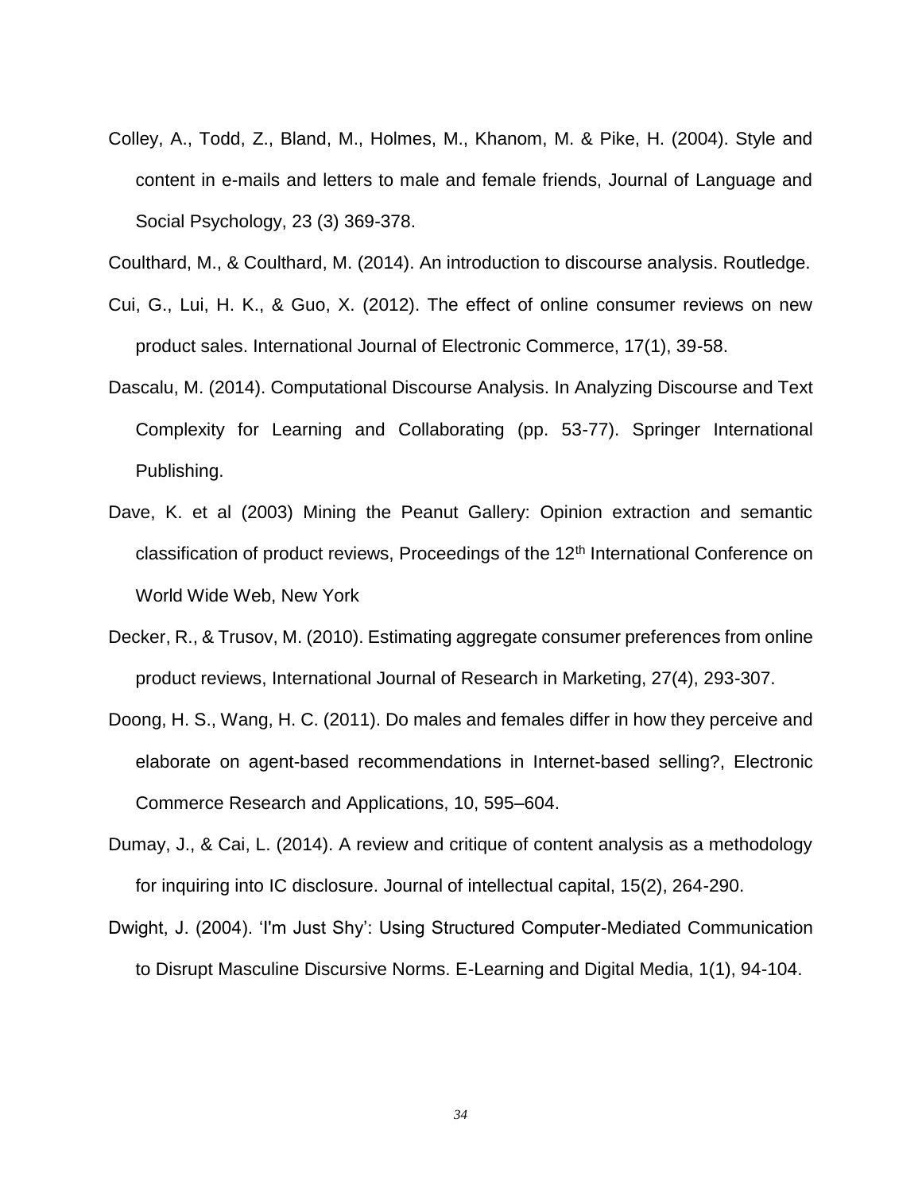Colley, A., Todd, Z., Bland, M., Holmes, M., Khanom, M. & Pike, H. (2004). Style and content in e-mails and letters to male and female friends, Journal of Language and Social Psychology, 23 (3) 369-378.

Coulthard, M., & Coulthard, M. (2014). An introduction to discourse analysis. Routledge.

Cui, G., Lui, H. K., & Guo, X. (2012). The effect of online consumer reviews on new product sales. International Journal of Electronic Commerce, 17(1), 39-58.

Dascalu, M. (2014). Computational Discourse Analysis. In Analyzing Discourse and Text Complexity for Learning and Collaborating (pp. 53-77). Springer International Publishing.

Dave, K. et al (2003) Mining the Peanut Gallery: Opinion extraction and semantic classification of product reviews, Proceedings of the 12th International Conference on World Wide Web, New York

Decker, R., & Trusov, M. (2010). Estimating aggregate consumer preferences from online product reviews, International Journal of Research in Marketing, 27(4), 293-307.

Doong, H. S., Wang, H. C. (2011). Do males and females differ in how they perceive and elaborate on agent-based recommendations in Internet-based selling?, Electronic Commerce Research and Applications, 10, 595–604.

Dumay, J., & Cai, L. (2014). A review and critique of content analysis as a methodology for inquiring into IC disclosure. Journal of intellectual capital, 15(2), 264-290.

Dwight, J. (2004). 'I'm Just Shy': Using Structured Computer-Mediated Communication to Disrupt Masculine Discursive Norms. E-Learning and Digital Media, 1(1), 94-104.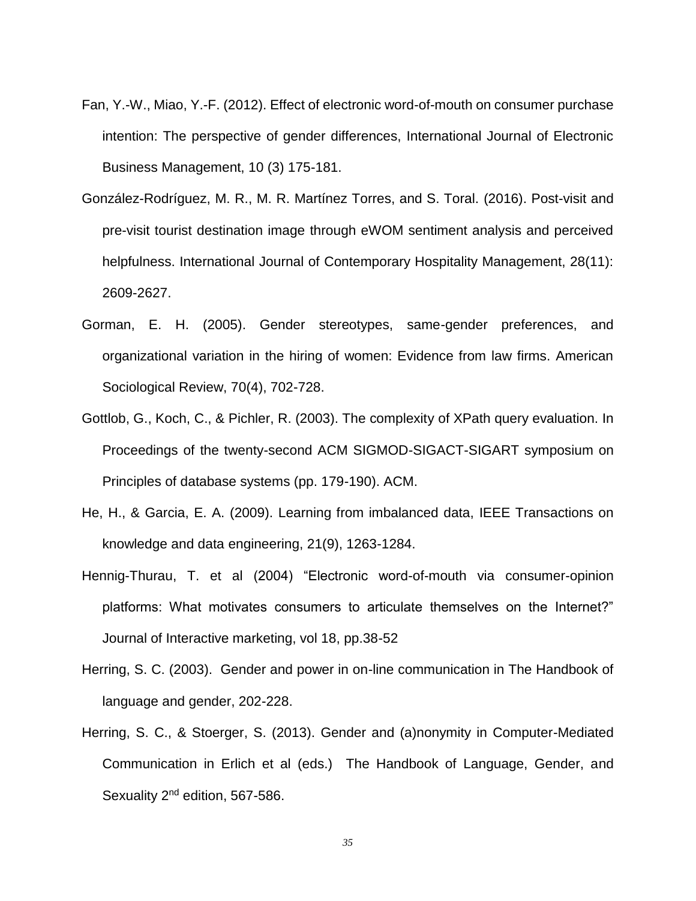Fan, Y.-W., Miao, Y.-F. (2012). Effect of electronic word-of-mouth on consumer purchase intention: The perspective of gender differences, International Journal of Electronic Business Management, 10 (3) 175-181.

González-Rodríguez, M. R., M. R. Martínez Torres, and S. Toral. (2016). Post-visit and pre-visit tourist destination image through eWOM sentiment analysis and perceived helpfulness. International Journal of Contemporary Hospitality Management, 28(11): 2609-2627.

Gorman, E. H. (2005). Gender stereotypes, same-gender preferences, and organizational variation in the hiring of women: Evidence from law firms. American Sociological Review, 70(4), 702-728.

Gottlob, G., Koch, C., & Pichler, R. (2003). The complexity of XPath query evaluation. In Proceedings of the twenty-second ACM SIGMOD-SIGACT-SIGART symposium on Principles of database systems (pp. 179-190). ACM.

He, H., & Garcia, E. A. (2009). Learning from imbalanced data, IEEE Transactions on knowledge and data engineering, 21(9), 1263-1284.

Hennig-Thurau, T. et al (2004) "Electronic word-of-mouth via consumer-opinion platforms: What motivates consumers to articulate themselves on the Internet?" Journal of Interactive marketing, vol 18, pp.38-52

Herring, S. C. (2003). Gender and power in on-line communication in The Handbook of language and gender, 202-228.

Herring, S. C., & Stoerger, S. (2013). Gender and (a)nonymity in Computer-Mediated Communication in Erlich et al (eds.) The Handbook of Language, Gender, and Sexuality 2nd edition, 567-586.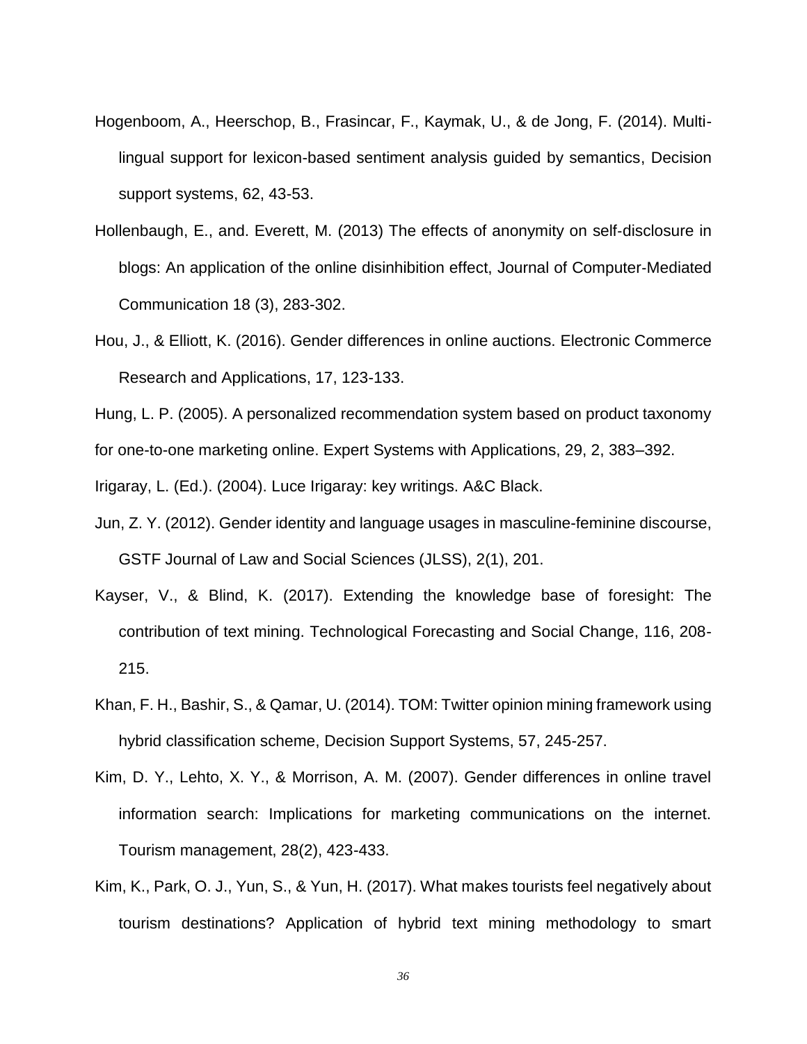Hogenboom, A., Heerschop, B., Frasincar, F., Kaymak, U., & de Jong, F. (2014). Multi-lingual support for lexicon-based sentiment analysis guided by semantics, Decision support systems, 62, 43-53.

Hollenbaugh, E., and. Everett, M. (2013) The effects of anonymity on self-disclosure in blogs: An application of the online disinhibition effect, Journal of Computer-Mediated Communication 18 (3), 283-302.

Hou, J., & Elliott, K. (2016). Gender differences in online auctions. Electronic Commerce Research and Applications, 17, 123-133.

Hung, L. P. (2005). A personalized recommendation system based on product taxonomy for one-to-one marketing online. Expert Systems with Applications, 29, 2, 383–392.

Irigaray, L. (Ed.). (2004). Luce Irigaray: key writings. A&C Black.

Jun, Z. Y. (2012). Gender identity and language usages in masculine-feminine discourse, GSTF Journal of Law and Social Sciences (JLSS), 2(1), 201.

Kayser, V., & Blind, K. (2017). Extending the knowledge base of foresight: The contribution of text mining. Technological Forecasting and Social Change, 116, 208-215.

Khan, F. H., Bashir, S., & Qamar, U. (2014). TOM: Twitter opinion mining framework using hybrid classification scheme, Decision Support Systems, 57, 245-257.

Kim, D. Y., Lehto, X. Y., & Morrison, A. M. (2007). Gender differences in online travel information search: Implications for marketing communications on the internet. Tourism management, 28(2), 423-433.

Kim, K., Park, O. J., Yun, S., & Yun, H. (2017). What makes tourists feel negatively about tourism destinations? Application of hybrid text mining methodology to smart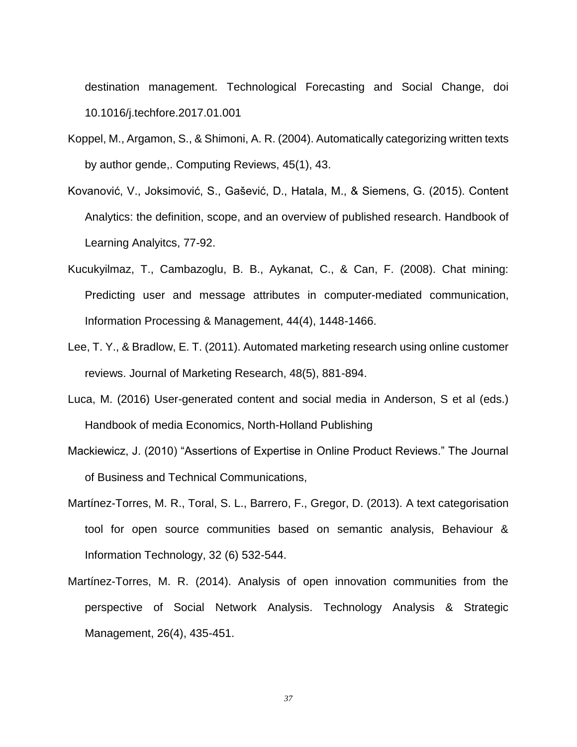destination management. Technological Forecasting and Social Change, doi 10.1016/j.techfore.2017.01.001

Koppel, M., Argamon, S., & Shimoni, A. R. (2004). Automatically categorizing written texts by author gende,. Computing Reviews, 45(1), 43.

Kovanović, V., Joksimović, S., Gašević, D., Hatala, M., & Siemens, G. (2015). Content Analytics: the definition, scope, and an overview of published research. Handbook of Learning Analyitcs, 77-92.

Kucukyilmaz, T., Cambazoglu, B. B., Aykanat, C., & Can, F. (2008). Chat mining: Predicting user and message attributes in computer-mediated communication, Information Processing & Management, 44(4), 1448-1466.

Lee, T. Y., & Bradlow, E. T. (2011). Automated marketing research using online customer reviews. Journal of Marketing Research, 48(5), 881-894.

Luca, M. (2016) User-generated content and social media in Anderson, S et al (eds.) Handbook of media Economics, North-Holland Publishing

Mackiewicz, J. (2010) “Assertions of Expertise in Online Product Reviews.” The Journal of Business and Technical Communications,

Martínez-Torres, M. R., Toral, S. L., Barrero, F., Gregor, D. (2013). A text categorisation tool for open source communities based on semantic analysis, Behaviour & Information Technology, 32 (6) 532-544.

Martínez-Torres, M. R. (2014). Analysis of open innovation communities from the perspective of Social Network Analysis. Technology Analysis & Strategic Management, 26(4), 435-451.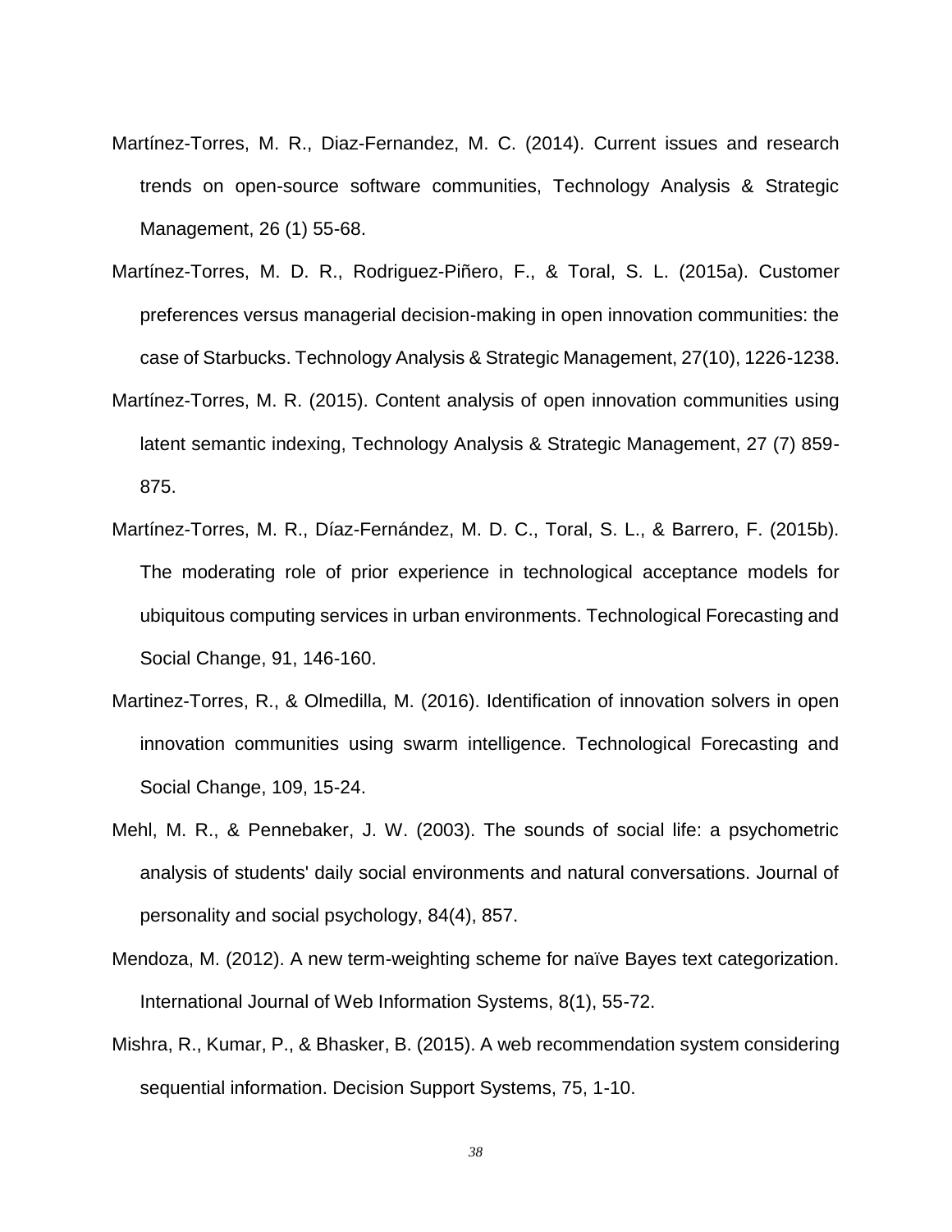Martínez-Torres, M. R., Diaz-Fernandez, M. C. (2014). Current issues and research trends on open-source software communities, Technology Analysis & Strategic Management, 26 (1) 55-68.

Martínez-Torres, M. D. R., Rodriguez-Piñero, F., & Toral, S. L. (2015a). Customer preferences versus managerial decision-making in open innovation communities: the case of Starbucks. Technology Analysis & Strategic Management, 27(10), 1226-1238.

Martínez-Torres, M. R. (2015). Content analysis of open innovation communities using latent semantic indexing, Technology Analysis & Strategic Management, 27 (7) 859-875.

Martínez-Torres, M. R., Díaz-Fernández, M. D. C., Toral, S. L., & Barrero, F. (2015b). The moderating role of prior experience in technological acceptance models for ubiquitous computing services in urban environments. Technological Forecasting and Social Change, 91, 146-160.

Martinez-Torres, R., & Olmedilla, M. (2016). Identification of innovation solvers in open innovation communities using swarm intelligence. Technological Forecasting and Social Change, 109, 15-24.

Mehl, M. R., & Pennebaker, J. W. (2003). The sounds of social life: a psychometric analysis of students' daily social environments and natural conversations. Journal of personality and social psychology, 84(4), 857.

Mendoza, M. (2012). A new term-weighting scheme for naïve Bayes text categorization. International Journal of Web Information Systems, 8(1), 55-72.

Mishra, R., Kumar, P., & Bhasker, B. (2015). A web recommendation system considering sequential information. Decision Support Systems, 75, 1-10.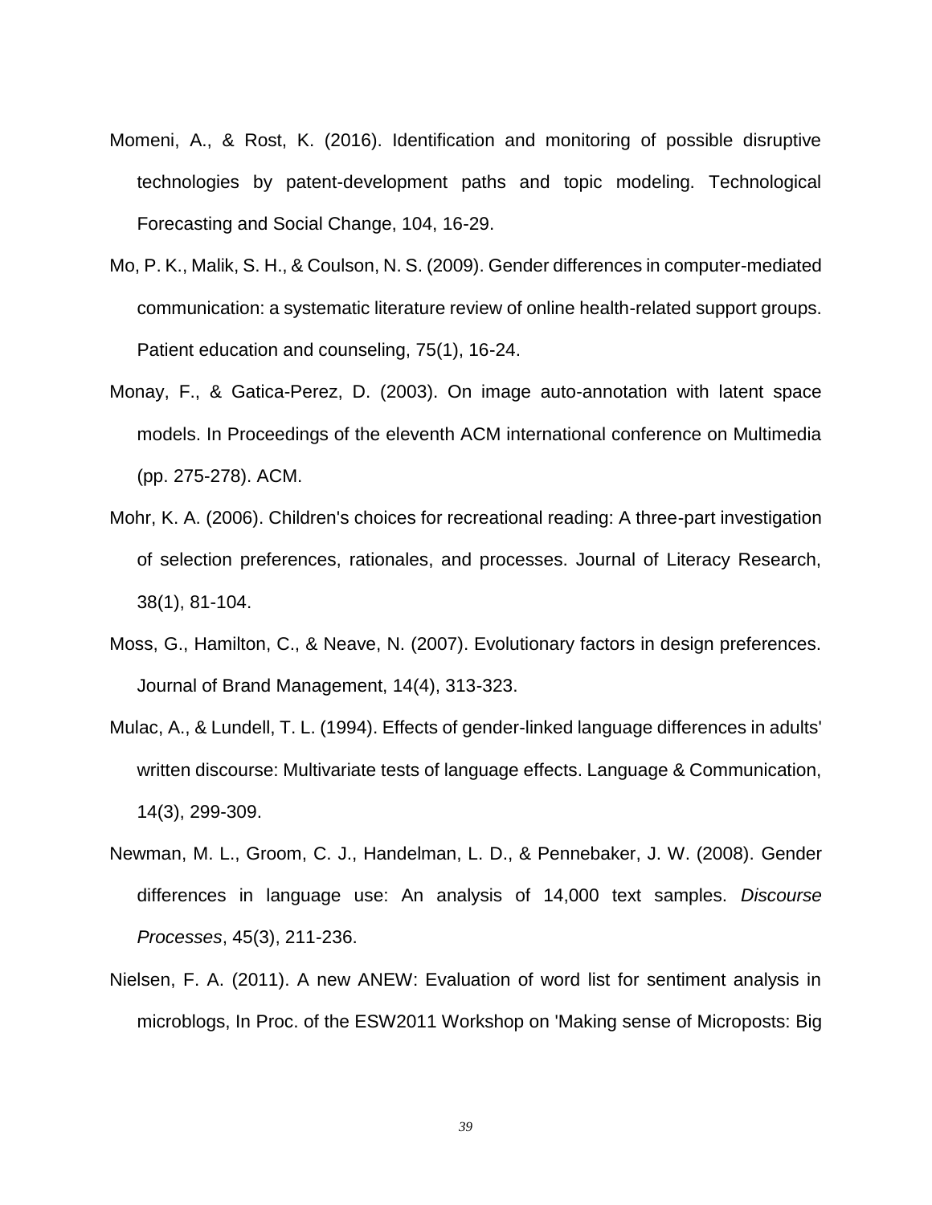Momeni, A., & Rost, K. (2016). Identification and monitoring of possible disruptive technologies by patent-development paths and topic modeling. Technological Forecasting and Social Change, 104, 16-29.

Mo, P. K., Malik, S. H., & Coulson, N. S. (2009). Gender differences in computer-mediated communication: a systematic literature review of online health-related support groups. Patient education and counseling, 75(1), 16-24.

Monay, F., & Gatica-Perez, D. (2003). On image auto-annotation with latent space models. In Proceedings of the eleventh ACM international conference on Multimedia (pp. 275-278). ACM.

Mohr, K. A. (2006). Children's choices for recreational reading: A three-part investigation of selection preferences, rationales, and processes. Journal of Literacy Research, 38(1), 81-104.

Moss, G., Hamilton, C., & Neave, N. (2007). Evolutionary factors in design preferences. Journal of Brand Management, 14(4), 313-323.

Mulac, A., & Lundell, T. L. (1994). Effects of gender-linked language differences in adults' written discourse: Multivariate tests of language effects. Language & Communication, 14(3), 299-309.

Newman, M. L., Groom, C. J., Handelman, L. D., & Pennebaker, J. W. (2008). Gender differences in language use: An analysis of 14,000 text samples. *Discourse Processes*, 45(3), 211-236.

Nielsen, F. A. (2011). A new ANEW: Evaluation of word list for sentiment analysis in microblogs, In Proc. of the ESW2011 Workshop on 'Making sense of Microposts: Big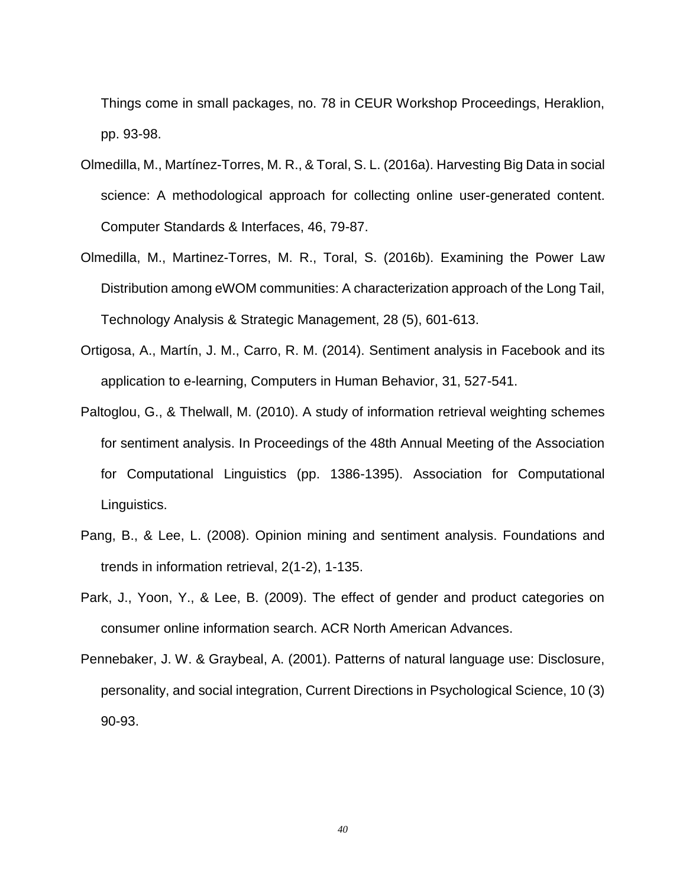Things come in small packages, no. 78 in CEUR Workshop Proceedings, Heraklion, pp. 93-98.

Olmedilla, M., Martínez-Torres, M. R., & Toral, S. L. (2016a). Harvesting Big Data in social science: A methodological approach for collecting online user-generated content. Computer Standards & Interfaces, 46, 79-87.

Olmedilla, M., Martinez-Torres, M. R., Toral, S. (2016b). Examining the Power Law Distribution among eWOM communities: A characterization approach of the Long Tail, Technology Analysis & Strategic Management, 28 (5), 601-613.

Ortigosa, A., Martín, J. M., Carro, R. M. (2014). Sentiment analysis in Facebook and its application to e-learning, Computers in Human Behavior, 31, 527-541.

Paltoglou, G., & Thelwall, M. (2010). A study of information retrieval weighting schemes for sentiment analysis. In Proceedings of the 48th Annual Meeting of the Association for Computational Linguistics (pp. 1386-1395). Association for Computational Linguistics.

Pang, B., & Lee, L. (2008). Opinion mining and sentiment analysis. Foundations and trends in information retrieval, 2(1-2), 1-135.

Park, J., Yoon, Y., & Lee, B. (2009). The effect of gender and product categories on consumer online information search. ACR North American Advances.

Pennebaker, J. W. & Graybeal, A. (2001). Patterns of natural language use: Disclosure, personality, and social integration, Current Directions in Psychological Science, 10 (3) 90-93.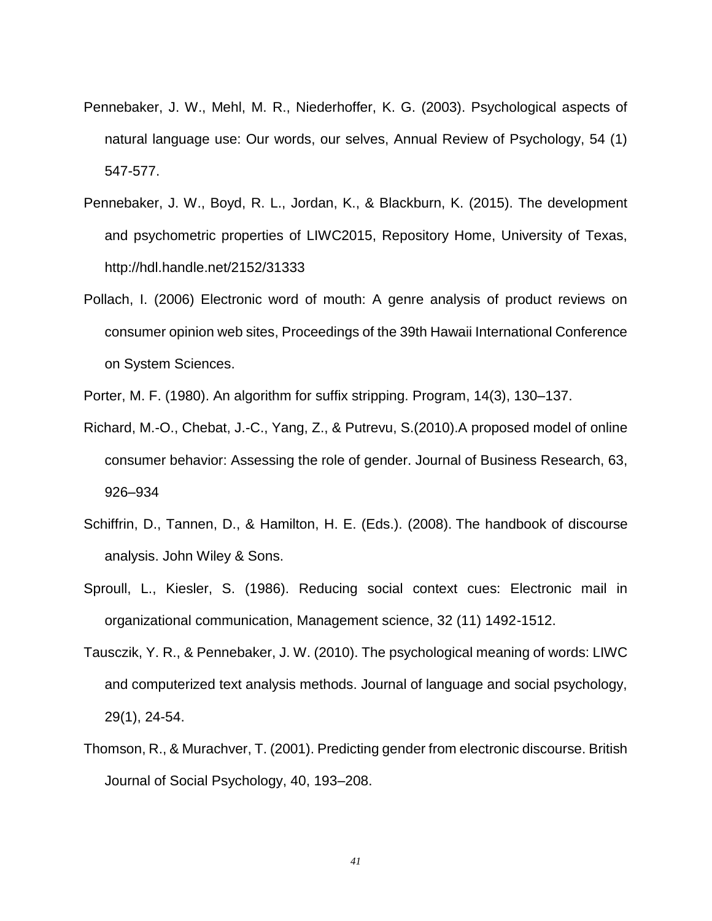Pennebaker, J. W., Mehl, M. R., Niederhoffer, K. G. (2003). Psychological aspects of natural language use: Our words, our selves, Annual Review of Psychology, 54 (1) 547-577.

Pennebaker, J. W., Boyd, R. L., Jordan, K., & Blackburn, K. (2015). The development and psychometric properties of LIWC2015, Repository Home, University of Texas, http://hdl.handle.net/2152/31333

Pollach, I. (2006) Electronic word of mouth: A genre analysis of product reviews on consumer opinion web sites, Proceedings of the 39th Hawaii International Conference on System Sciences.

Porter, M. F. (1980). An algorithm for suffix stripping. Program, 14(3), 130–137.

Richard, M.-O., Chebat, J.-C., Yang, Z., & Putrevu, S.(2010).A proposed model of online consumer behavior: Assessing the role of gender. Journal of Business Research, 63, 926–934

Schiffrin, D., Tannen, D., & Hamilton, H. E. (Eds.). (2008). The handbook of discourse analysis. John Wiley & Sons.

Sproull, L., Kiesler, S. (1986). Reducing social context cues: Electronic mail in organizational communication, Management science, 32 (11) 1492-1512.

Tausczik, Y. R., & Pennebaker, J. W. (2010). The psychological meaning of words: LIWC and computerized text analysis methods. Journal of language and social psychology, 29(1), 24-54.

Thomson, R., & Murachver, T. (2001). Predicting gender from electronic discourse. British Journal of Social Psychology, 40, 193–208.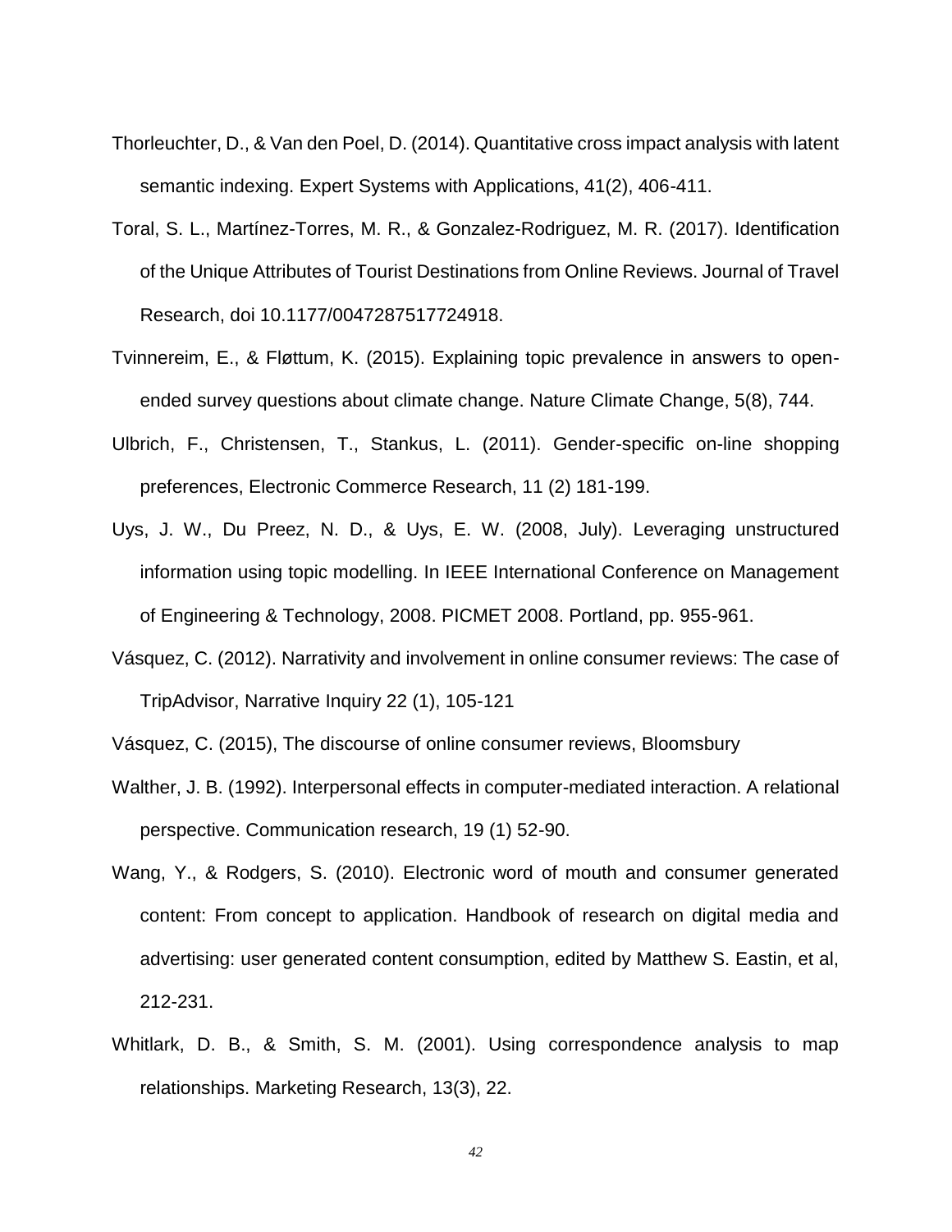Thorleuchter, D., & Van den Poel, D. (2014). Quantitative cross impact analysis with latent semantic indexing. Expert Systems with Applications, 41(2), 406-411.

Toral, S. L., Martínez-Torres, M. R., & Gonzalez-Rodriguez, M. R. (2017). Identification of the Unique Attributes of Tourist Destinations from Online Reviews. Journal of Travel Research, doi 10.1177/0047287517724918.

Tvinnereim, E., & Fløttum, K. (2015). Explaining topic prevalence in answers to open-ended survey questions about climate change. Nature Climate Change, 5(8), 744.

Ulbrich, F., Christensen, T., Stankus, L. (2011). Gender-specific on-line shopping preferences, Electronic Commerce Research, 11 (2) 181-199.

Uys, J. W., Du Preez, N. D., & Uys, E. W. (2008, July). Leveraging unstructured information using topic modelling. In IEEE International Conference on Management of Engineering & Technology, 2008. PICMET 2008. Portland, pp. 955-961.

Vásquez, C. (2012). Narrativity and involvement in online consumer reviews: The case of TripAdvisor, Narrative Inquiry 22 (1), 105-121

Vásquez, C. (2015), The discourse of online consumer reviews, Bloomsbury

Walther, J. B. (1992). Interpersonal effects in computer-mediated interaction. A relational perspective. Communication research, 19 (1) 52-90.

Wang, Y., & Rodgers, S. (2010). Electronic word of mouth and consumer generated content: From concept to application. Handbook of research on digital media and advertising: user generated content consumption, edited by Matthew S. Eastin, et al, 212-231.

Whitlark, D. B., & Smith, S. M. (2001). Using correspondence analysis to map relationships. Marketing Research, 13(3), 22.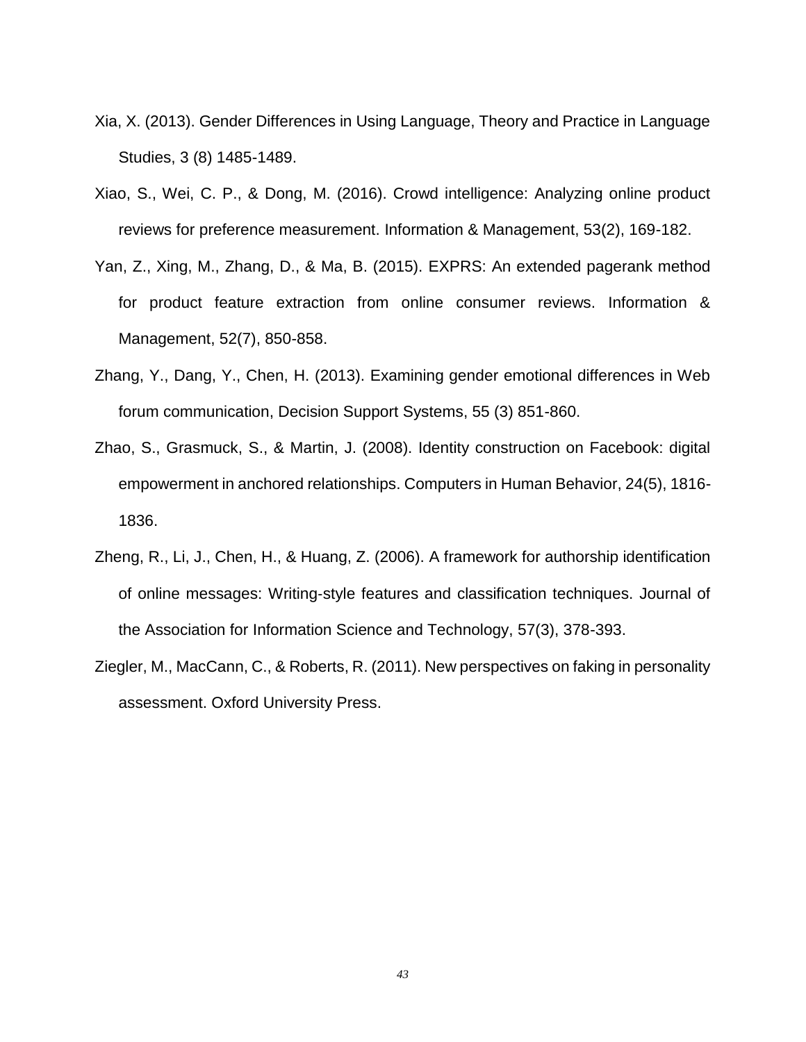Xia, X. (2013). Gender Differences in Using Language, Theory and Practice in Language Studies, 3 (8) 1485-1489.

Xiao, S., Wei, C. P., & Dong, M. (2016). Crowd intelligence: Analyzing online product reviews for preference measurement. Information & Management, 53(2), 169-182.

Yan, Z., Xing, M., Zhang, D., & Ma, B. (2015). EXPRS: An extended pagerank method for product feature extraction from online consumer reviews. Information & Management, 52(7), 850-858.

Zhang, Y., Dang, Y., Chen, H. (2013). Examining gender emotional differences in Web forum communication, Decision Support Systems, 55 (3) 851-860.

Zhao, S., Grasmuck, S., & Martin, J. (2008). Identity construction on Facebook: digital empowerment in anchored relationships. Computers in Human Behavior, 24(5), 1816-1836.

Zheng, R., Li, J., Chen, H., & Huang, Z. (2006). A framework for authorship identification of online messages: Writing-style features and classification techniques. Journal of the Association for Information Science and Technology, 57(3), 378-393.

Ziegler, M., MacCann, C., & Roberts, R. (2011). New perspectives on faking in personality assessment. Oxford University Press.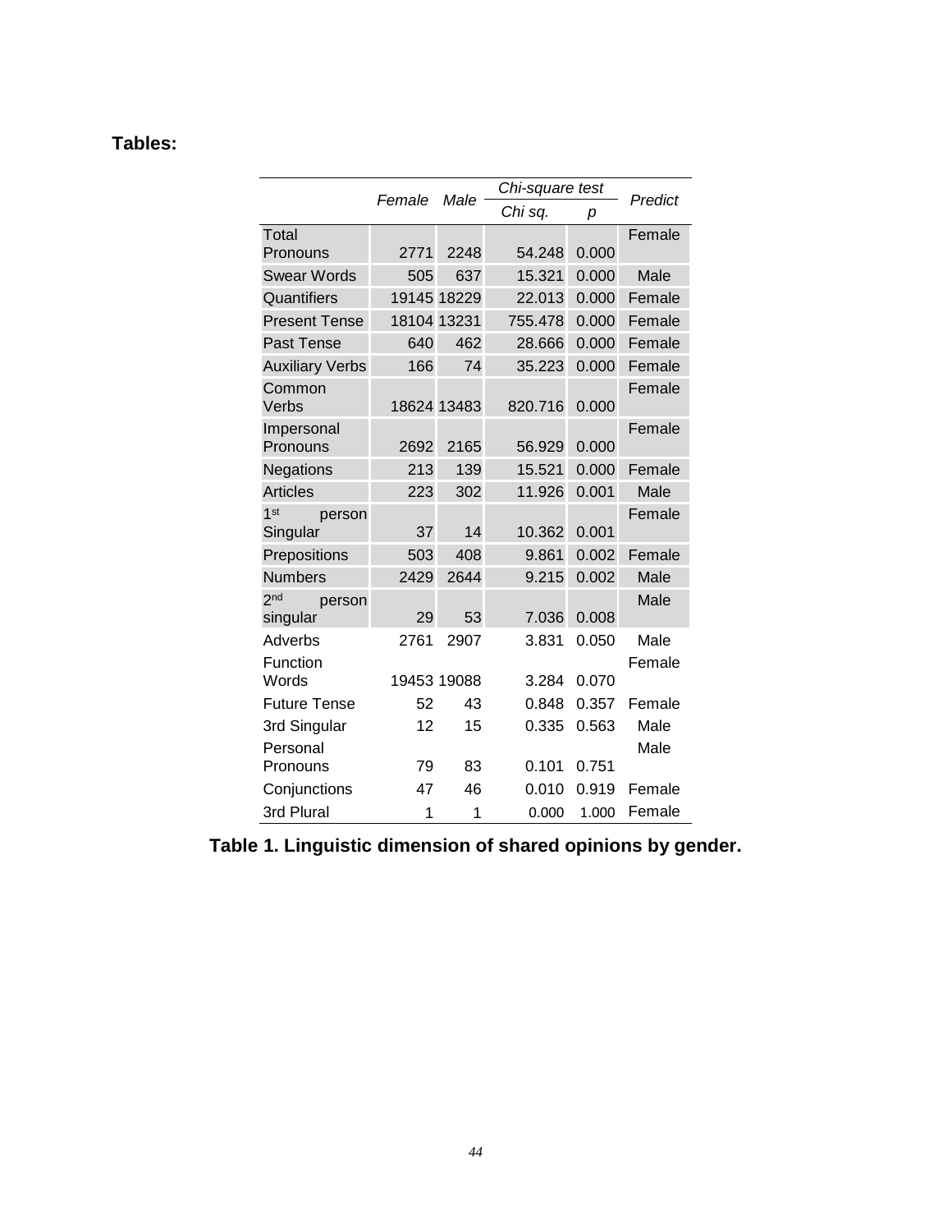**Tables:**

| | Female | Male | Chi-square test | | Predict |
|---|---|---|---|---|---|
| | | | Chi sq. | p | |
| Total Pronouns | 2771 | 2248 | 54.248 | 0.000 | Female |
| Swear Words | 505 | 637 | 15.321 | 0.000 | Male |
| Quantifiers | 19145 | 18229 | 22.013 | 0.000 | Female |
| Present Tense | 18104 | 13231 | 755.478 | 0.000 | Female |
| Past Tense | 640 | 462 | 28.666 | 0.000 | Female |
| Auxiliary Verbs | 166 | 74 | 35.223 | 0.000 | Female |
| Common Verbs | 18624 | 13483 | 820.716 | 0.000 | Female |
| Impersonal Pronouns | 2692 | 2165 | 56.929 | 0.000 | Female |
| Negations | 213 | 139 | 15.521 | 0.000 | Female |
| Articles | 223 | 302 | 11.926 | 0.001 | Male |
| 1st person Singular | 37 | 14 | 10.362 | 0.001 | Female |
| Prepositions | 503 | 408 | 9.861 | 0.002 | Female |
| Numbers | 2429 | 2644 | 9.215 | 0.002 | Male |
| 2nd person singular | 29 | 53 | 7.036 | 0.008 | Male |
| Adverbs | 2761 | 2907 | 3.831 | 0.050 | Male |
| Function Words | 19453 | 19088 | 3.284 | 0.070 | Female |
| Future Tense | 52 | 43 | 0.848 | 0.357 | Female |
| 3rd Singular | 12 | 15 | 0.335 | 0.563 | Male |
| Personal Pronouns | 79 | 83 | 0.101 | 0.751 | Male |
| Conjunctions | 47 | 46 | 0.010 | 0.919 | Female |
| 3rd Plural | 1 | 1 | 0.000 | 1.000 | Female |

**Table 1. Linguistic dimension of shared opinions by gender.**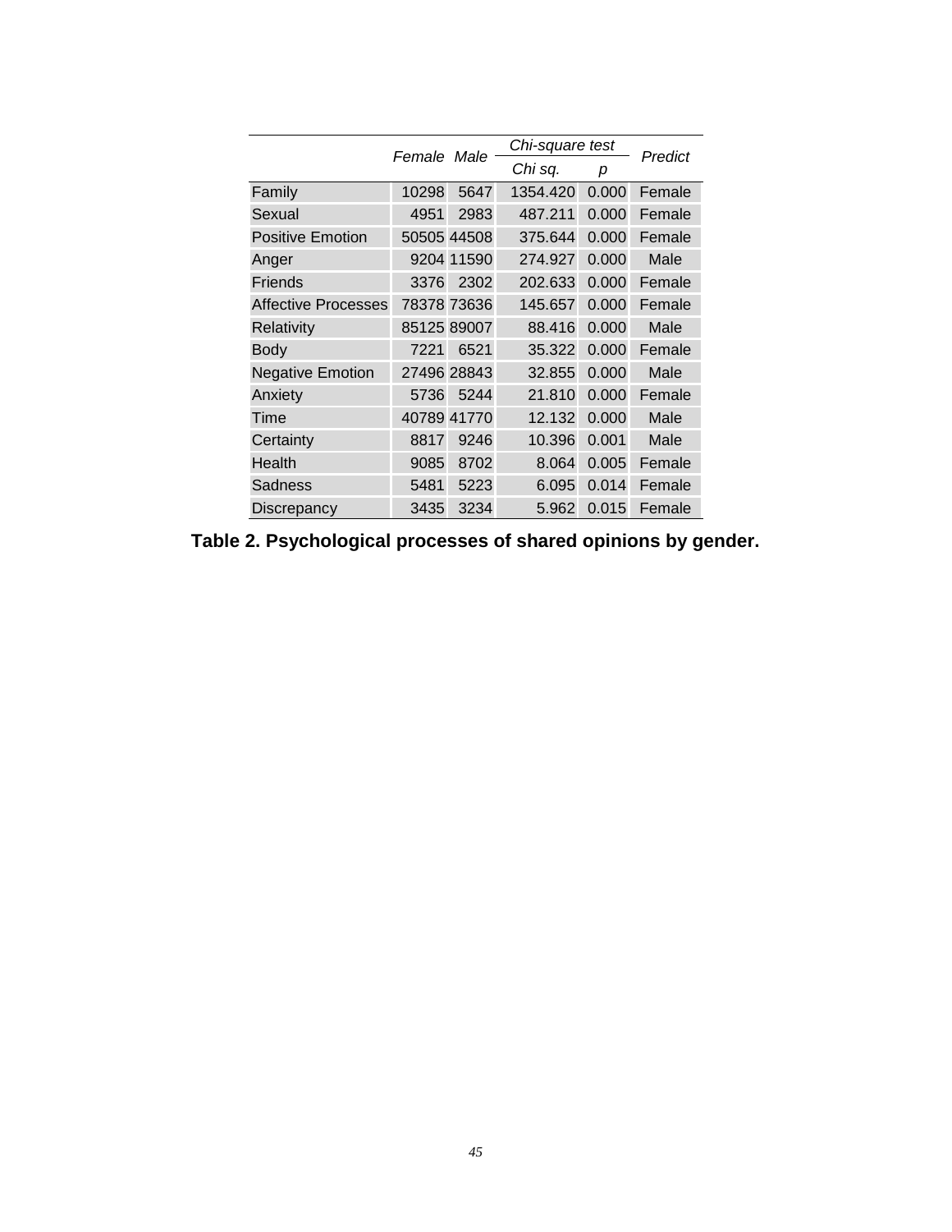| | Female | Male | Chi-square test | | Predict |
|---|---|---|---|---|---|
| | | | *Chi sq.* | *p* | |
| Family | 10298 | 5647 | 1354.420 | 0.000 | Female |
| Sexual | 4951 | 2983 | 487.211 | 0.000 | Female |
| Positive Emotion | 50505 | 44508 | 375.644 | 0.000 | Female |
| Anger | 9204 | 11590 | 274.927 | 0.000 | Male |
| Friends | 3376 | 2302 | 202.633 | 0.000 | Female |
| Affective Processes | 78378 | 73636 | 145.657 | 0.000 | Female |
| Relativity | 85125 | 89007 | 88.416 | 0.000 | Male |
| Body | 7221 | 6521 | 35.322 | 0.000 | Female |
| Negative Emotion | 27496 | 28843 | 32.855 | 0.000 | Male |
| Anxiety | 5736 | 5244 | 21.810 | 0.000 | Female |
| Time | 40789 | 41770 | 12.132 | 0.000 | Male |
| Certainty | 8817 | 9246 | 10.396 | 0.001 | Male |
| Health | 9085 | 8702 | 8.064 | 0.005 | Female |
| Sadness | 5481 | 5223 | 6.095 | 0.014 | Female |
| Discrepancy | 3435 | 3234 | 5.962 | 0.015 | Female |

**Table 2. Psychological processes of shared opinions by gender.**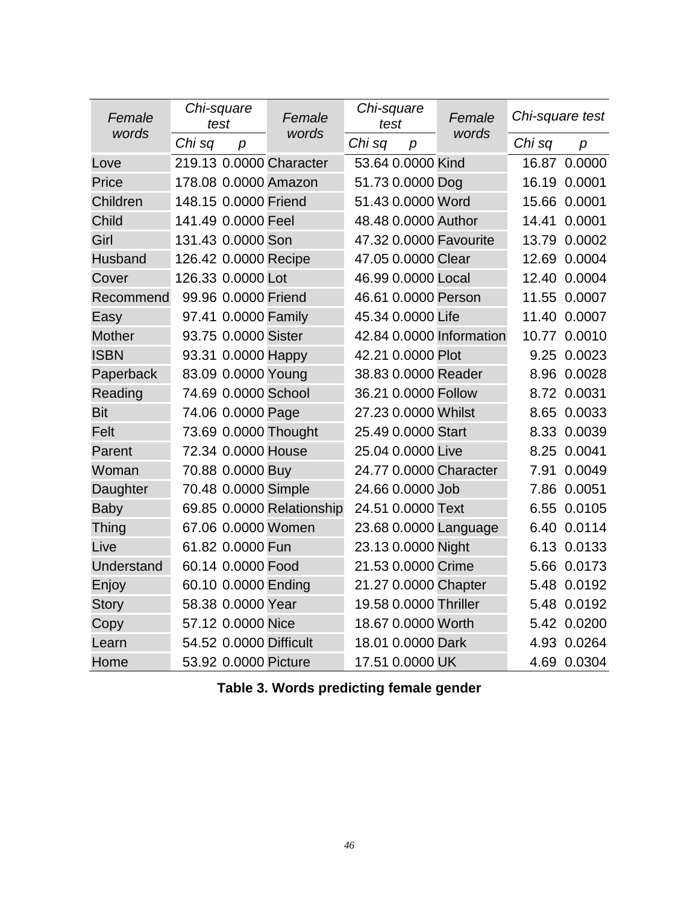| Female words | Chi-square test | | Female words | Chi-square test | | Female words | Chi-square test | |
|---|---|---|---|---|---|---|---|---|
| | Chi sq | p | | Chi sq | p | | Chi sq | p |
| Love | 219.13 | 0.0000 | Character | 53.64 | 0.0000 | Kind | 16.87 | 0.0000 |
| Price | 178.08 | 0.0000 | Amazon | 51.73 | 0.0000 | Dog | 16.19 | 0.0001 |
| Children | 148.15 | 0.0000 | Friend | 51.43 | 0.0000 | Word | 15.66 | 0.0001 |
| Child | 141.49 | 0.0000 | Feel | 48.48 | 0.0000 | Author | 14.41 | 0.0001 |
| Girl | 131.43 | 0.0000 | Son | 47.32 | 0.0000 | Favourite | 13.79 | 0.0002 |
| Husband | 126.42 | 0.0000 | Recipe | 47.05 | 0.0000 | Clear | 12.69 | 0.0004 |
| Cover | 126.33 | 0.0000 | Lot | 46.99 | 0.0000 | Local | 12.40 | 0.0004 |
| Recommend | 99.96 | 0.0000 | Friend | 46.61 | 0.0000 | Person | 11.55 | 0.0007 |
| Easy | 97.41 | 0.0000 | Family | 45.34 | 0.0000 | Life | 11.40 | 0.0007 |
| Mother | 93.75 | 0.0000 | Sister | 42.84 | 0.0000 | Information | 10.77 | 0.0010 |
| ISBN | 93.31 | 0.0000 | Happy | 42.21 | 0.0000 | Plot | 9.25 | 0.0023 |
| Paperback | 83.09 | 0.0000 | Young | 38.83 | 0.0000 | Reader | 8.96 | 0.0028 |
| Reading | 74.69 | 0.0000 | School | 36.21 | 0.0000 | Follow | 8.72 | 0.0031 |
| Bit | 74.06 | 0.0000 | Page | 27.23 | 0.0000 | Whilst | 8.65 | 0.0033 |
| Felt | 73.69 | 0.0000 | Thought | 25.49 | 0.0000 | Start | 8.33 | 0.0039 |
| Parent | 72.34 | 0.0000 | House | 25.04 | 0.0000 | Live | 8.25 | 0.0041 |
| Woman | 70.88 | 0.0000 | Buy | 24.77 | 0.0000 | Character | 7.91 | 0.0049 |
| Daughter | 70.48 | 0.0000 | Simple | 24.66 | 0.0000 | Job | 7.86 | 0.0051 |
| Baby | 69.85 | 0.0000 | Relationship | 24.51 | 0.0000 | Text | 6.55 | 0.0105 |
| Thing | 67.06 | 0.0000 | Women | 23.68 | 0.0000 | Language | 6.40 | 0.0114 |
| Live | 61.82 | 0.0000 | Fun | 23.13 | 0.0000 | Night | 6.13 | 0.0133 |
| Understand | 60.14 | 0.0000 | Food | 21.53 | 0.0000 | Crime | 5.66 | 0.0173 |
| Enjoy | 60.10 | 0.0000 | Ending | 21.27 | 0.0000 | Chapter | 5.48 | 0.0192 |
| Story | 58.38 | 0.0000 | Year | 19.58 | 0.0000 | Thriller | 5.48 | 0.0192 |
| Copy | 57.12 | 0.0000 | Nice | 18.67 | 0.0000 | Worth | 5.42 | 0.0200 |
| Learn | 54.52 | 0.0000 | Difficult | 18.01 | 0.0000 | Dark | 4.93 | 0.0264 |
| Home | 53.92 | 0.0000 | Picture | 17.51 | 0.0000 | UK | 4.69 | 0.0304 |

**Table 3. Words predicting female gender**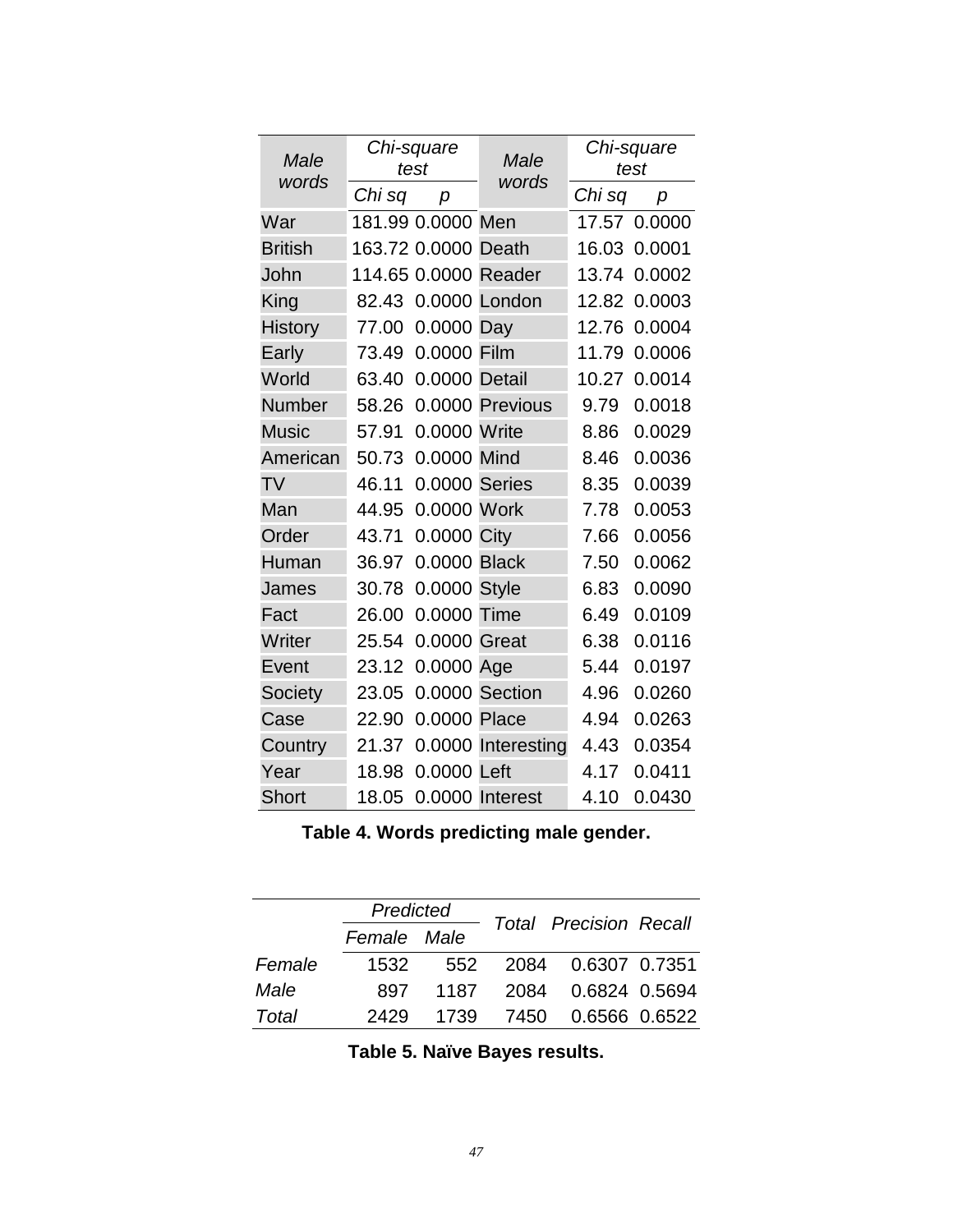| Male words | Chi-square test | | Male words | Chi-square test | |
|---|---|---|---|---|---|
| | Chi sq | p | | Chi sq | p |
| War | 181.99 | 0.0000 | Men | 17.57 | 0.0000 |
| British | 163.72 | 0.0000 | Death | 16.03 | 0.0001 |
| John | 114.65 | 0.0000 | Reader | 13.74 | 0.0002 |
| King | 82.43 | 0.0000 | London | 12.82 | 0.0003 |
| History | 77.00 | 0.0000 | Day | 12.76 | 0.0004 |
| Early | 73.49 | 0.0000 | Film | 11.79 | 0.0006 |
| World | 63.40 | 0.0000 | Detail | 10.27 | 0.0014 |
| Number | 58.26 | 0.0000 | Previous | 9.79 | 0.0018 |
| Music | 57.91 | 0.0000 | Write | 8.86 | 0.0029 |
| American | 50.73 | 0.0000 | Mind | 8.46 | 0.0036 |
| TV | 46.11 | 0.0000 | Series | 8.35 | 0.0039 |
| Man | 44.95 | 0.0000 | Work | 7.78 | 0.0053 |
| Order | 43.71 | 0.0000 | City | 7.66 | 0.0056 |
| Human | 36.97 | 0.0000 | Black | 7.50 | 0.0062 |
| James | 30.78 | 0.0000 | Style | 6.83 | 0.0090 |
| Fact | 26.00 | 0.0000 | Time | 6.49 | 0.0109 |
| Writer | 25.54 | 0.0000 | Great | 6.38 | 0.0116 |
| Event | 23.12 | 0.0000 | Age | 5.44 | 0.0197 |
| Society | 23.05 | 0.0000 | Section | 4.96 | 0.0260 |
| Case | 22.90 | 0.0000 | Place | 4.94 | 0.0263 |
| Country | 21.37 | 0.0000 | Interesting | 4.43 | 0.0354 |
| Year | 18.98 | 0.0000 | Left | 4.17 | 0.0411 |
| Short | 18.05 | 0.0000 | Interest | 4.10 | 0.0430 |

**Table 4. Words predicting male gender.**

| | Predicted | | Total | Precision | Recall |
|---|---|---|---|---|---|
| | Female | Male | | | |
| *Female* | 1532 | 552 | 2084 | 0.6307 | 0.7351 |
| *Male* | 897 | 1187 | 2084 | 0.6824 | 0.5694 |
| *Total* | 2429 | 1739 | 7450 | 0.6566 | 0.6522 |

**Table 5. Naïve Bayes results.**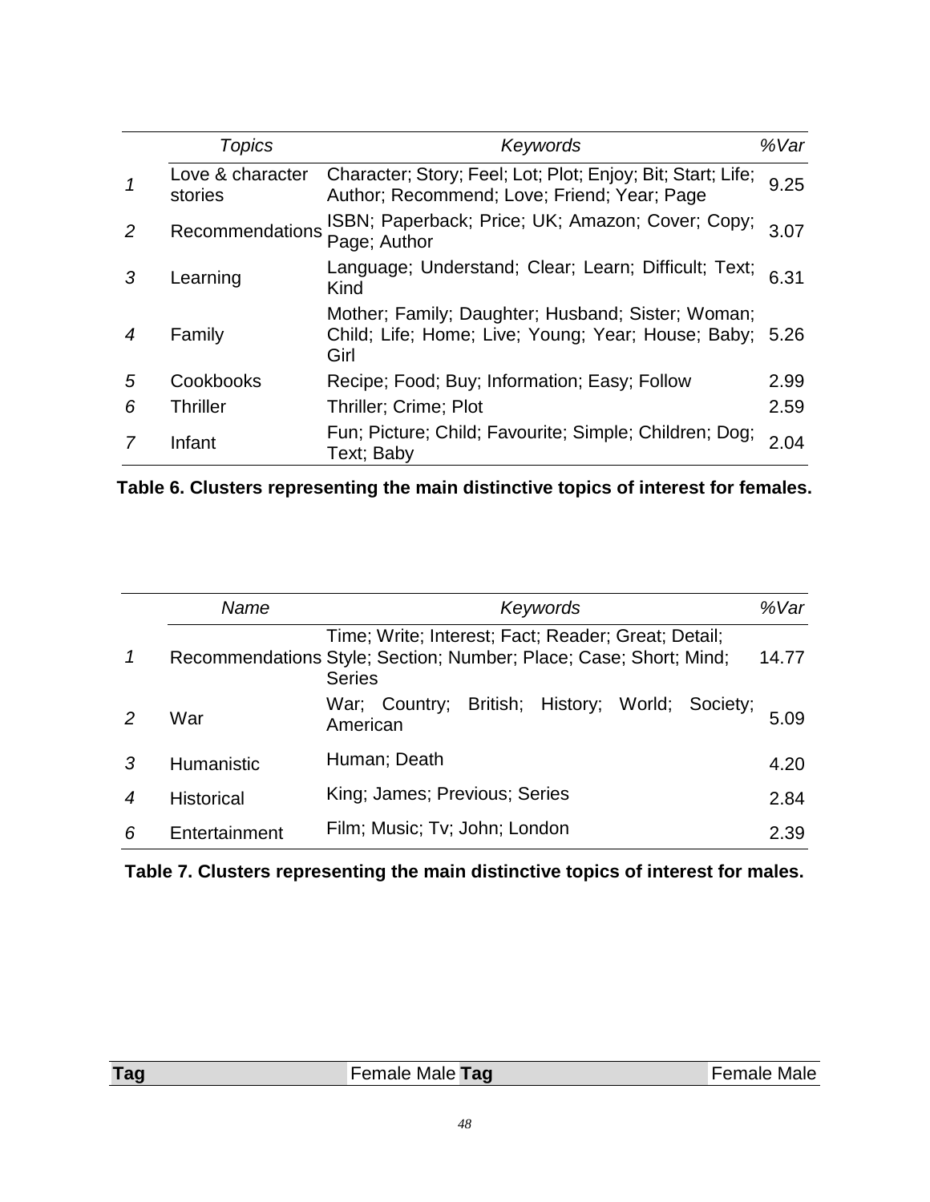| | Topics | Keywords | %Var |
|---|---|---|---|
| 1 | Love & character stories | Character; Story; Feel; Lot; Plot; Enjoy; Bit; Start; Life; Author; Recommend; Love; Friend; Year; Page | 9.25 |
| 2 | Recommendations | ISBN; Paperback; Price; UK; Amazon; Cover; Copy; Page; Author | 3.07 |
| 3 | Learning | Language; Understand; Clear; Learn; Difficult; Text; Kind | 6.31 |
| 4 | Family | Mother; Family; Daughter; Husband; Sister; Woman; Child; Life; Home; Live; Young; Year; House; Baby; Girl | 5.26 |
| 5 | Cookbooks | Recipe; Food; Buy; Information; Easy; Follow | 2.99 |
| 6 | Thriller | Thriller; Crime; Plot | 2.59 |
| 7 | Infant | Fun; Picture; Child; Favourite; Simple; Children; Dog; Text; Baby | 2.04 |

**Table 6. Clusters representing the main distinctive topics of interest for females.**

| | Name | Keywords | %Var |
|---|---|---|---|
| 1 | Recommendations | Time; Write; Interest; Fact; Reader; Great; Detail; Style; Section; Number; Place; Case; Short; Mind; Series | 14.77 |
| 2 | War | War; Country; British; History; World; Society; American | 5.09 |
| 3 | Humanistic | Human; Death | 4.20 |
| 4 | Historical | King; James; Previous; Series | 2.84 |
| 6 | Entertainment | Film; Music; Tv; John; London | 2.39 |

**Table 7. Clusters representing the main distinctive topics of interest for males.**

| Tag | Female | Male | Tag | Female | Male |
|---|---|---|---|---|---|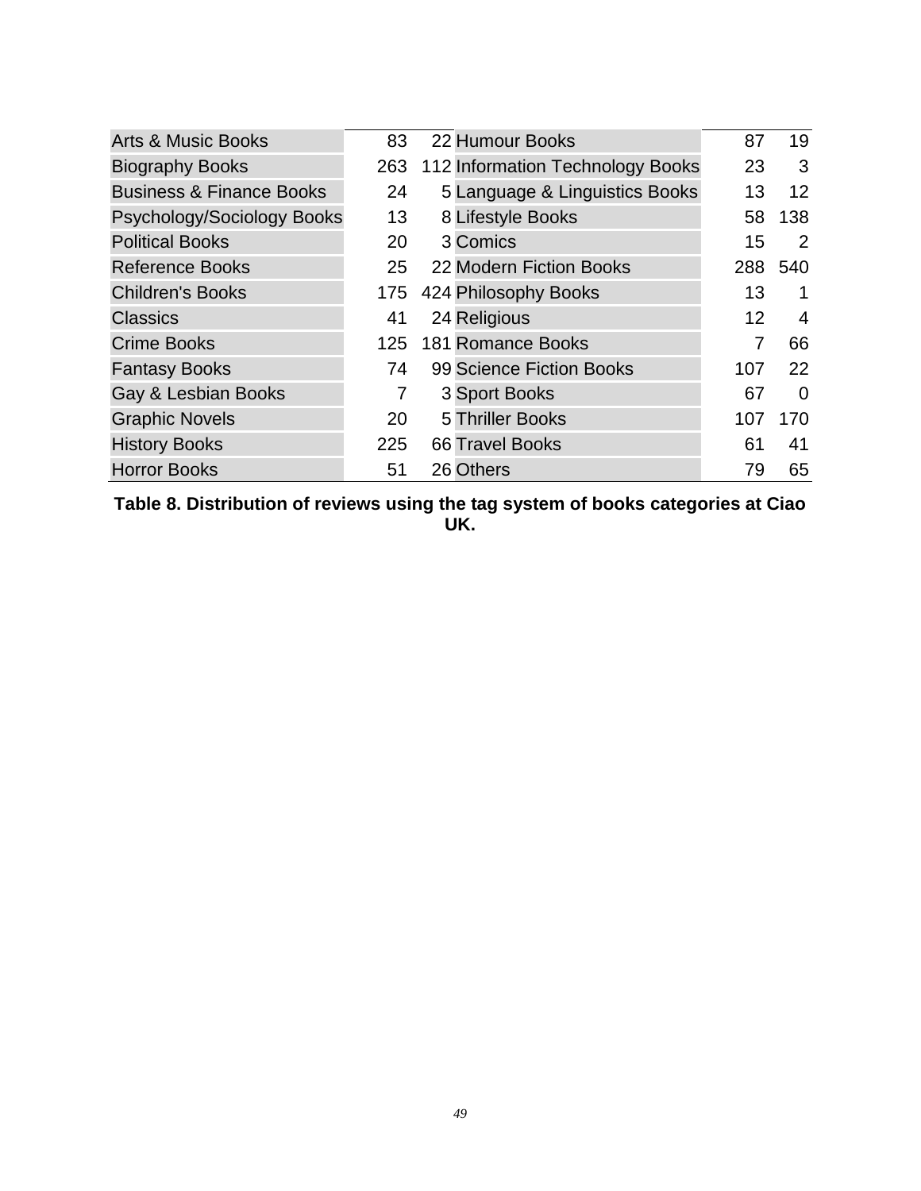| Category | | | Category | | |
|---|---|---|---|---|---|
| Arts & Music Books | 83 | 22 | Humour Books | 87 | 19 |
| Biography Books | 263 | 112 | Information Technology Books | 23 | 3 |
| Business & Finance Books | 24 | 5 | Language & Linguistics Books | 13 | 12 |
| Psychology/Sociology Books | 13 | 8 | Lifestyle Books | 58 | 138 |
| Political Books | 20 | 3 | Comics | 15 | 2 |
| Reference Books | 25 | 22 | Modern Fiction Books | 288 | 540 |
| Children's Books | 175 | 424 | Philosophy Books | 13 | 1 |
| Classics | 41 | 24 | Religious | 12 | 4 |
| Crime Books | 125 | 181 | Romance Books | 7 | 66 |
| Fantasy Books | 74 | 99 | Science Fiction Books | 107 | 22 |
| Gay & Lesbian Books | 7 | 3 | Sport Books | 67 | 0 |
| Graphic Novels | 20 | 5 | Thriller Books | 107 | 170 |
| History Books | 225 | 66 | Travel Books | 61 | 41 |
| Horror Books | 51 | 26 | Others | 79 | 65 |

**Table 8. Distribution of reviews using the tag system of books categories at Ciao UK.**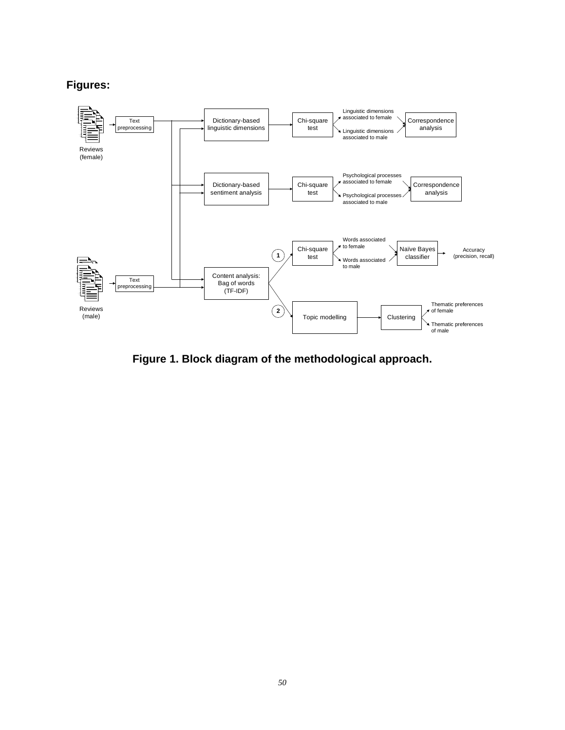**Figures:**

Reviews (female)

Text preprocessing

Dictionary-based linguistic dimensions

Chi-square test

Linguistic dimensions associated to female

Linguistic dimensions associated to male

Correspondence analysis

Dictionary-based sentiment analysis

Chi-square test

Psychological processes associated to female

Psychological processes associated to male

Correspondence analysis

Reviews (male)

Text preprocessing

Content analysis: Bag of words (TF-IDF)

1

Chi-square test

Words associated to female

Words associated to male

Naïve Bayes classifier

Accuracy (precision, recall)

2

Topic modelling

Clustering

Thematic preferences of female

Thematic preferences of male

**Figure 1. Block diagram of the methodological approach.**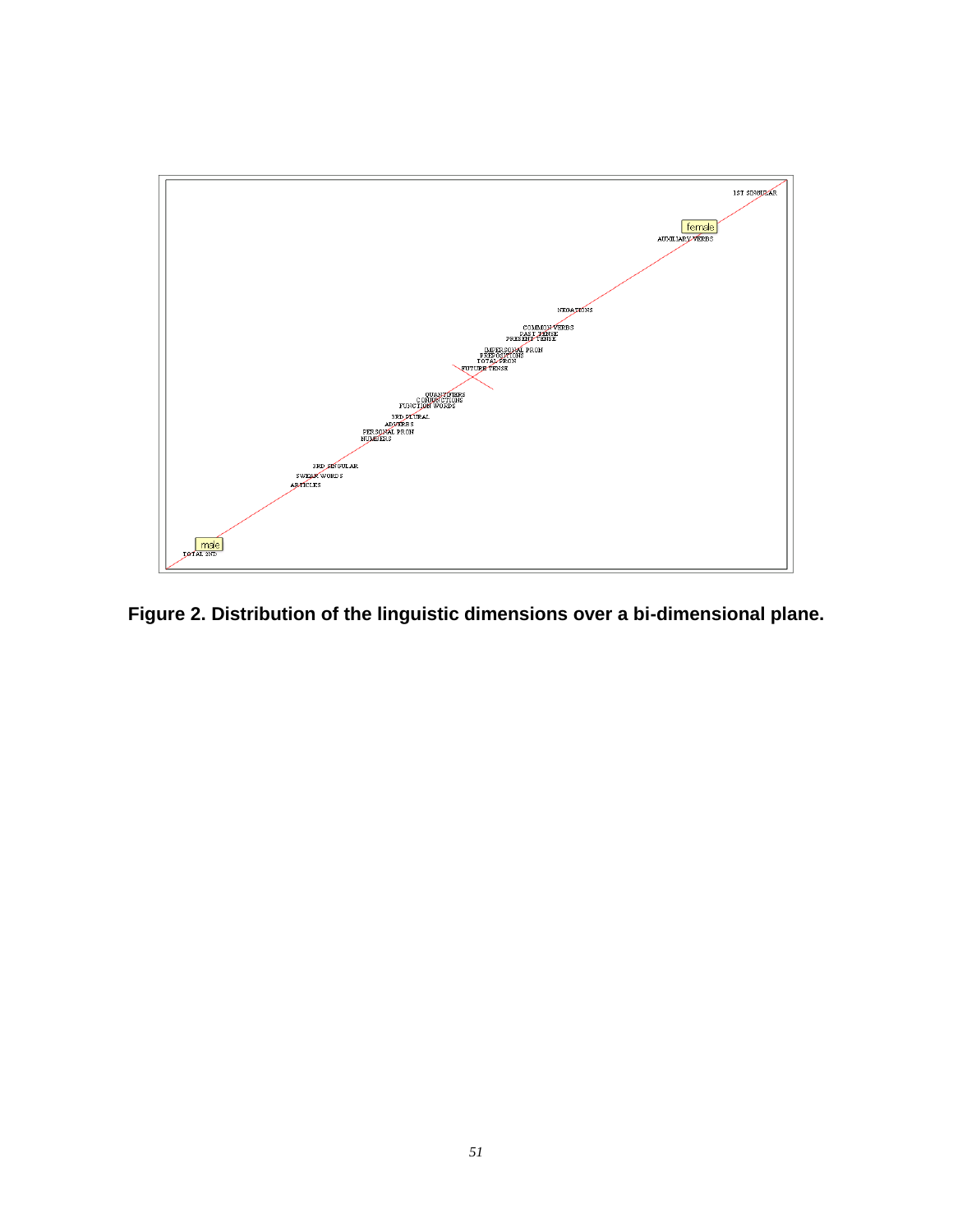**Figure 2. Distribution of the linguistic dimensions over a bi-dimensional plane.**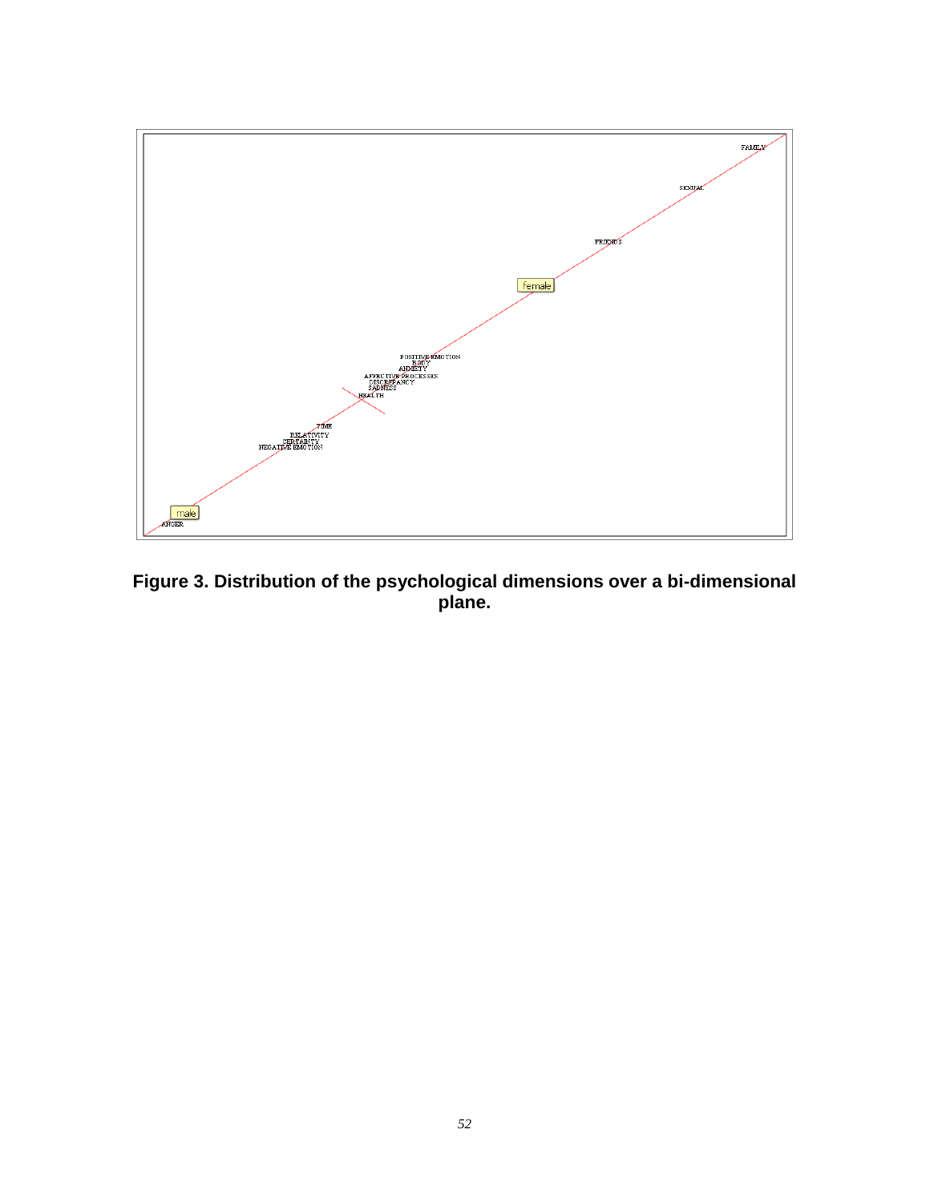**Figure 3. Distribution of the psychological dimensions over a bi-dimensional plane.**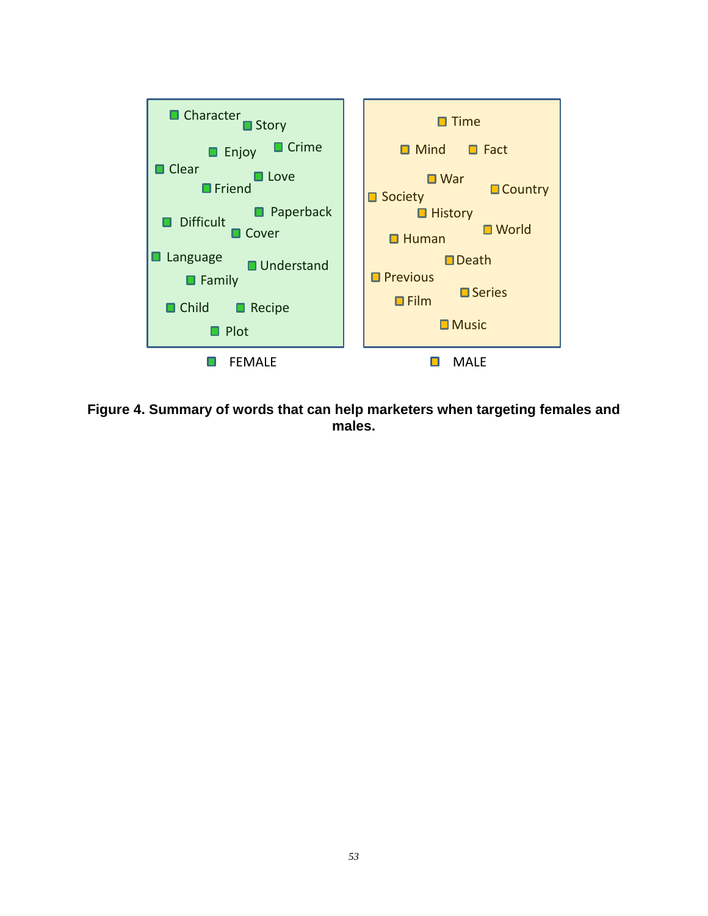Character
Story
Crime
Enjoy
Clear
Love
Friend
Paperback
Difficult
Cover
Language
Understand
Family
Child
Recipe
Plot

FEMALE

Time
Mind
Fact
War
Country
Society
History
World
Human
Death
Previous
Series
Film
Music

MALE

**Figure 4. Summary of words that can help marketers when targeting females and males.**